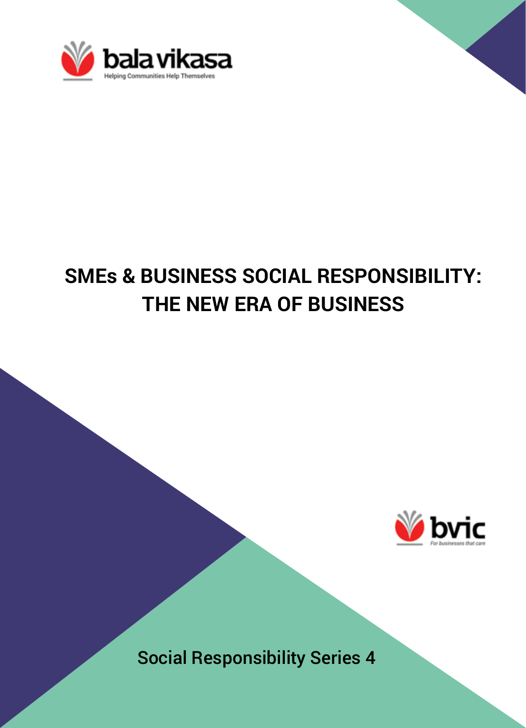bala vikasa

Helping Communities Help Themselves

# SMEs & BUSINESS SOCIAL RESPONSIBILITY: THE NEW ERA OF BUSINESS

bvic

For businesses that care

Social Responsibility Series 4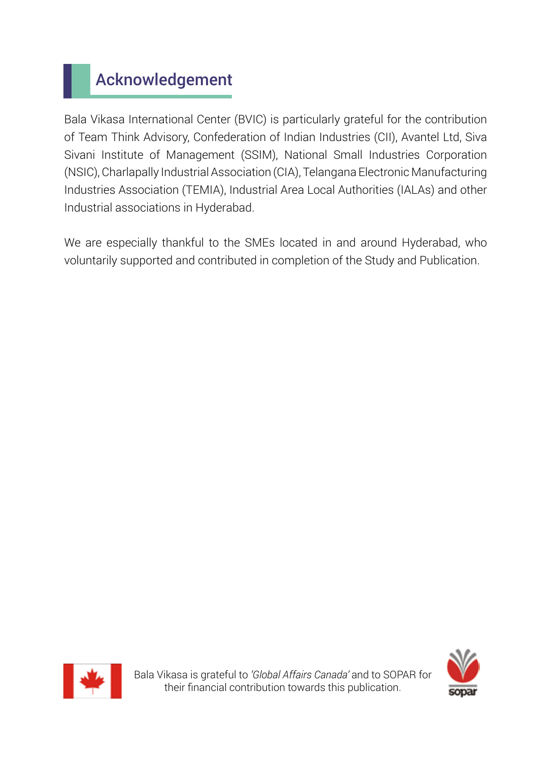# Acknowledgement

Bala Vikasa International Center (BVIC) is particularly grateful for the contribution of Team Think Advisory, Confederation of Indian Industries (CII), Avantel Ltd, Siva Sivani Institute of Management (SSIM), National Small Industries Corporation (NSIC), Charlapally Industrial Association (CIA), Telangana Electronic Manufacturing Industries Association (TEMIA), Industrial Area Local Authorities (IALAs) and other Industrial associations in Hyderabad.

We are especially thankful to the SMEs located in and around Hyderabad, who voluntarily supported and contributed in completion of the Study and Publication.

Bala Vikasa is grateful to *'Global Affairs Canada'* and to SOPAR for their financial contribution towards this publication.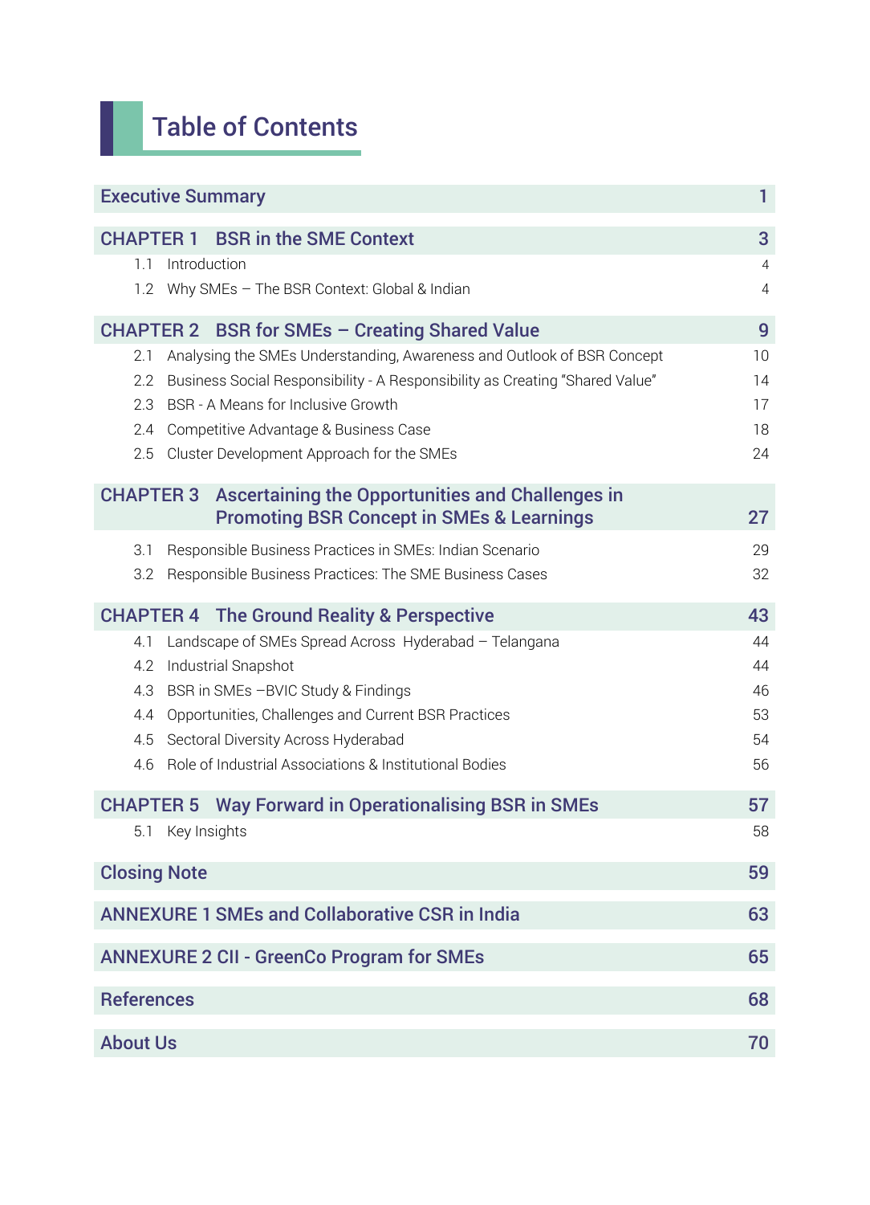# Table of Contents

| | |
|---|---|
| **Executive Summary** | **1** |
| **CHAPTER 1 BSR in the SME Context** | **3** |
| 1.1 Introduction | 4 |
| 1.2 Why SMEs – The BSR Context: Global & Indian | 4 |
| **CHAPTER 2 BSR for SMEs – Creating Shared Value** | **9** |
| 2.1 Analysing the SMEs Understanding, Awareness and Outlook of BSR Concept | 10 |
| 2.2 Business Social Responsibility - A Responsibility as Creating “Shared Value” | 14 |
| 2.3 BSR - A Means for Inclusive Growth | 17 |
| 2.4 Competitive Advantage & Business Case | 18 |
| 2.5 Cluster Development Approach for the SMEs | 24 |
| **CHAPTER 3 Ascertaining the Opportunities and Challenges in Promoting BSR Concept in SMEs & Learnings** | **27** |
| 3.1 Responsible Business Practices in SMEs: Indian Scenario | 29 |
| 3.2 Responsible Business Practices: The SME Business Cases | 32 |
| **CHAPTER 4 The Ground Reality & Perspective** | **43** |
| 4.1 Landscape of SMEs Spread Across Hyderabad – Telangana | 44 |
| 4.2 Industrial Snapshot | 44 |
| 4.3 BSR in SMEs –BVIC Study & Findings | 46 |
| 4.4 Opportunities, Challenges and Current BSR Practices | 53 |
| 4.5 Sectoral Diversity Across Hyderabad | 54 |
| 4.6 Role of Industrial Associations & Institutional Bodies | 56 |
| **CHAPTER 5 Way Forward in Operationalising BSR in SMEs** | **57** |
| 5.1 Key Insights | 58 |
| **Closing Note** | **59** |
| **ANNEXURE 1 SMEs and Collaborative CSR in India** | **63** |
| **ANNEXURE 2 CII - GreenCo Program for SMEs** | **65** |
| **References** | **68** |
| **About Us** | **70** |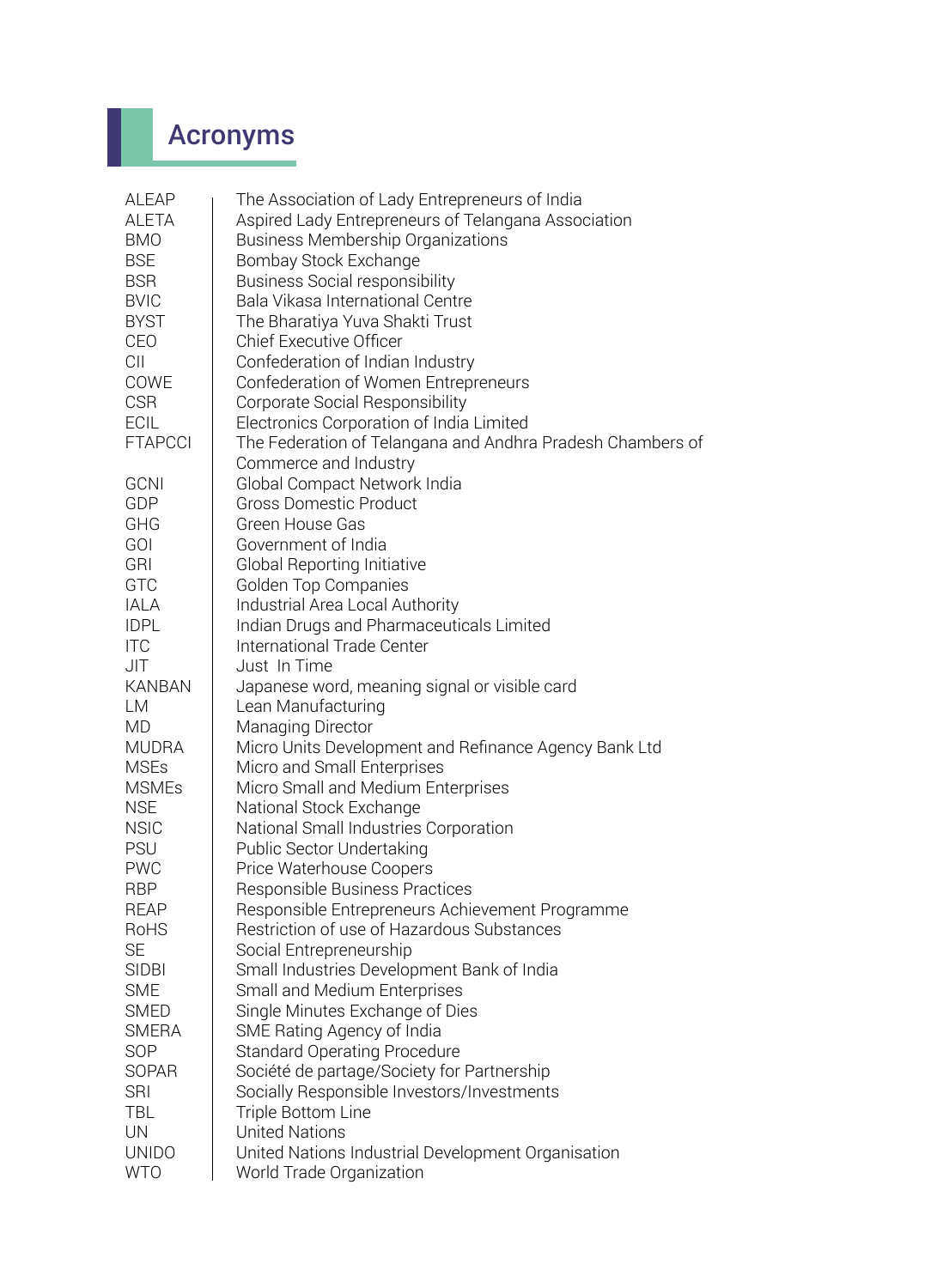# Acronyms

| | |
|---|---|
| ALEAP | The Association of Lady Entrepreneurs of India |
| ALETA | Aspired Lady Entrepreneurs of Telangana Association |
| BMO | Business Membership Organizations |
| BSE | Bombay Stock Exchange |
| BSR | Business Social responsibility |
| BVIC | Bala Vikasa International Centre |
| BYST | The Bharatiya Yuva Shakti Trust |
| CEO | Chief Executive Officer |
| CII | Confederation of Indian Industry |
| COWE | Confederation of Women Entrepreneurs |
| CSR | Corporate Social Responsibility |
| ECIL | Electronics Corporation of India Limited |
| FTAPCCI | The Federation of Telangana and Andhra Pradesh Chambers of Commerce and Industry |
| GCNI | Global Compact Network India |
| GDP | Gross Domestic Product |
| GHG | Green House Gas |
| GOI | Government of India |
| GRI | Global Reporting Initiative |
| GTC | Golden Top Companies |
| IALA | Industrial Area Local Authority |
| IDPL | Indian Drugs and Pharmaceuticals Limited |
| ITC | International Trade Center |
| JIT | Just In Time |
| KANBAN | Japanese word, meaning signal or visible card |
| LM | Lean Manufacturing |
| MD | Managing Director |
| MUDRA | Micro Units Development and Refinance Agency Bank Ltd |
| MSEs | Micro and Small Enterprises |
| MSMEs | Micro Small and Medium Enterprises |
| NSE | National Stock Exchange |
| NSIC | National Small Industries Corporation |
| PSU | Public Sector Undertaking |
| PWC | Price Waterhouse Coopers |
| RBP | Responsible Business Practices |
| REAP | Responsible Entrepreneurs Achievement Programme |
| RoHS | Restriction of use of Hazardous Substances |
| SE | Social Entrepreneurship |
| SIDBI | Small Industries Development Bank of India |
| SME | Small and Medium Enterprises |
| SMED | Single Minutes Exchange of Dies |
| SMERA | SME Rating Agency of India |
| SOP | Standard Operating Procedure |
| SOPAR | Société de partage/Society for Partnership |
| SRI | Socially Responsible Investors/Investments |
| TBL | Triple Bottom Line |
| UN | United Nations |
| UNIDO | United Nations Industrial Development Organisation |
| WTO | World Trade Organization |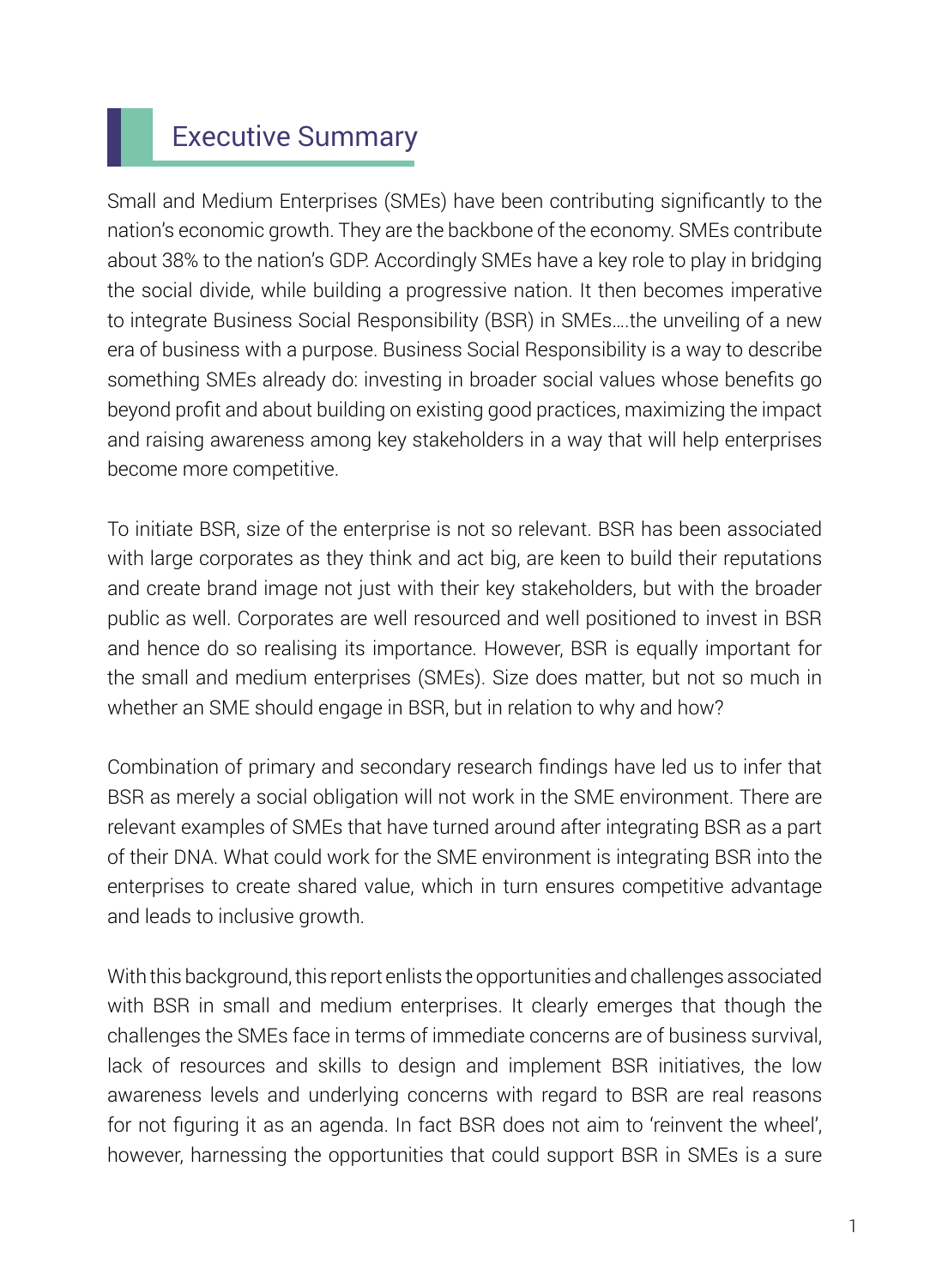# Executive Summary

Small and Medium Enterprises (SMEs) have been contributing significantly to the nation's economic growth. They are the backbone of the economy. SMEs contribute about 38% to the nation's GDP. Accordingly SMEs have a key role to play in bridging the social divide, while building a progressive nation. It then becomes imperative to integrate Business Social Responsibility (BSR) in SMEs….the unveiling of a new era of business with a purpose. Business Social Responsibility is a way to describe something SMEs already do: investing in broader social values whose benefits go beyond profit and about building on existing good practices, maximizing the impact and raising awareness among key stakeholders in a way that will help enterprises become more competitive.

To initiate BSR, size of the enterprise is not so relevant. BSR has been associated with large corporates as they think and act big, are keen to build their reputations and create brand image not just with their key stakeholders, but with the broader public as well. Corporates are well resourced and well positioned to invest in BSR and hence do so realising its importance. However, BSR is equally important for the small and medium enterprises (SMEs). Size does matter, but not so much in whether an SME should engage in BSR, but in relation to why and how?

Combination of primary and secondary research findings have led us to infer that BSR as merely a social obligation will not work in the SME environment. There are relevant examples of SMEs that have turned around after integrating BSR as a part of their DNA. What could work for the SME environment is integrating BSR into the enterprises to create shared value, which in turn ensures competitive advantage and leads to inclusive growth.

With this background, this report enlists the opportunities and challenges associated with BSR in small and medium enterprises. It clearly emerges that though the challenges the SMEs face in terms of immediate concerns are of business survival, lack of resources and skills to design and implement BSR initiatives, the low awareness levels and underlying concerns with regard to BSR are real reasons for not figuring it as an agenda. In fact BSR does not aim to 'reinvent the wheel', however, harnessing the opportunities that could support BSR in SMEs is a sure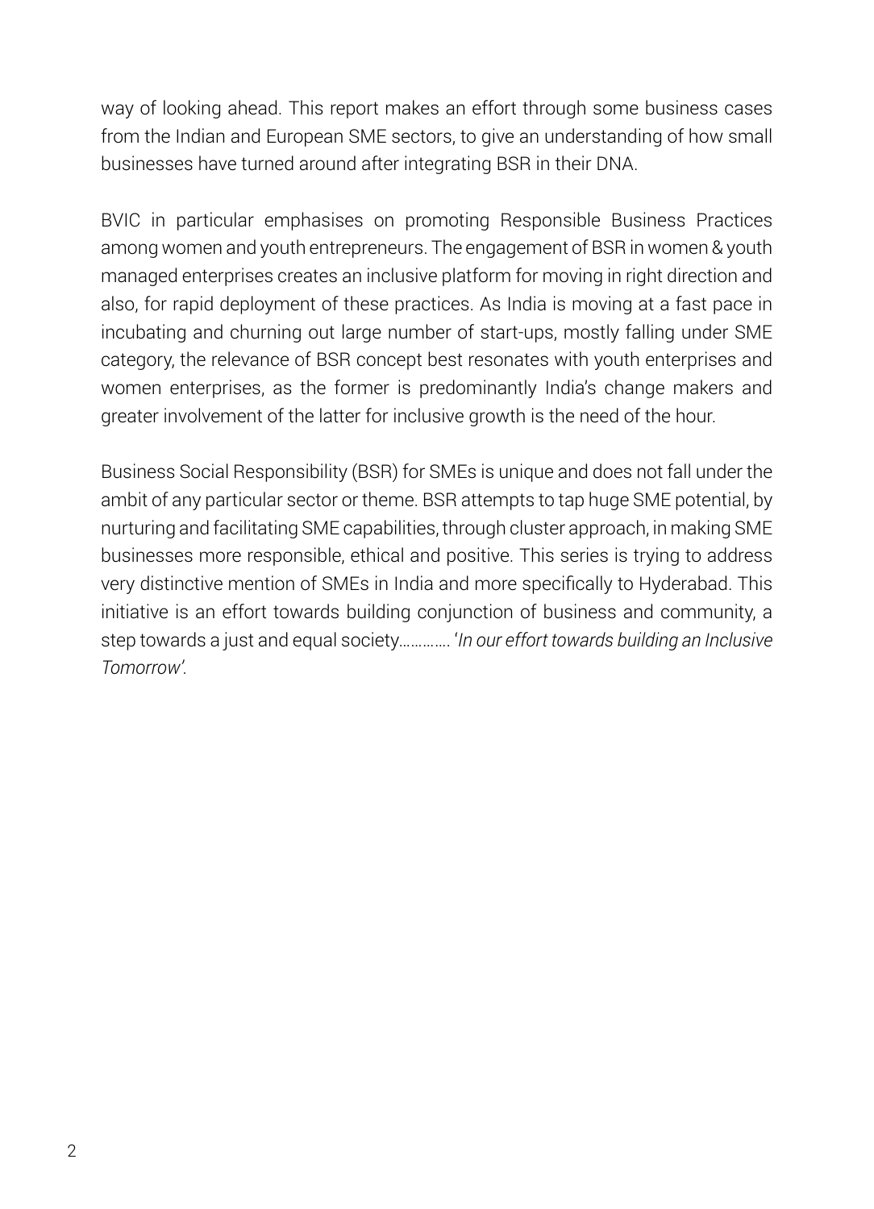way of looking ahead. This report makes an effort through some business cases from the Indian and European SME sectors, to give an understanding of how small businesses have turned around after integrating BSR in their DNA.

BVIC in particular emphasises on promoting Responsible Business Practices among women and youth entrepreneurs. The engagement of BSR in women & youth managed enterprises creates an inclusive platform for moving in right direction and also, for rapid deployment of these practices. As India is moving at a fast pace in incubating and churning out large number of start-ups, mostly falling under SME category, the relevance of BSR concept best resonates with youth enterprises and women enterprises, as the former is predominantly India's change makers and greater involvement of the latter for inclusive growth is the need of the hour.

Business Social Responsibility (BSR) for SMEs is unique and does not fall under the ambit of any particular sector or theme. BSR attempts to tap huge SME potential, by nurturing and facilitating SME capabilities, through cluster approach, in making SME businesses more responsible, ethical and positive. This series is trying to address very distinctive mention of SMEs in India and more specifically to Hyderabad. This initiative is an effort towards building conjunction of business and community, a step towards a just and equal society............'*In our effort towards building an Inclusive Tomorrow'.*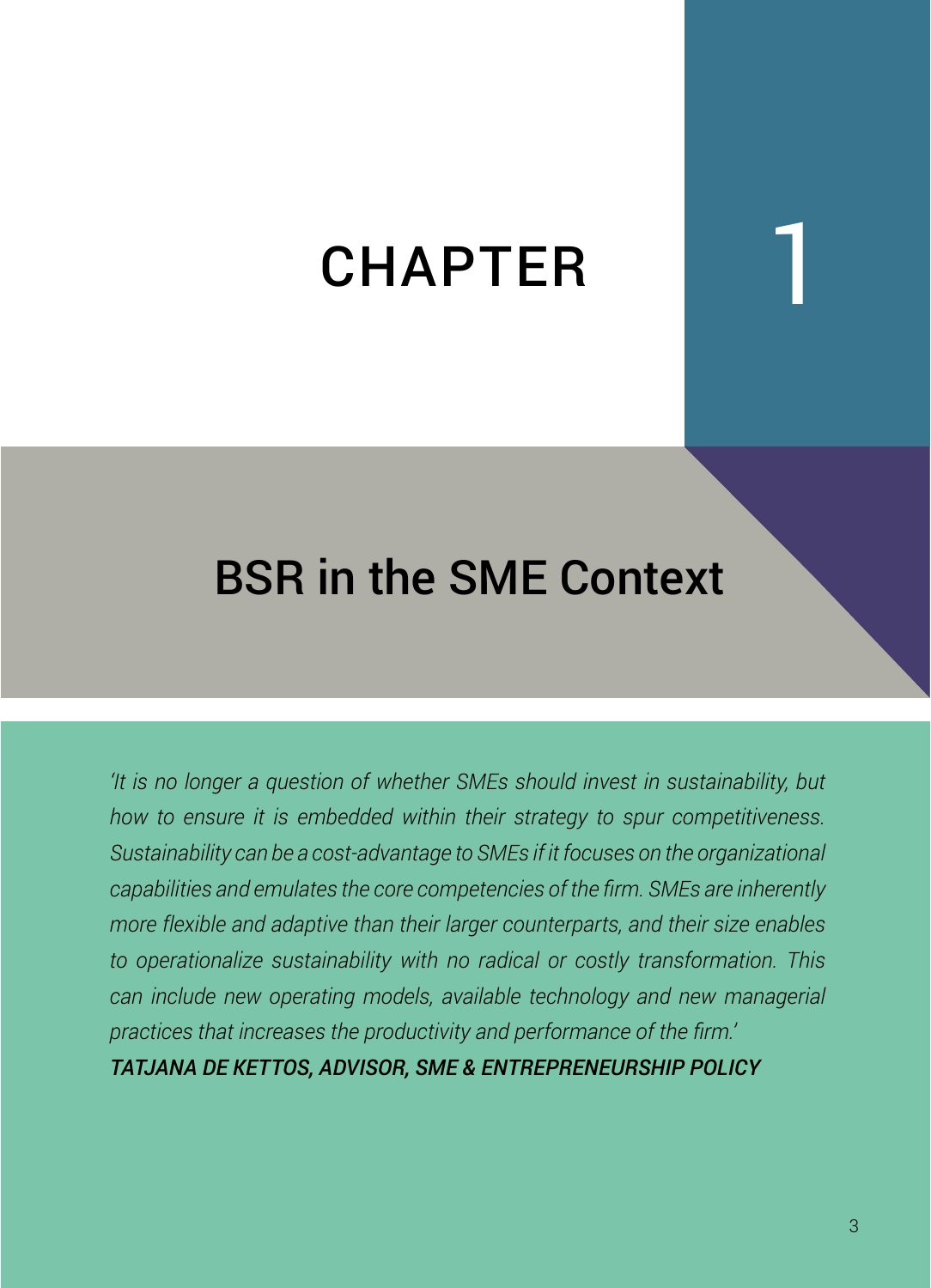# CHAPTER 1

## BSR in the SME Context

*'It is no longer a question of whether SMEs should invest in sustainability, but how to ensure it is embedded within their strategy to spur competitiveness. Sustainability can be a cost-advantage to SMEs if it focuses on the organizational capabilities and emulates the core competencies of the firm. SMEs are inherently more flexible and adaptive than their larger counterparts, and their size enables to operationalize sustainability with no radical or costly transformation. This can include new operating models, available technology and new managerial practices that increases the productivity and performance of the firm.'*

***TATJANA DE KETTOS, ADVISOR, SME & ENTREPRENEURSHIP POLICY***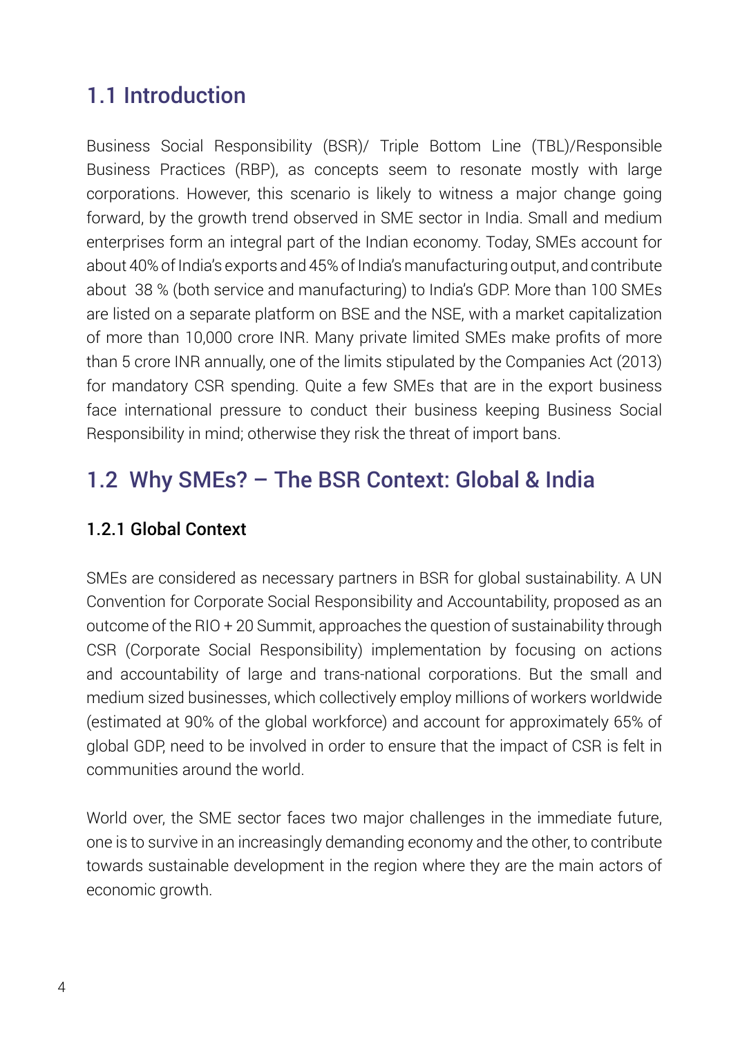## 1.1 Introduction

Business Social Responsibility (BSR)/ Triple Bottom Line (TBL)/Responsible Business Practices (RBP), as concepts seem to resonate mostly with large corporations. However, this scenario is likely to witness a major change going forward, by the growth trend observed in SME sector in India. Small and medium enterprises form an integral part of the Indian economy. Today, SMEs account for about 40% of India's exports and 45% of India's manufacturing output, and contribute about 38 % (both service and manufacturing) to India's GDP. More than 100 SMEs are listed on a separate platform on BSE and the NSE, with a market capitalization of more than 10,000 crore INR. Many private limited SMEs make profits of more than 5 crore INR annually, one of the limits stipulated by the Companies Act (2013) for mandatory CSR spending. Quite a few SMEs that are in the export business face international pressure to conduct their business keeping Business Social Responsibility in mind; otherwise they risk the threat of import bans.

## 1.2 Why SMEs? – The BSR Context: Global & India

### 1.2.1 Global Context

SMEs are considered as necessary partners in BSR for global sustainability. A UN Convention for Corporate Social Responsibility and Accountability, proposed as an outcome of the RIO + 20 Summit, approaches the question of sustainability through CSR (Corporate Social Responsibility) implementation by focusing on actions and accountability of large and trans-national corporations. But the small and medium sized businesses, which collectively employ millions of workers worldwide (estimated at 90% of the global workforce) and account for approximately 65% of global GDP, need to be involved in order to ensure that the impact of CSR is felt in communities around the world.

World over, the SME sector faces two major challenges in the immediate future, one is to survive in an increasingly demanding economy and the other, to contribute towards sustainable development in the region where they are the main actors of economic growth.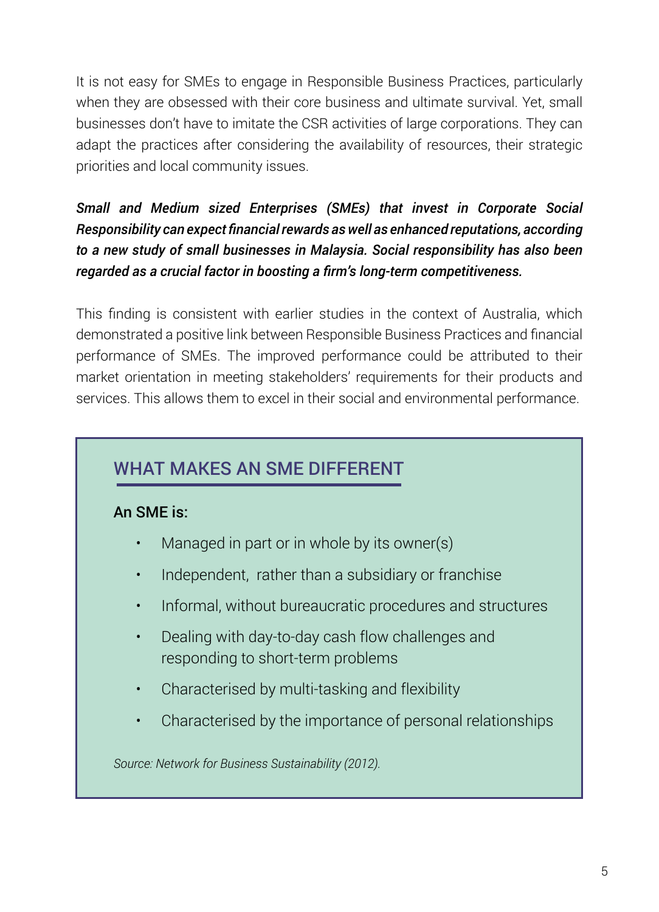It is not easy for SMEs to engage in Responsible Business Practices, particularly when they are obsessed with their core business and ultimate survival. Yet, small businesses don't have to imitate the CSR activities of large corporations. They can adapt the practices after considering the availability of resources, their strategic priorities and local community issues.

***Small and Medium sized Enterprises (SMEs) that invest in Corporate Social Responsibility can expect financial rewards as well as enhanced reputations, according to a new study of small businesses in Malaysia. Social responsibility has also been regarded as a crucial factor in boosting a firm's long-term competitiveness.***

This finding is consistent with earlier studies in the context of Australia, which demonstrated a positive link between Responsible Business Practices and financial performance of SMEs. The improved performance could be attributed to their market orientation in meeting stakeholders' requirements for their products and services. This allows them to excel in their social and environmental performance.

## WHAT MAKES AN SME DIFFERENT

An SME is:

- Managed in part or in whole by its owner(s)
- Independent, rather than a subsidiary or franchise
- Informal, without bureaucratic procedures and structures
- Dealing with day-to-day cash flow challenges and responding to short-term problems
- Characterised by multi-tasking and flexibility
- Characterised by the importance of personal relationships

*Source: Network for Business Sustainability (2012).*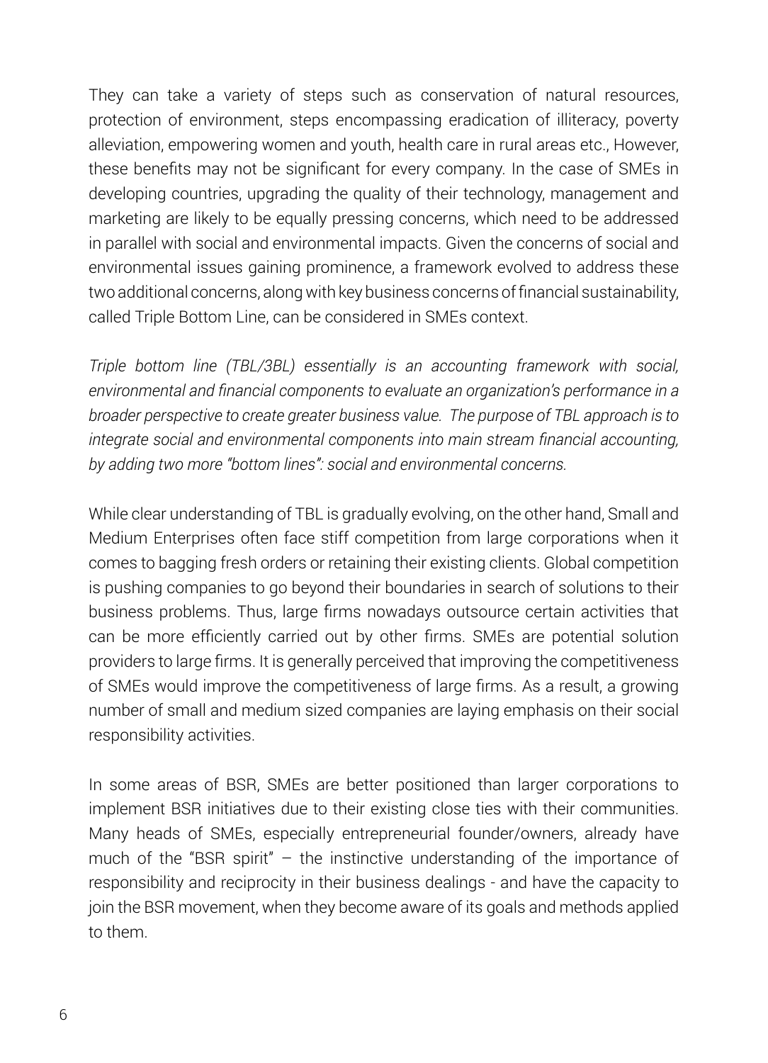They can take a variety of steps such as conservation of natural resources, protection of environment, steps encompassing eradication of illiteracy, poverty alleviation, empowering women and youth, health care in rural areas etc., However, these benefits may not be significant for every company. In the case of SMEs in developing countries, upgrading the quality of their technology, management and marketing are likely to be equally pressing concerns, which need to be addressed in parallel with social and environmental impacts. Given the concerns of social and environmental issues gaining prominence, a framework evolved to address these two additional concerns, along with key business concerns of financial sustainability, called Triple Bottom Line, can be considered in SMEs context.

*Triple bottom line (TBL/3BL) essentially is an accounting framework with social, environmental and financial components to evaluate an organization's performance in a broader perspective to create greater business value. The purpose of TBL approach is to integrate social and environmental components into main stream financial accounting, by adding two more "bottom lines": social and environmental concerns.*

While clear understanding of TBL is gradually evolving, on the other hand, Small and Medium Enterprises often face stiff competition from large corporations when it comes to bagging fresh orders or retaining their existing clients. Global competition is pushing companies to go beyond their boundaries in search of solutions to their business problems. Thus, large firms nowadays outsource certain activities that can be more efficiently carried out by other firms. SMEs are potential solution providers to large firms. It is generally perceived that improving the competitiveness of SMEs would improve the competitiveness of large firms. As a result, a growing number of small and medium sized companies are laying emphasis on their social responsibility activities.

In some areas of BSR, SMEs are better positioned than larger corporations to implement BSR initiatives due to their existing close ties with their communities. Many heads of SMEs, especially entrepreneurial founder/owners, already have much of the "BSR spirit" – the instinctive understanding of the importance of responsibility and reciprocity in their business dealings - and have the capacity to join the BSR movement, when they become aware of its goals and methods applied to them.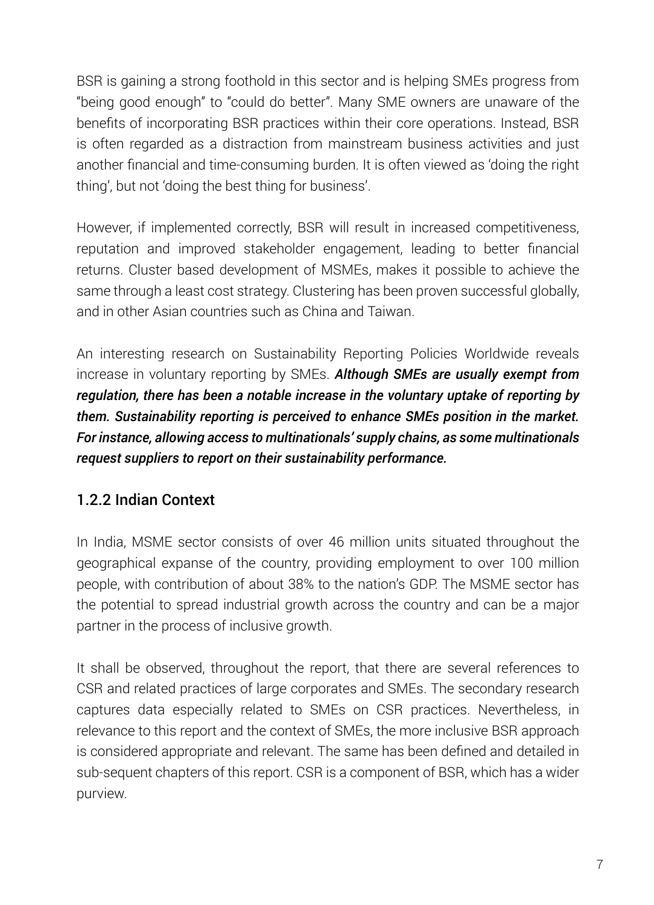BSR is gaining a strong foothold in this sector and is helping SMEs progress from "being good enough" to "could do better". Many SME owners are unaware of the benefits of incorporating BSR practices within their core operations. Instead, BSR is often regarded as a distraction from mainstream business activities and just another financial and time-consuming burden. It is often viewed as 'doing the right thing', but not 'doing the best thing for business'.

However, if implemented correctly, BSR will result in increased competitiveness, reputation and improved stakeholder engagement, leading to better financial returns. Cluster based development of MSMEs, makes it possible to achieve the same through a least cost strategy. Clustering has been proven successful globally, and in other Asian countries such as China and Taiwan.

An interesting research on Sustainability Reporting Policies Worldwide reveals increase in voluntary reporting by SMEs. ***Although SMEs are usually exempt from regulation, there has been a notable increase in the voluntary uptake of reporting by them. Sustainability reporting is perceived to enhance SMEs position in the market. For instance, allowing access to multinationals' supply chains, as some multinationals request suppliers to report on their sustainability performance.***

### 1.2.2 Indian Context

In India, MSME sector consists of over 46 million units situated throughout the geographical expanse of the country, providing employment to over 100 million people, with contribution of about 38% to the nation's GDP. The MSME sector has the potential to spread industrial growth across the country and can be a major partner in the process of inclusive growth.

It shall be observed, throughout the report, that there are several references to CSR and related practices of large corporates and SMEs. The secondary research captures data especially related to SMEs on CSR practices. Nevertheless, in relevance to this report and the context of SMEs, the more inclusive BSR approach is considered appropriate and relevant. The same has been defined and detailed in sub-sequent chapters of this report. CSR is a component of BSR, which has a wider purview.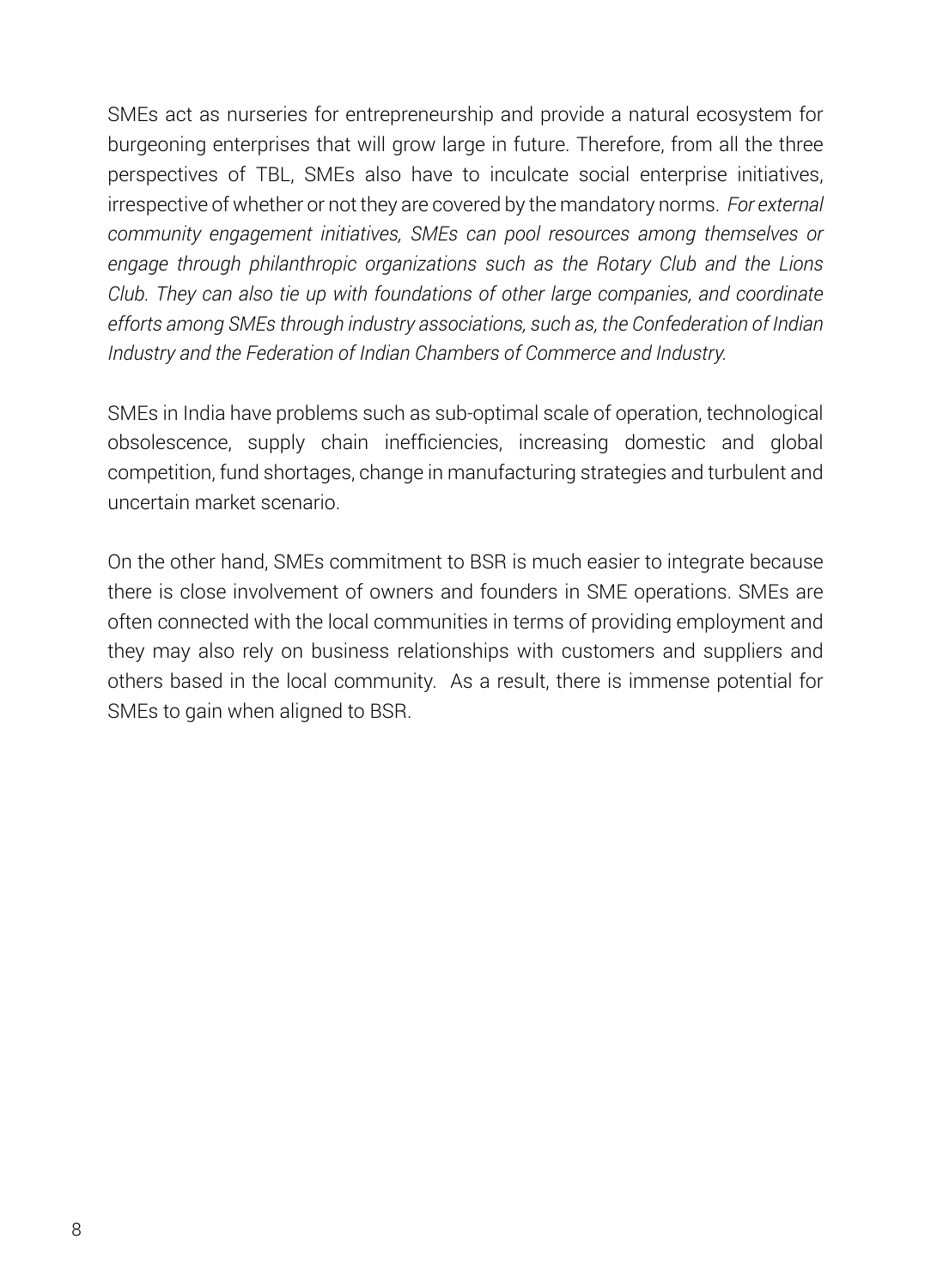SMEs act as nurseries for entrepreneurship and provide a natural ecosystem for burgeoning enterprises that will grow large in future. Therefore, from all the three perspectives of TBL, SMEs also have to inculcate social enterprise initiatives, irrespective of whether or not they are covered by the mandatory norms. *For external community engagement initiatives, SMEs can pool resources among themselves or engage through philanthropic organizations such as the Rotary Club and the Lions Club. They can also tie up with foundations of other large companies, and coordinate efforts among SMEs through industry associations, such as, the Confederation of Indian Industry and the Federation of Indian Chambers of Commerce and Industry.*

SMEs in India have problems such as sub-optimal scale of operation, technological obsolescence, supply chain inefficiencies, increasing domestic and global competition, fund shortages, change in manufacturing strategies and turbulent and uncertain market scenario.

On the other hand, SMEs commitment to BSR is much easier to integrate because there is close involvement of owners and founders in SME operations. SMEs are often connected with the local communities in terms of providing employment and they may also rely on business relationships with customers and suppliers and others based in the local community. As a result, there is immense potential for SMEs to gain when aligned to BSR.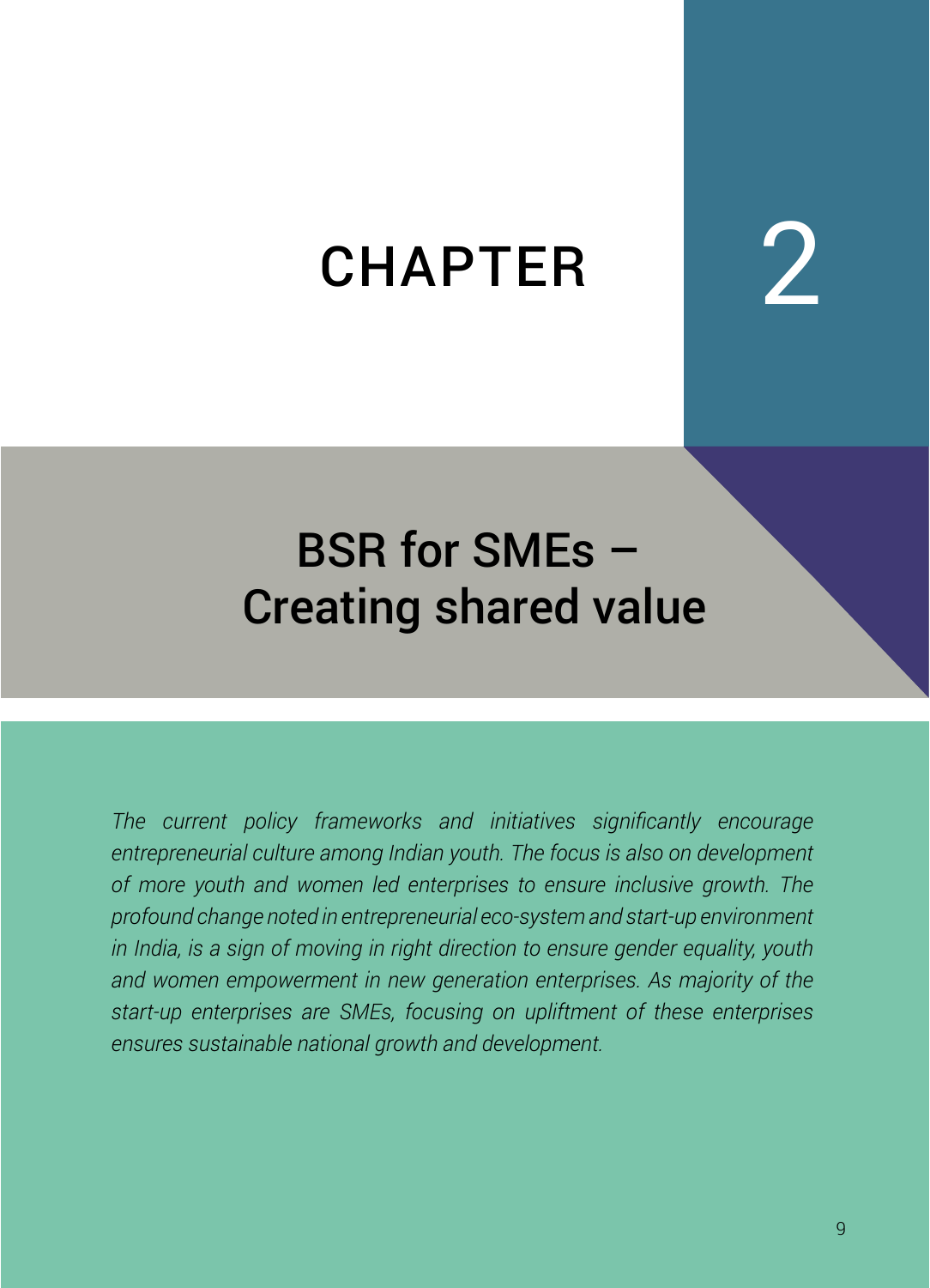# CHAPTER 2

## BSR for SMEs – Creating shared value

*The current policy frameworks and initiatives significantly encourage entrepreneurial culture among Indian youth. The focus is also on development of more youth and women led enterprises to ensure inclusive growth. The profound change noted in entrepreneurial eco-system and start-up environment in India, is a sign of moving in right direction to ensure gender equality, youth and women empowerment in new generation enterprises. As majority of the start-up enterprises are SMEs, focusing on upliftment of these enterprises ensures sustainable national growth and development.*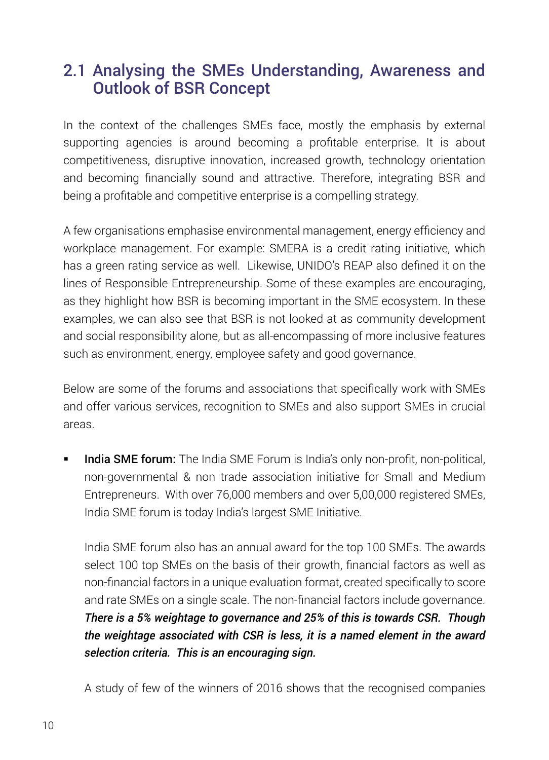## 2.1 Analysing the SMEs Understanding, Awareness and Outlook of BSR Concept

In the context of the challenges SMEs face, mostly the emphasis by external supporting agencies is around becoming a profitable enterprise. It is about competitiveness, disruptive innovation, increased growth, technology orientation and becoming financially sound and attractive. Therefore, integrating BSR and being a profitable and competitive enterprise is a compelling strategy.

A few organisations emphasise environmental management, energy efficiency and workplace management. For example: SMERA is a credit rating initiative, which has a green rating service as well. Likewise, UNIDO's REAP also defined it on the lines of Responsible Entrepreneurship. Some of these examples are encouraging, as they highlight how BSR is becoming important in the SME ecosystem. In these examples, we can also see that BSR is not looked at as community development and social responsibility alone, but as all-encompassing of more inclusive features such as environment, energy, employee safety and good governance.

Below are some of the forums and associations that specifically work with SMEs and offer various services, recognition to SMEs and also support SMEs in crucial areas.

- **India SME forum:** The India SME Forum is India's only non-profit, non-political, non-governmental & non trade association initiative for Small and Medium Entrepreneurs. With over 76,000 members and over 5,00,000 registered SMEs, India SME forum is today India's largest SME Initiative.

  India SME forum also has an annual award for the top 100 SMEs. The awards select 100 top SMEs on the basis of their growth, financial factors as well as non-financial factors in a unique evaluation format, created specifically to score and rate SMEs on a single scale. The non-financial factors include governance. ***There is a 5% weightage to governance and 25% of this is towards CSR. Though the weightage associated with CSR is less, it is a named element in the award selection criteria. This is an encouraging sign.***

  A study of few of the winners of 2016 shows that the recognised companies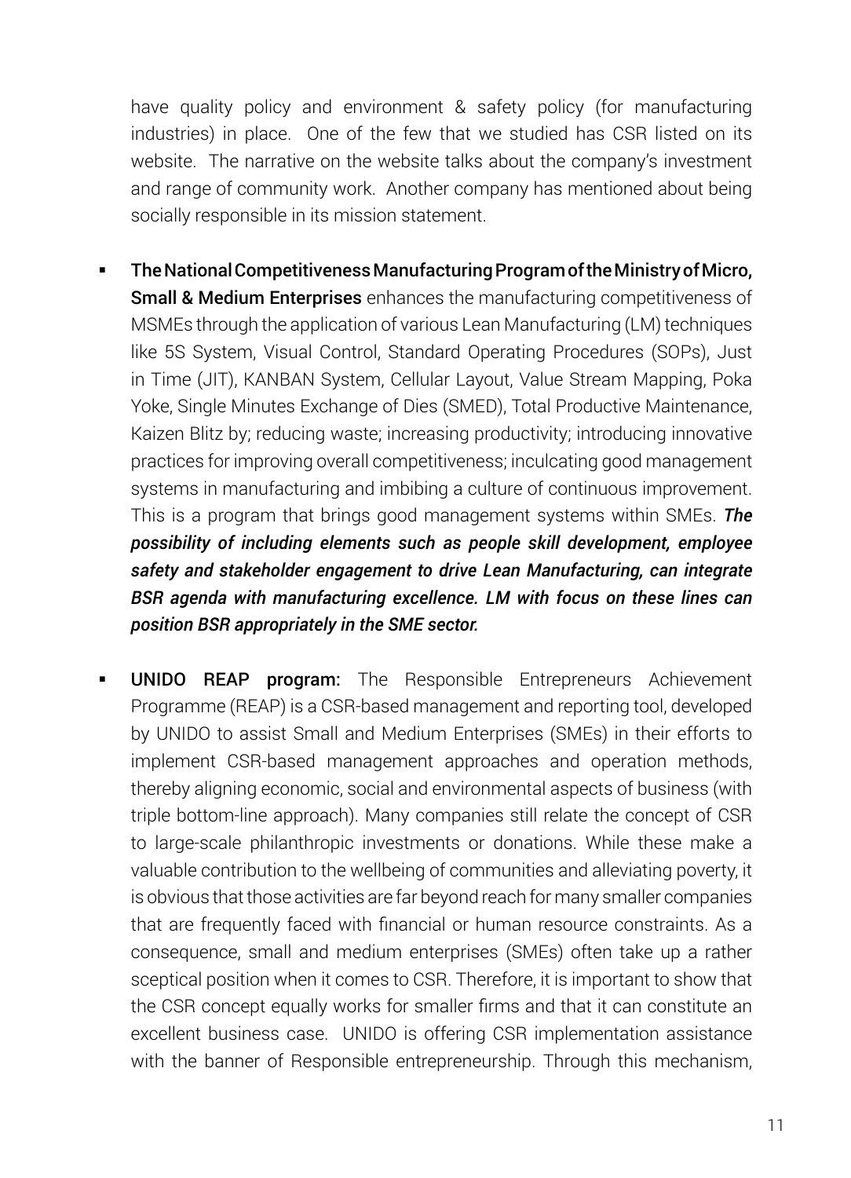have quality policy and environment & safety policy (for manufacturing industries) in place. One of the few that we studied has CSR listed on its website. The narrative on the website talks about the company's investment and range of community work. Another company has mentioned about being socially responsible in its mission statement.

- **The National Competitiveness Manufacturing Program of the Ministry of Micro, Small & Medium Enterprises** enhances the manufacturing competitiveness of MSMEs through the application of various Lean Manufacturing (LM) techniques like 5S System, Visual Control, Standard Operating Procedures (SOPs), Just in Time (JIT), KANBAN System, Cellular Layout, Value Stream Mapping, Poka Yoke, Single Minutes Exchange of Dies (SMED), Total Productive Maintenance, Kaizen Blitz by; reducing waste; increasing productivity; introducing innovative practices for improving overall competitiveness; inculcating good management systems in manufacturing and imbibing a culture of continuous improvement. This is a program that brings good management systems within SMEs. ***The possibility of including elements such as people skill development, employee safety and stakeholder engagement to drive Lean Manufacturing, can integrate BSR agenda with manufacturing excellence. LM with focus on these lines can position BSR appropriately in the SME sector.***

- **UNIDO REAP program:** The Responsible Entrepreneurs Achievement Programme (REAP) is a CSR-based management and reporting tool, developed by UNIDO to assist Small and Medium Enterprises (SMEs) in their efforts to implement CSR-based management approaches and operation methods, thereby aligning economic, social and environmental aspects of business (with triple bottom-line approach). Many companies still relate the concept of CSR to large-scale philanthropic investments or donations. While these make a valuable contribution to the wellbeing of communities and alleviating poverty, it is obvious that those activities are far beyond reach for many smaller companies that are frequently faced with financial or human resource constraints. As a consequence, small and medium enterprises (SMEs) often take up a rather sceptical position when it comes to CSR. Therefore, it is important to show that the CSR concept equally works for smaller firms and that it can constitute an excellent business case. UNIDO is offering CSR implementation assistance with the banner of Responsible entrepreneurship. Through this mechanism,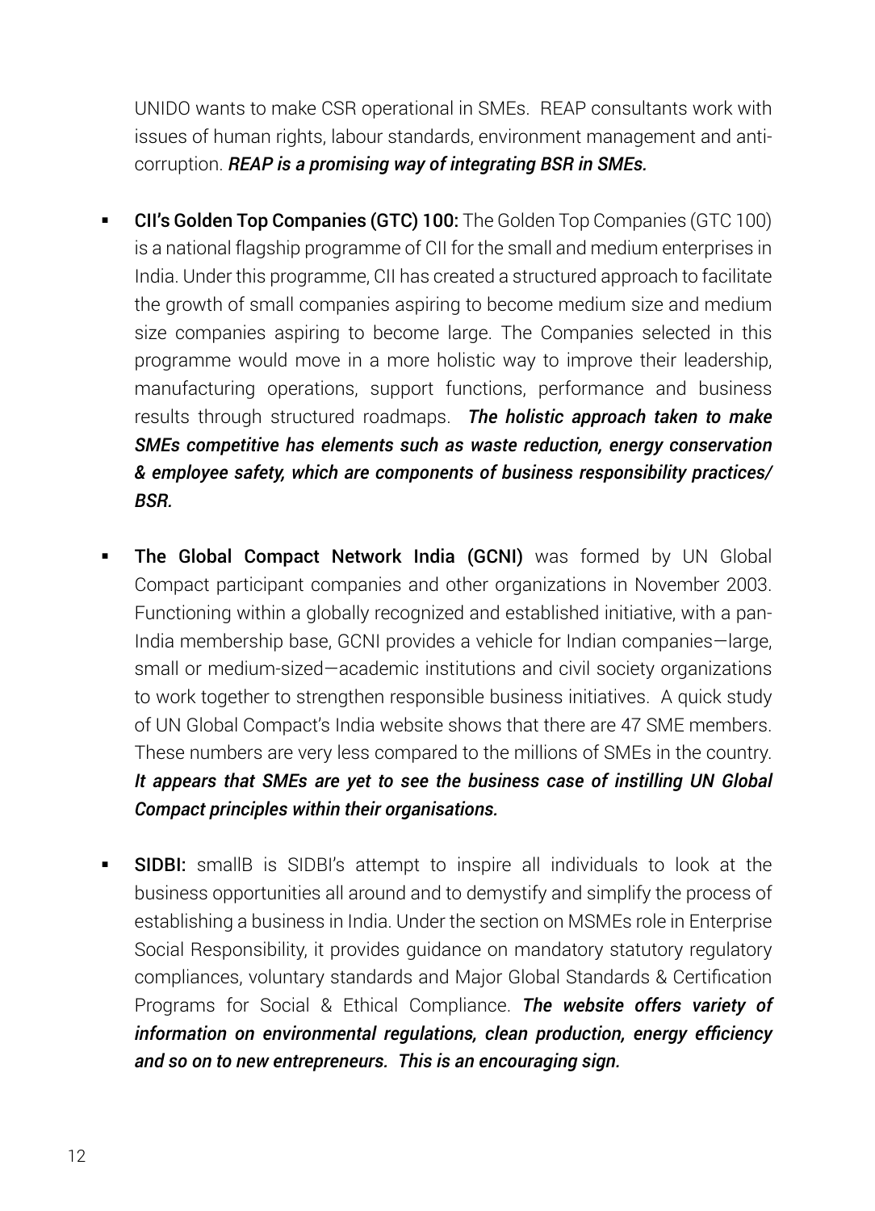UNIDO wants to make CSR operational in SMEs. REAP consultants work with issues of human rights, labour standards, environment management and anti-corruption. ***REAP is a promising way of integrating BSR in SMEs.***

- **CII's Golden Top Companies (GTC) 100:** The Golden Top Companies (GTC 100) is a national flagship programme of CII for the small and medium enterprises in India. Under this programme, CII has created a structured approach to facilitate the growth of small companies aspiring to become medium size and medium size companies aspiring to become large. The Companies selected in this programme would move in a more holistic way to improve their leadership, manufacturing operations, support functions, performance and business results through structured roadmaps. ***The holistic approach taken to make SMEs competitive has elements such as waste reduction, energy conservation & employee safety, which are components of business responsibility practices/ BSR.***

- **The Global Compact Network India (GCNI)** was formed by UN Global Compact participant companies and other organizations in November 2003. Functioning within a globally recognized and established initiative, with a pan-India membership base, GCNI provides a vehicle for Indian companies—large, small or medium-sized—academic institutions and civil society organizations to work together to strengthen responsible business initiatives. A quick study of UN Global Compact's India website shows that there are 47 SME members. These numbers are very less compared to the millions of SMEs in the country. ***It appears that SMEs are yet to see the business case of instilling UN Global Compact principles within their organisations.***

- **SIDBI:** smallB is SIDBI's attempt to inspire all individuals to look at the business opportunities all around and to demystify and simplify the process of establishing a business in India. Under the section on MSMEs role in Enterprise Social Responsibility, it provides guidance on mandatory statutory regulatory compliances, voluntary standards and Major Global Standards & Certification Programs for Social & Ethical Compliance. ***The website offers variety of information on environmental regulations, clean production, energy efficiency and so on to new entrepreneurs. This is an encouraging sign.***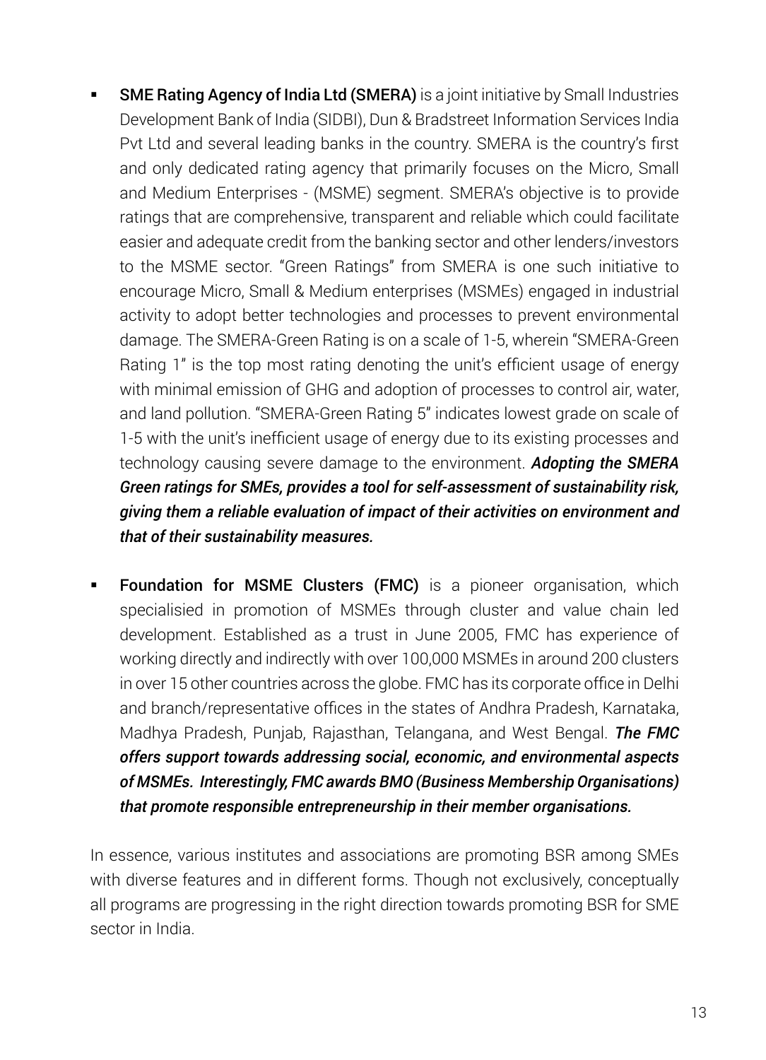- **SME Rating Agency of India Ltd (SMERA)** is a joint initiative by Small Industries Development Bank of India (SIDBI), Dun & Bradstreet Information Services India Pvt Ltd and several leading banks in the country. SMERA is the country's first and only dedicated rating agency that primarily focuses on the Micro, Small and Medium Enterprises - (MSME) segment. SMERA's objective is to provide ratings that are comprehensive, transparent and reliable which could facilitate easier and adequate credit from the banking sector and other lenders/investors to the MSME sector. "Green Ratings" from SMERA is one such initiative to encourage Micro, Small & Medium enterprises (MSMEs) engaged in industrial activity to adopt better technologies and processes to prevent environmental damage. The SMERA-Green Rating is on a scale of 1-5, wherein "SMERA-Green Rating 1" is the top most rating denoting the unit's efficient usage of energy with minimal emission of GHG and adoption of processes to control air, water, and land pollution. "SMERA-Green Rating 5" indicates lowest grade on scale of 1-5 with the unit's inefficient usage of energy due to its existing processes and technology causing severe damage to the environment. ***Adopting the SMERA Green ratings for SMEs, provides a tool for self-assessment of sustainability risk, giving them a reliable evaluation of impact of their activities on environment and that of their sustainability measures.***

- **Foundation for MSME Clusters (FMC)** is a pioneer organisation, which specialisied in promotion of MSMEs through cluster and value chain led development. Established as a trust in June 2005, FMC has experience of working directly and indirectly with over 100,000 MSMEs in around 200 clusters in over 15 other countries across the globe. FMC has its corporate office in Delhi and branch/representative offices in the states of Andhra Pradesh, Karnataka, Madhya Pradesh, Punjab, Rajasthan, Telangana, and West Bengal. ***The FMC offers support towards addressing social, economic, and environmental aspects of MSMEs. Interestingly, FMC awards BMO (Business Membership Organisations) that promote responsible entrepreneurship in their member organisations.***

In essence, various institutes and associations are promoting BSR among SMEs with diverse features and in different forms. Though not exclusively, conceptually all programs are progressing in the right direction towards promoting BSR for SME sector in India.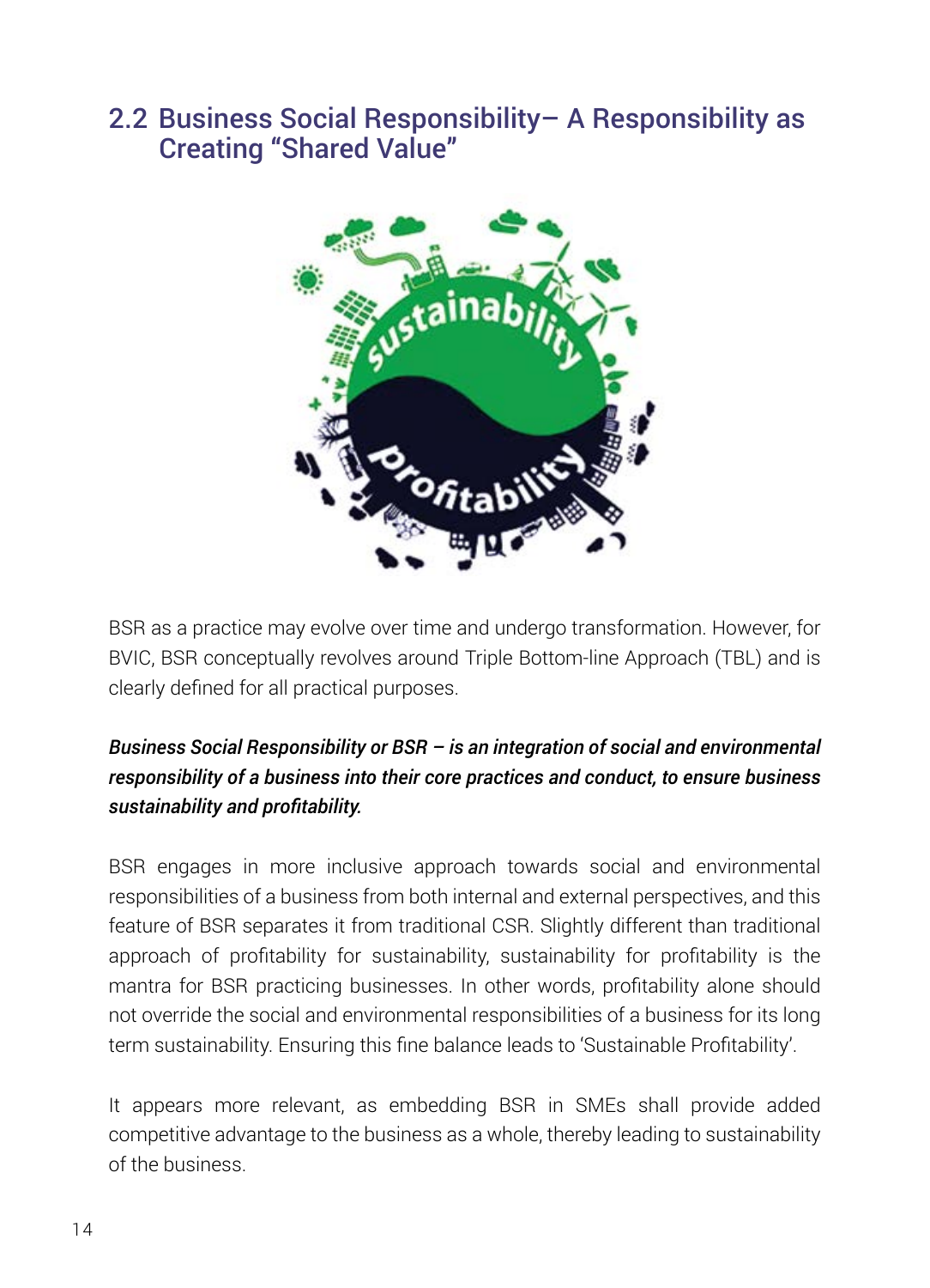## 2.2 Business Social Responsibility– A Responsibility as Creating “Shared Value”

BSR as a practice may evolve over time and undergo transformation. However, for BVIC, BSR conceptually revolves around Triple Bottom-line Approach (TBL) and is clearly defined for all practical purposes.

***Business Social Responsibility or BSR – is an integration of social and environmental responsibility of a business into their core practices and conduct, to ensure business sustainability and profitability.***

BSR engages in more inclusive approach towards social and environmental responsibilities of a business from both internal and external perspectives, and this feature of BSR separates it from traditional CSR. Slightly different than traditional approach of profitability for sustainability, sustainability for profitability is the mantra for BSR practicing businesses. In other words, profitability alone should not override the social and environmental responsibilities of a business for its long term sustainability. Ensuring this fine balance leads to ‘Sustainable Profitability’.

It appears more relevant, as embedding BSR in SMEs shall provide added competitive advantage to the business as a whole, thereby leading to sustainability of the business.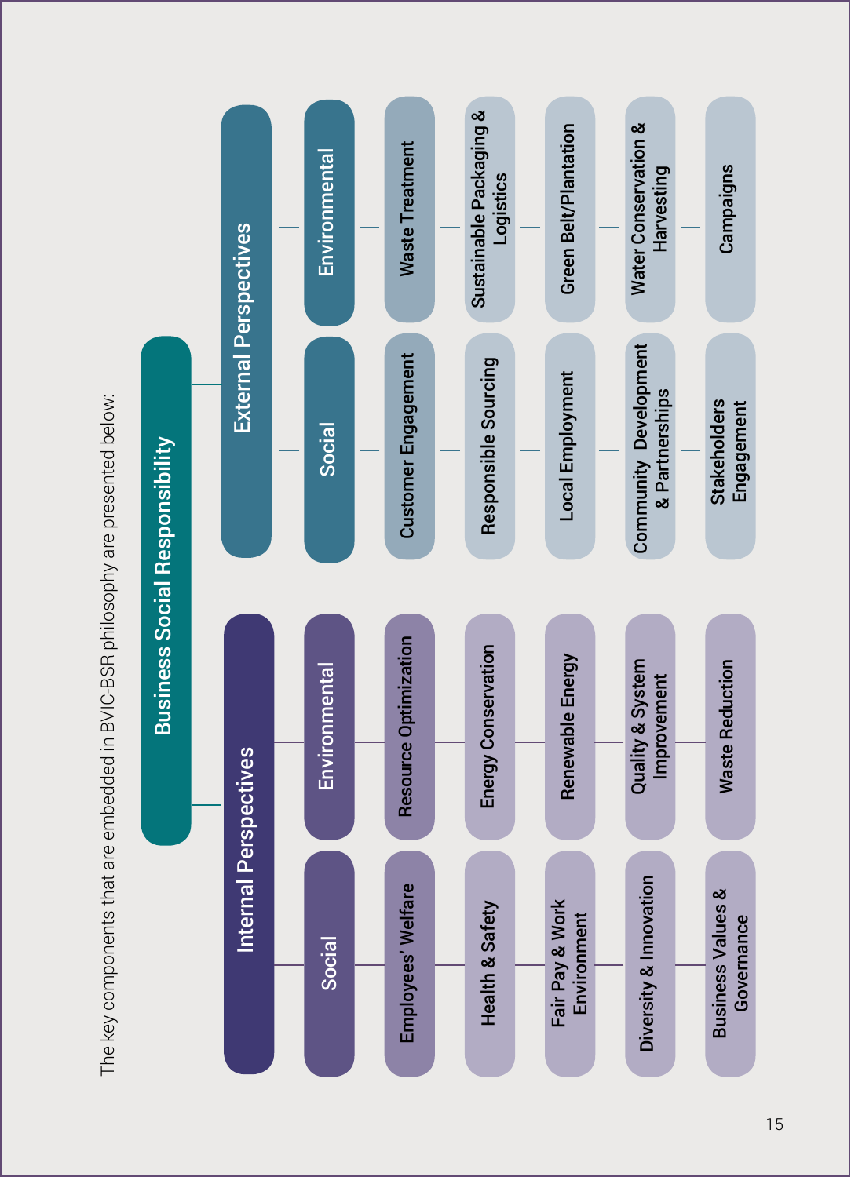The key components that are embedded in BVIC-BSR philosophy are presented below:

# Business Social Responsibility

## Internal Perspectives

### Social

- Employees' Welfare
- Health & Safety
- Fair Pay & Work Environment
- Diversity & Innovation
- Business Values & Governance

### Environmental

- Resource Optimization
- Energy Conservation
- Renewable Energy
- Quality & System Improvement
- Waste Reduction

## External Perspectives

### Social

- Customer Engagement
- Responsible Sourcing
- Local Employment
- Community Development & Partnerships
- Stakeholders Engagement

### Environmental

- Waste Treatment
- Sustainable Packaging & Logistics
- Green Belt/Plantation
- Water Conservation & Harvesting
- Campaigns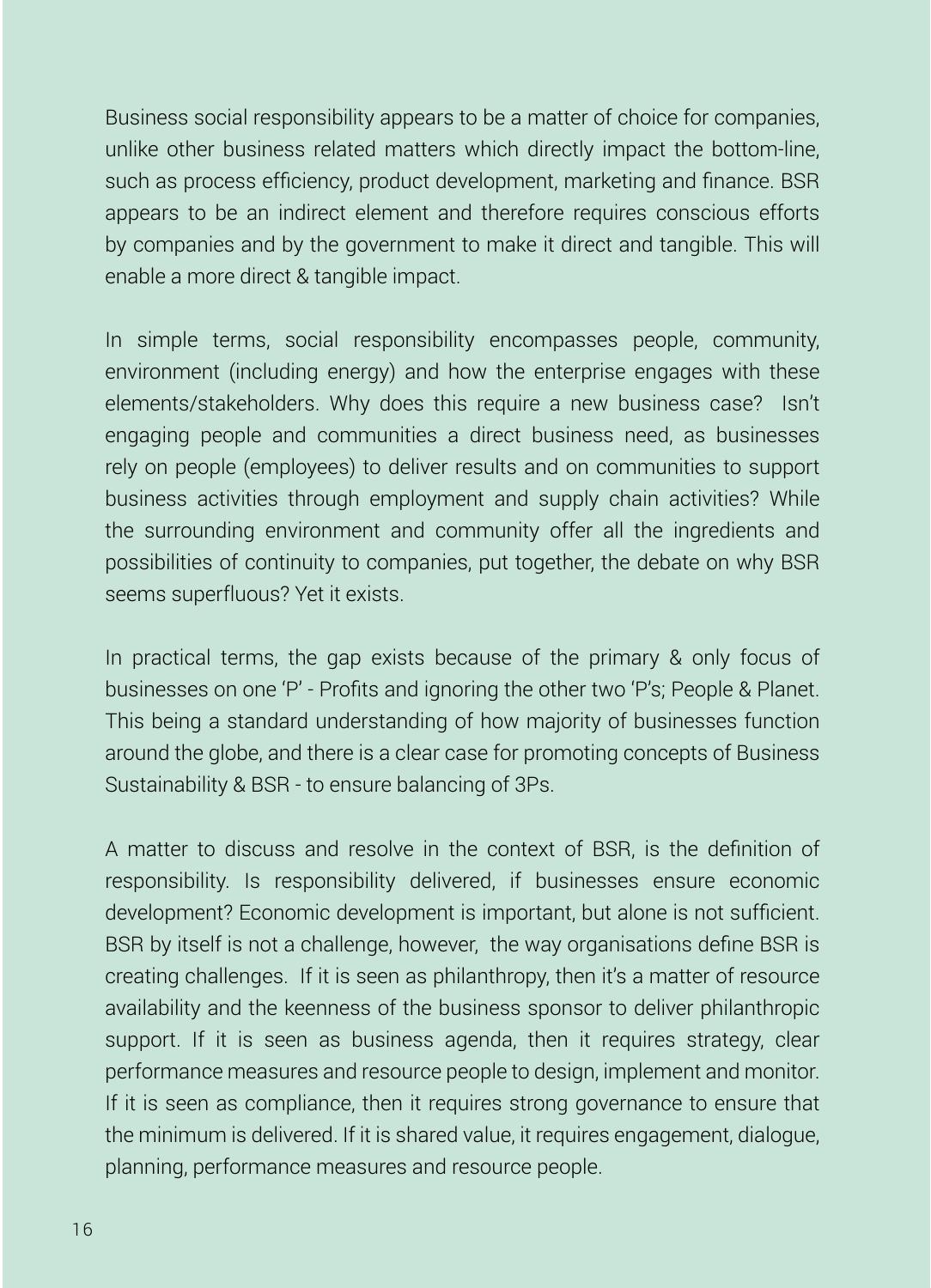Business social responsibility appears to be a matter of choice for companies, unlike other business related matters which directly impact the bottom-line, such as process efficiency, product development, marketing and finance. BSR appears to be an indirect element and therefore requires conscious efforts by companies and by the government to make it direct and tangible. This will enable a more direct & tangible impact.

In simple terms, social responsibility encompasses people, community, environment (including energy) and how the enterprise engages with these elements/stakeholders. Why does this require a new business case? Isn't engaging people and communities a direct business need, as businesses rely on people (employees) to deliver results and on communities to support business activities through employment and supply chain activities? While the surrounding environment and community offer all the ingredients and possibilities of continuity to companies, put together, the debate on why BSR seems superfluous? Yet it exists.

In practical terms, the gap exists because of the primary & only focus of businesses on one 'P' - Profits and ignoring the other two 'P's; People & Planet. This being a standard understanding of how majority of businesses function around the globe, and there is a clear case for promoting concepts of Business Sustainability & BSR - to ensure balancing of 3Ps.

A matter to discuss and resolve in the context of BSR, is the definition of responsibility. Is responsibility delivered, if businesses ensure economic development? Economic development is important, but alone is not sufficient. BSR by itself is not a challenge, however, the way organisations define BSR is creating challenges. If it is seen as philanthropy, then it's a matter of resource availability and the keenness of the business sponsor to deliver philanthropic support. If it is seen as business agenda, then it requires strategy, clear performance measures and resource people to design, implement and monitor. If it is seen as compliance, then it requires strong governance to ensure that the minimum is delivered. If it is shared value, it requires engagement, dialogue, planning, performance measures and resource people.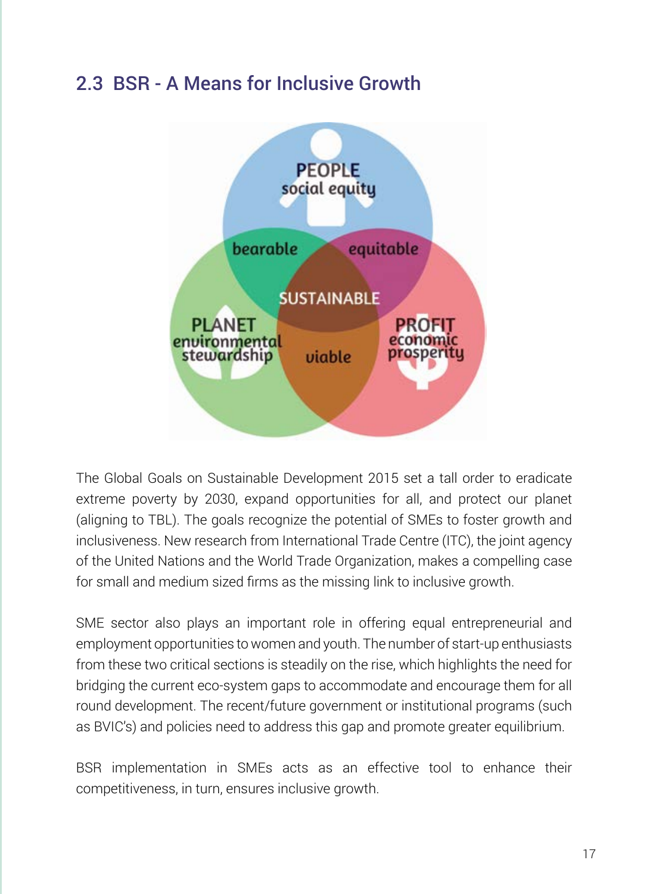## 2.3 BSR - A Means for Inclusive Growth

The Global Goals on Sustainable Development 2015 set a tall order to eradicate extreme poverty by 2030, expand opportunities for all, and protect our planet (aligning to TBL). The goals recognize the potential of SMEs to foster growth and inclusiveness. New research from International Trade Centre (ITC), the joint agency of the United Nations and the World Trade Organization, makes a compelling case for small and medium sized firms as the missing link to inclusive growth.

SME sector also plays an important role in offering equal entrepreneurial and employment opportunities to women and youth. The number of start-up enthusiasts from these two critical sections is steadily on the rise, which highlights the need for bridging the current eco-system gaps to accommodate and encourage them for all round development. The recent/future government or institutional programs (such as BVIC's) and policies need to address this gap and promote greater equilibrium.

BSR implementation in SMEs acts as an effective tool to enhance their competitiveness, in turn, ensures inclusive growth.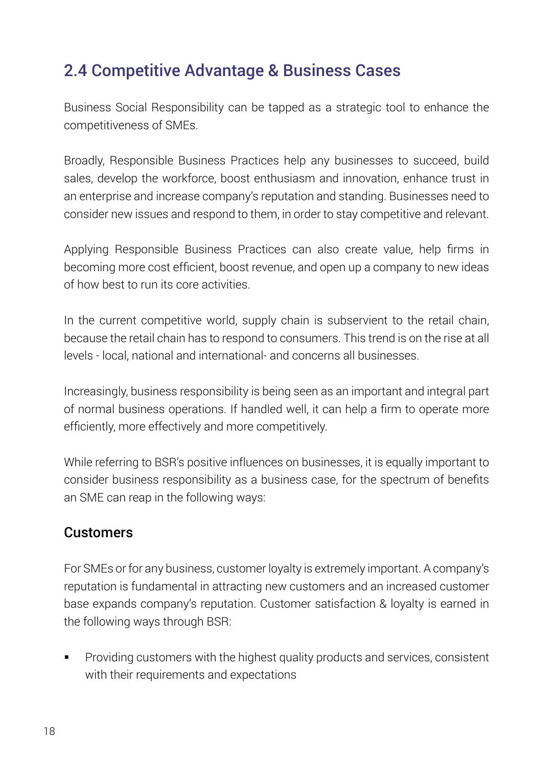## 2.4 Competitive Advantage & Business Cases

Business Social Responsibility can be tapped as a strategic tool to enhance the competitiveness of SMEs.

Broadly, Responsible Business Practices help any businesses to succeed, build sales, develop the workforce, boost enthusiasm and innovation, enhance trust in an enterprise and increase company's reputation and standing. Businesses need to consider new issues and respond to them, in order to stay competitive and relevant.

Applying Responsible Business Practices can also create value, help firms in becoming more cost efficient, boost revenue, and open up a company to new ideas of how best to run its core activities.

In the current competitive world, supply chain is subservient to the retail chain, because the retail chain has to respond to consumers. This trend is on the rise at all levels - local, national and international- and concerns all businesses.

Increasingly, business responsibility is being seen as an important and integral part of normal business operations. If handled well, it can help a firm to operate more efficiently, more effectively and more competitively.

While referring to BSR's positive influences on businesses, it is equally important to consider business responsibility as a business case, for the spectrum of benefits an SME can reap in the following ways:

### Customers

For SMEs or for any business, customer loyalty is extremely important. A company's reputation is fundamental in attracting new customers and an increased customer base expands company's reputation. Customer satisfaction & loyalty is earned in the following ways through BSR:

- Providing customers with the highest quality products and services, consistent with their requirements and expectations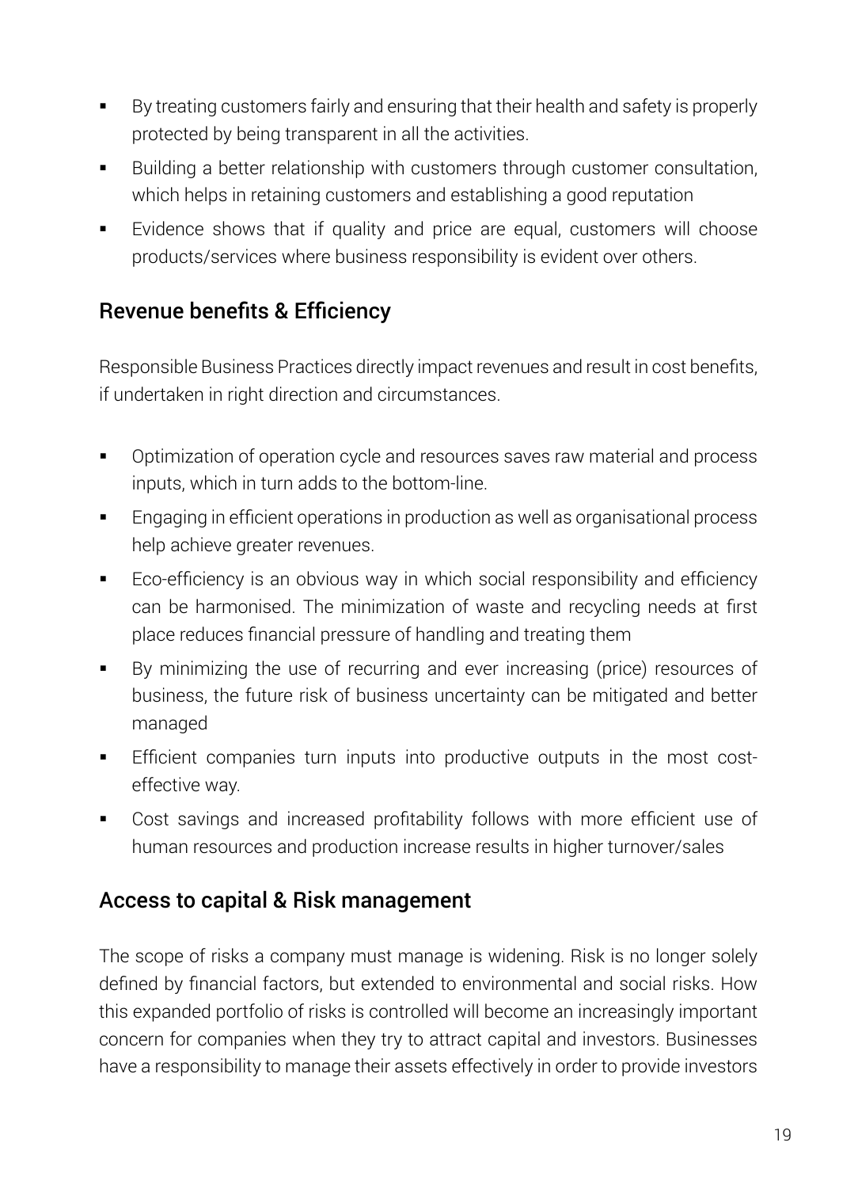- By treating customers fairly and ensuring that their health and safety is properly protected by being transparent in all the activities.
- Building a better relationship with customers through customer consultation, which helps in retaining customers and establishing a good reputation
- Evidence shows that if quality and price are equal, customers will choose products/services where business responsibility is evident over others.

## Revenue benefits & Efficiency

Responsible Business Practices directly impact revenues and result in cost benefits, if undertaken in right direction and circumstances.

- Optimization of operation cycle and resources saves raw material and process inputs, which in turn adds to the bottom-line.
- Engaging in efficient operations in production as well as organisational process help achieve greater revenues.
- Eco-efficiency is an obvious way in which social responsibility and efficiency can be harmonised. The minimization of waste and recycling needs at first place reduces financial pressure of handling and treating them
- By minimizing the use of recurring and ever increasing (price) resources of business, the future risk of business uncertainty can be mitigated and better managed
- Efficient companies turn inputs into productive outputs in the most cost-effective way.
- Cost savings and increased profitability follows with more efficient use of human resources and production increase results in higher turnover/sales

## Access to capital & Risk management

The scope of risks a company must manage is widening. Risk is no longer solely defined by financial factors, but extended to environmental and social risks. How this expanded portfolio of risks is controlled will become an increasingly important concern for companies when they try to attract capital and investors. Businesses have a responsibility to manage their assets effectively in order to provide investors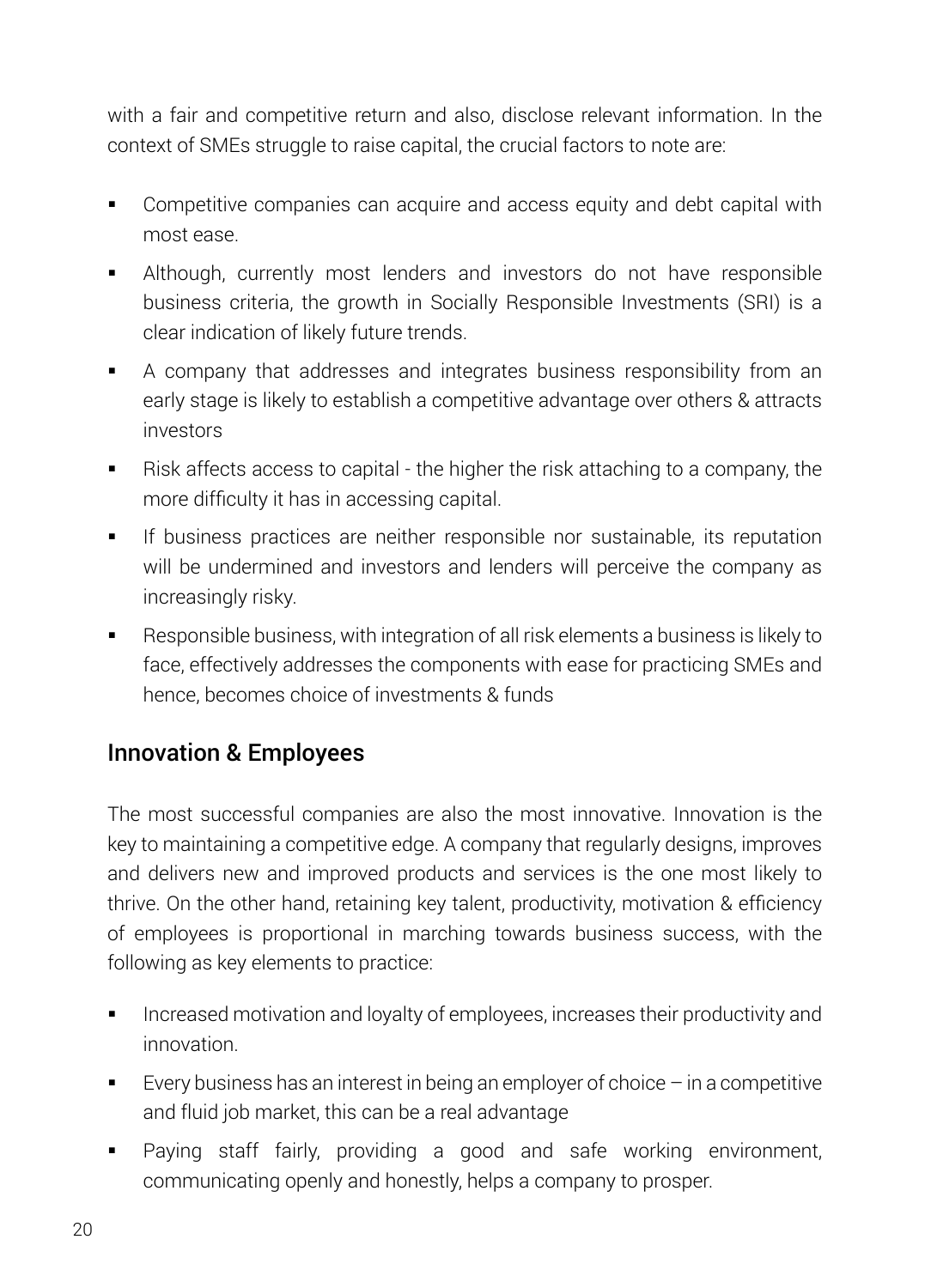with a fair and competitive return and also, disclose relevant information. In the context of SMEs struggle to raise capital, the crucial factors to note are:

- Competitive companies can acquire and access equity and debt capital with most ease.
- Although, currently most lenders and investors do not have responsible business criteria, the growth in Socially Responsible Investments (SRI) is a clear indication of likely future trends.
- A company that addresses and integrates business responsibility from an early stage is likely to establish a competitive advantage over others & attracts investors
- Risk affects access to capital - the higher the risk attaching to a company, the more difficulty it has in accessing capital.
- If business practices are neither responsible nor sustainable, its reputation will be undermined and investors and lenders will perceive the company as increasingly risky.
- Responsible business, with integration of all risk elements a business is likely to face, effectively addresses the components with ease for practicing SMEs and hence, becomes choice of investments & funds

## Innovation & Employees

The most successful companies are also the most innovative. Innovation is the key to maintaining a competitive edge. A company that regularly designs, improves and delivers new and improved products and services is the one most likely to thrive. On the other hand, retaining key talent, productivity, motivation & efficiency of employees is proportional in marching towards business success, with the following as key elements to practice:

- Increased motivation and loyalty of employees, increases their productivity and innovation.
- Every business has an interest in being an employer of choice – in a competitive and fluid job market, this can be a real advantage
- Paying staff fairly, providing a good and safe working environment, communicating openly and honestly, helps a company to prosper.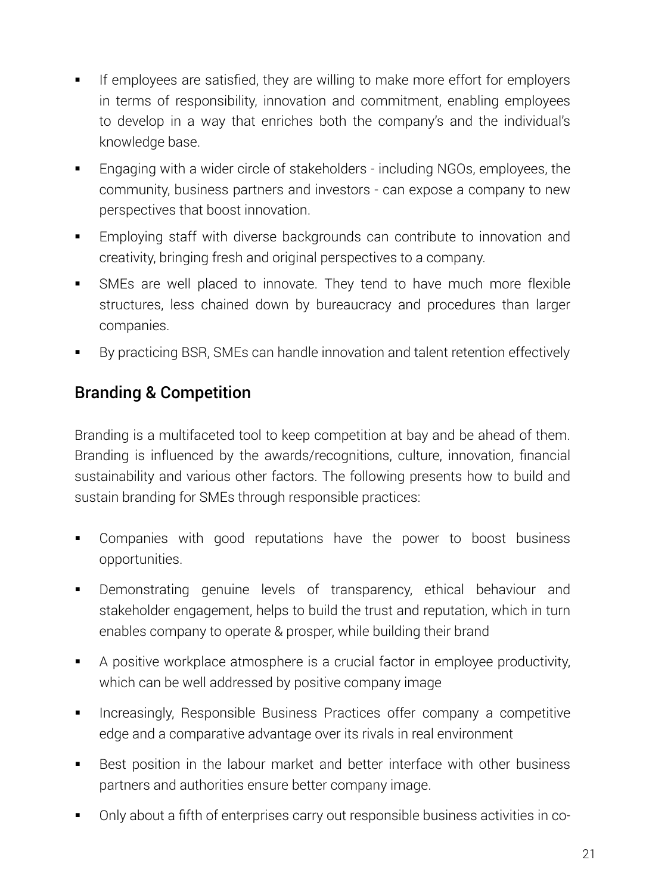- If employees are satisfied, they are willing to make more effort for employers in terms of responsibility, innovation and commitment, enabling employees to develop in a way that enriches both the company's and the individual's knowledge base.
- Engaging with a wider circle of stakeholders - including NGOs, employees, the community, business partners and investors - can expose a company to new perspectives that boost innovation.
- Employing staff with diverse backgrounds can contribute to innovation and creativity, bringing fresh and original perspectives to a company.
- SMEs are well placed to innovate. They tend to have much more flexible structures, less chained down by bureaucracy and procedures than larger companies.
- By practicing BSR, SMEs can handle innovation and talent retention effectively

## Branding & Competition

Branding is a multifaceted tool to keep competition at bay and be ahead of them. Branding is influenced by the awards/recognitions, culture, innovation, financial sustainability and various other factors. The following presents how to build and sustain branding for SMEs through responsible practices:

- Companies with good reputations have the power to boost business opportunities.
- Demonstrating genuine levels of transparency, ethical behaviour and stakeholder engagement, helps to build the trust and reputation, which in turn enables company to operate & prosper, while building their brand
- A positive workplace atmosphere is a crucial factor in employee productivity, which can be well addressed by positive company image
- Increasingly, Responsible Business Practices offer company a competitive edge and a comparative advantage over its rivals in real environment
- Best position in the labour market and better interface with other business partners and authorities ensure better company image.
- Only about a fifth of enterprises carry out responsible business activities in co-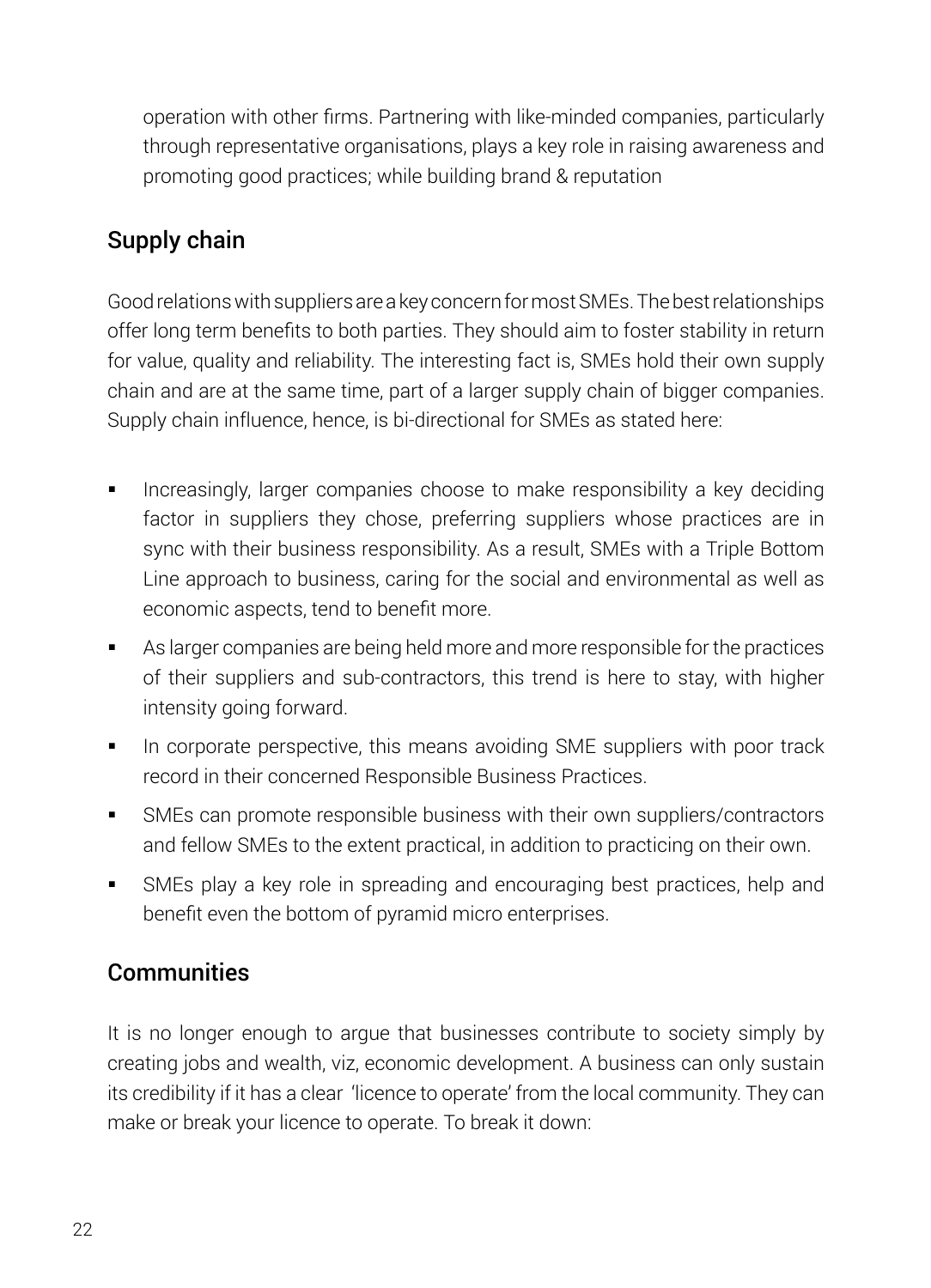operation with other firms. Partnering with like-minded companies, particularly through representative organisations, plays a key role in raising awareness and promoting good practices; while building brand & reputation

## Supply chain

Good relations with suppliers are a key concern for most SMEs. The best relationships offer long term benefits to both parties. They should aim to foster stability in return for value, quality and reliability. The interesting fact is, SMEs hold their own supply chain and are at the same time, part of a larger supply chain of bigger companies. Supply chain influence, hence, is bi-directional for SMEs as stated here:

- Increasingly, larger companies choose to make responsibility a key deciding factor in suppliers they chose, preferring suppliers whose practices are in sync with their business responsibility. As a result, SMEs with a Triple Bottom Line approach to business, caring for the social and environmental as well as economic aspects, tend to benefit more.
- As larger companies are being held more and more responsible for the practices of their suppliers and sub-contractors, this trend is here to stay, with higher intensity going forward.
- In corporate perspective, this means avoiding SME suppliers with poor track record in their concerned Responsible Business Practices.
- SMEs can promote responsible business with their own suppliers/contractors and fellow SMEs to the extent practical, in addition to practicing on their own.
- SMEs play a key role in spreading and encouraging best practices, help and benefit even the bottom of pyramid micro enterprises.

## Communities

It is no longer enough to argue that businesses contribute to society simply by creating jobs and wealth, viz, economic development. A business can only sustain its credibility if it has a clear 'licence to operate' from the local community. They can make or break your licence to operate. To break it down: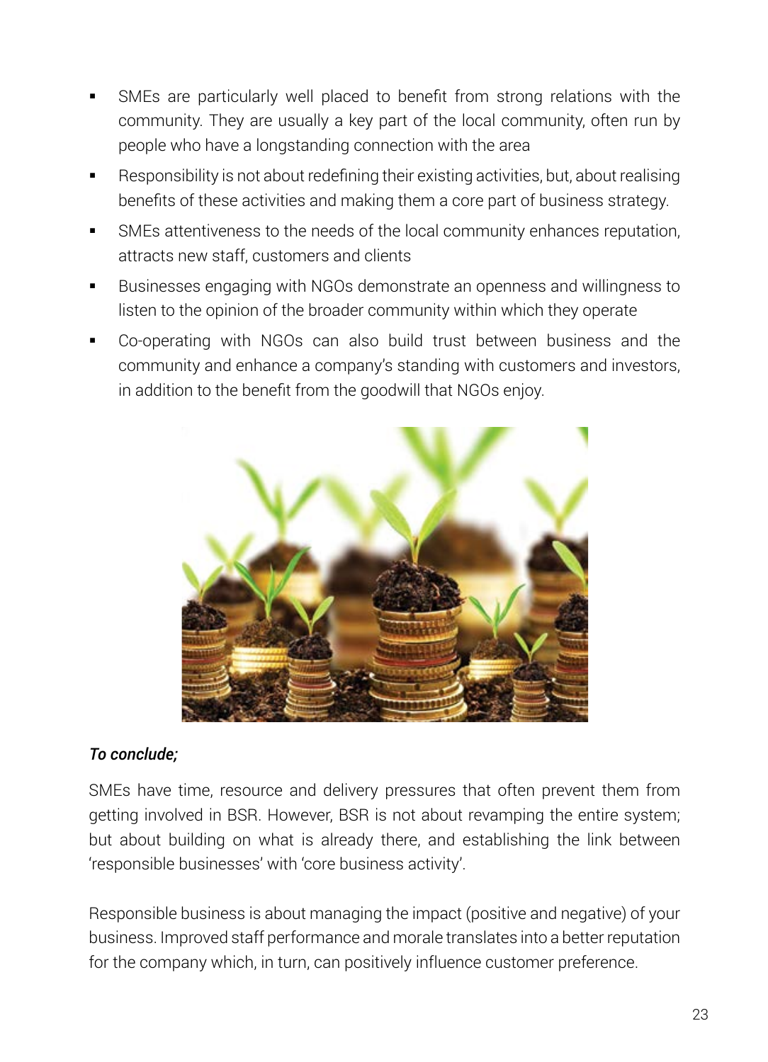- SMEs are particularly well placed to benefit from strong relations with the community. They are usually a key part of the local community, often run by people who have a longstanding connection with the area
- Responsibility is not about redefining their existing activities, but, about realising benefits of these activities and making them a core part of business strategy.
- SMEs attentiveness to the needs of the local community enhances reputation, attracts new staff, customers and clients
- Businesses engaging with NGOs demonstrate an openness and willingness to listen to the opinion of the broader community within which they operate
- Co-operating with NGOs can also build trust between business and the community and enhance a company's standing with customers and investors, in addition to the benefit from the goodwill that NGOs enjoy.

***To conclude;***

SMEs have time, resource and delivery pressures that often prevent them from getting involved in BSR. However, BSR is not about revamping the entire system; but about building on what is already there, and establishing the link between 'responsible businesses' with 'core business activity'.

Responsible business is about managing the impact (positive and negative) of your business. Improved staff performance and morale translates into a better reputation for the company which, in turn, can positively influence customer preference.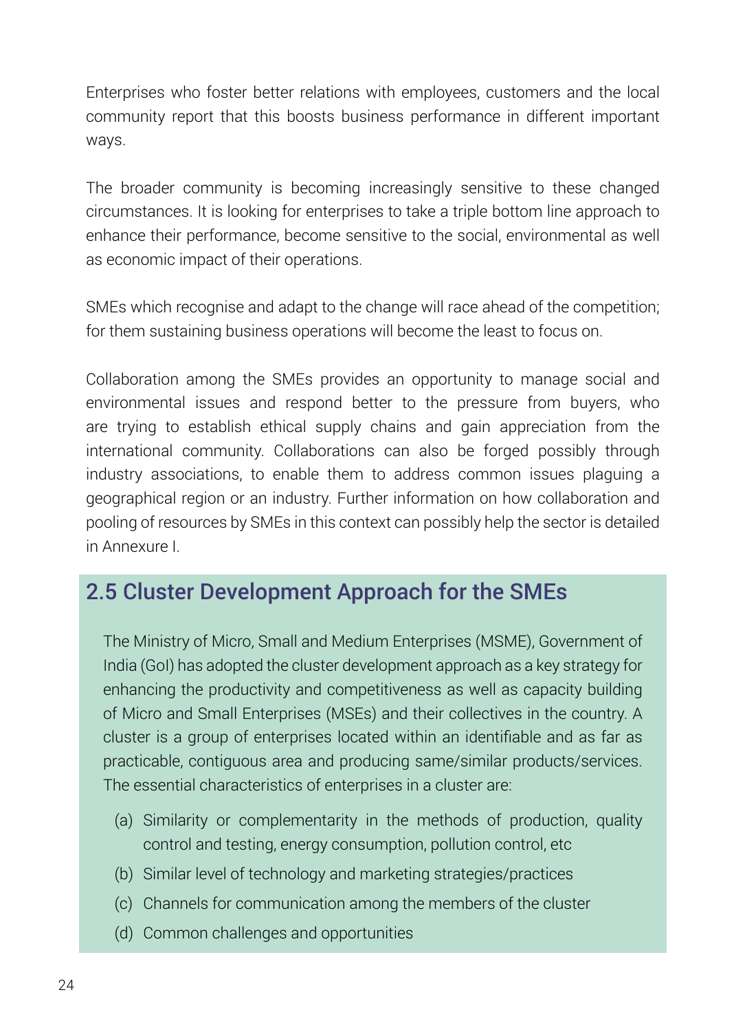Enterprises who foster better relations with employees, customers and the local community report that this boosts business performance in different important ways.

The broader community is becoming increasingly sensitive to these changed circumstances. It is looking for enterprises to take a triple bottom line approach to enhance their performance, become sensitive to the social, environmental as well as economic impact of their operations.

SMEs which recognise and adapt to the change will race ahead of the competition; for them sustaining business operations will become the least to focus on.

Collaboration among the SMEs provides an opportunity to manage social and environmental issues and respond better to the pressure from buyers, who are trying to establish ethical supply chains and gain appreciation from the international community. Collaborations can also be forged possibly through industry associations, to enable them to address common issues plaguing a geographical region or an industry. Further information on how collaboration and pooling of resources by SMEs in this context can possibly help the sector is detailed in Annexure I.

## 2.5 Cluster Development Approach for the SMEs

The Ministry of Micro, Small and Medium Enterprises (MSME), Government of India (GoI) has adopted the cluster development approach as a key strategy for enhancing the productivity and competitiveness as well as capacity building of Micro and Small Enterprises (MSEs) and their collectives in the country. A cluster is a group of enterprises located within an identifiable and as far as practicable, contiguous area and producing same/similar products/services. The essential characteristics of enterprises in a cluster are:

(a) Similarity or complementarity in the methods of production, quality control and testing, energy consumption, pollution control, etc

(b) Similar level of technology and marketing strategies/practices

(c) Channels for communication among the members of the cluster

(d) Common challenges and opportunities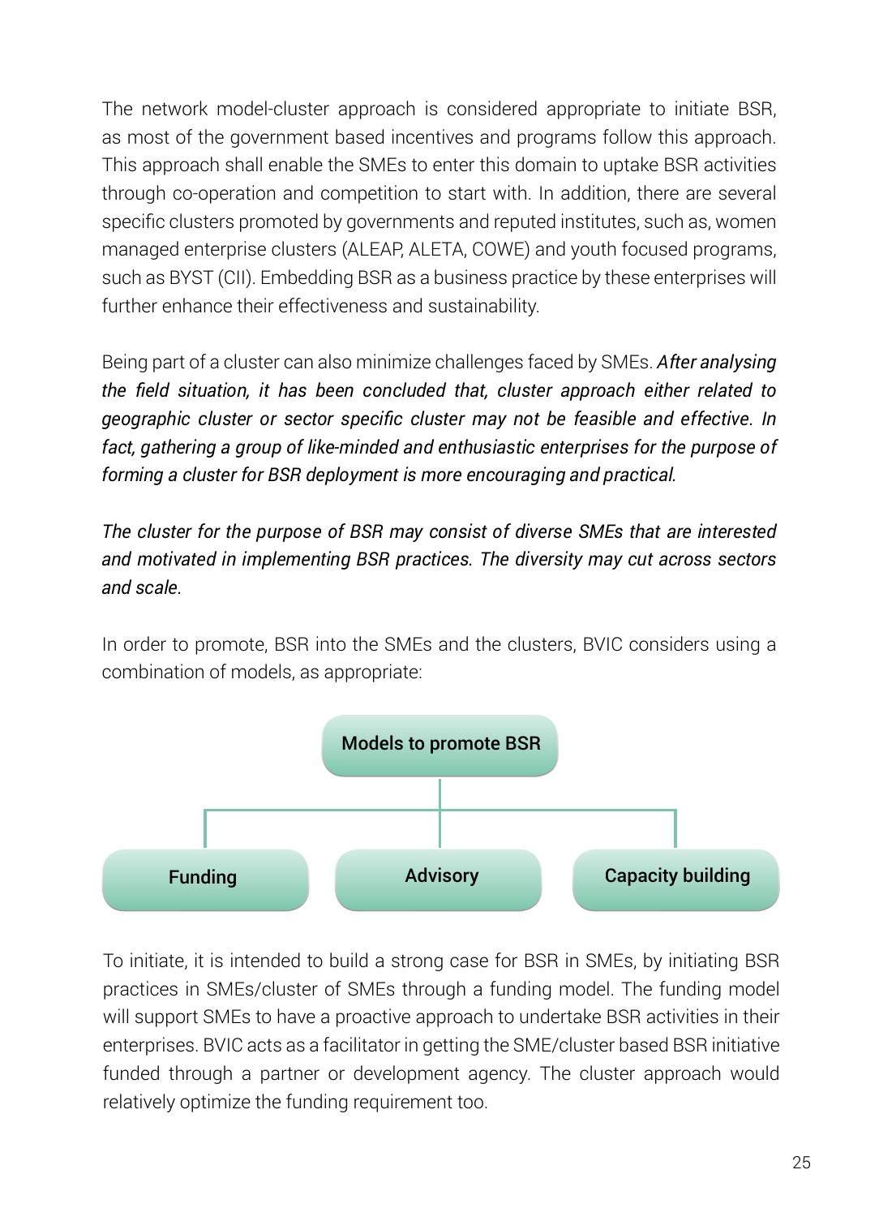The network model-cluster approach is considered appropriate to initiate BSR, as most of the government based incentives and programs follow this approach. This approach shall enable the SMEs to enter this domain to uptake BSR activities through co-operation and competition to start with. In addition, there are several specific clusters promoted by governments and reputed institutes, such as, women managed enterprise clusters (ALEAP, ALETA, COWE) and youth focused programs, such as BYST (CII). Embedding BSR as a business practice by these enterprises will further enhance their effectiveness and sustainability.

Being part of a cluster can also minimize challenges faced by SMEs. *After analysing the field situation, it has been concluded that, cluster approach either related to geographic cluster or sector specific cluster may not be feasible and effective. In fact, gathering a group of like-minded and enthusiastic enterprises for the purpose of forming a cluster for BSR deployment is more encouraging and practical.*

*The cluster for the purpose of BSR may consist of diverse SMEs that are interested and motivated in implementing BSR practices. The diversity may cut across sectors and scale.*

In order to promote, BSR into the SMEs and the clusters, BVIC considers using a combination of models, as appropriate:

**Models to promote BSR**

- **Funding**
- **Advisory**
- **Capacity building**

To initiate, it is intended to build a strong case for BSR in SMEs, by initiating BSR practices in SMEs/cluster of SMEs through a funding model. The funding model will support SMEs to have a proactive approach to undertake BSR activities in their enterprises. BVIC acts as a facilitator in getting the SME/cluster based BSR initiative funded through a partner or development agency. The cluster approach would relatively optimize the funding requirement too.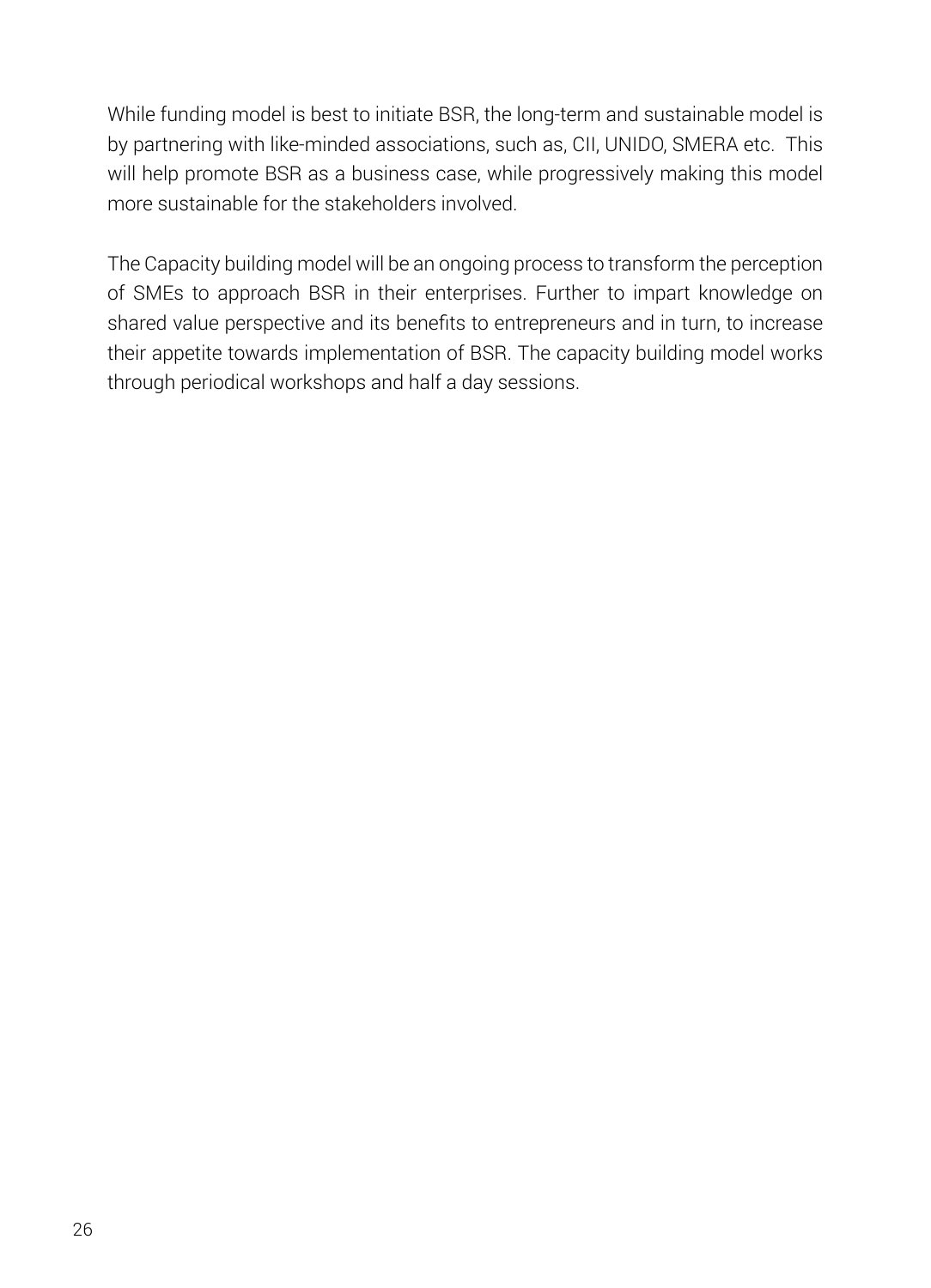While funding model is best to initiate BSR, the long-term and sustainable model is by partnering with like-minded associations, such as, CII, UNIDO, SMERA etc.  This will help promote BSR as a business case, while progressively making this model more sustainable for the stakeholders involved.

The Capacity building model will be an ongoing process to transform the perception of SMEs to approach BSR in their enterprises. Further to impart knowledge on shared value perspective and its benefits to entrepreneurs and in turn, to increase their appetite towards implementation of BSR. The capacity building model works through periodical workshops and half a day sessions.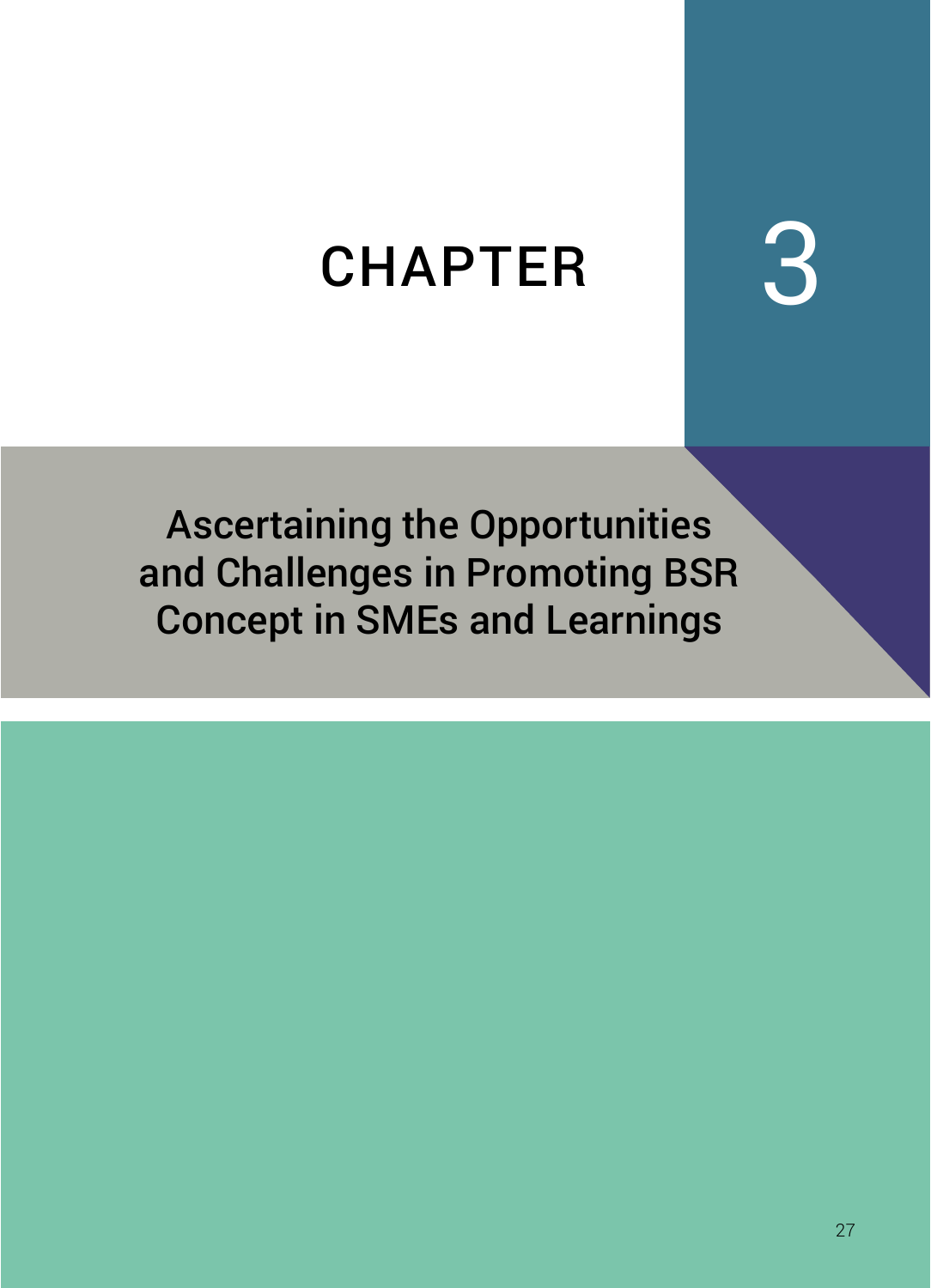# CHAPTER 3

## Ascertaining the Opportunities and Challenges in Promoting BSR Concept in SMEs and Learnings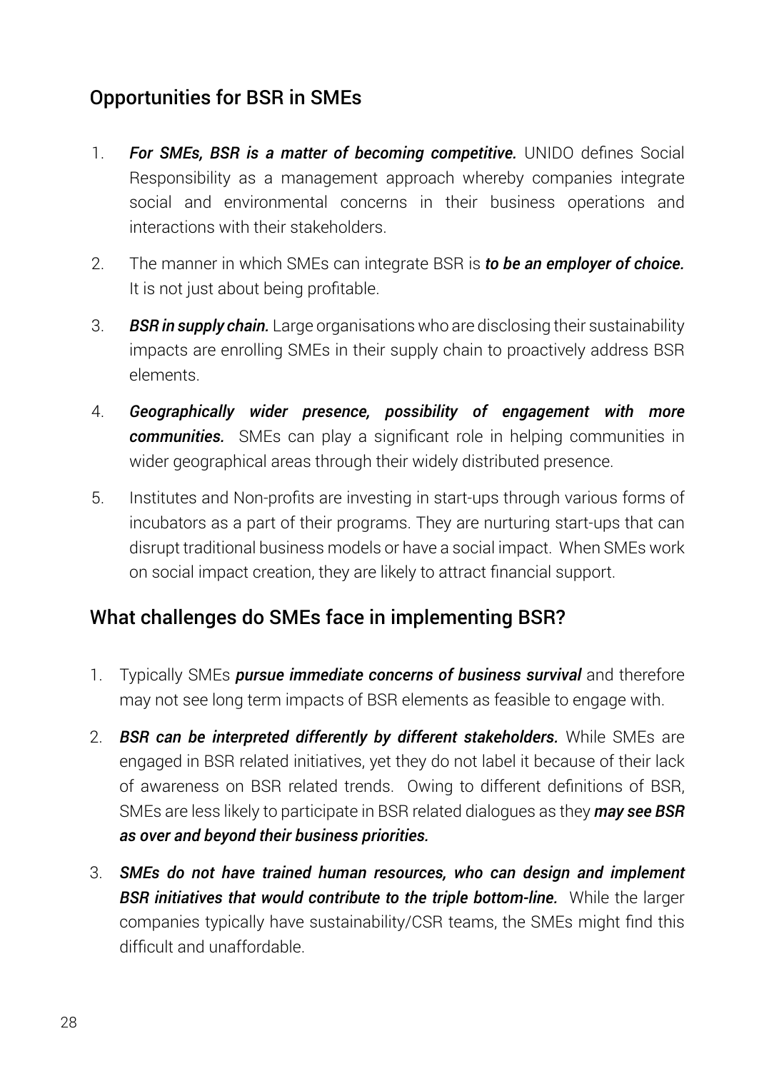## Opportunities for BSR in SMEs

1. ***For SMEs, BSR is a matter of becoming competitive.*** UNIDO defines Social Responsibility as a management approach whereby companies integrate social and environmental concerns in their business operations and interactions with their stakeholders.
2. The manner in which SMEs can integrate BSR is ***to be an employer of choice.*** It is not just about being profitable.
3. ***BSR in supply chain.*** Large organisations who are disclosing their sustainability impacts are enrolling SMEs in their supply chain to proactively address BSR elements.
4. ***Geographically wider presence, possibility of engagement with more communities.*** SMEs can play a significant role in helping communities in wider geographical areas through their widely distributed presence.
5. Institutes and Non-profits are investing in start-ups through various forms of incubators as a part of their programs. They are nurturing start-ups that can disrupt traditional business models or have a social impact. When SMEs work on social impact creation, they are likely to attract financial support.

## What challenges do SMEs face in implementing BSR?

1. Typically SMEs ***pursue immediate concerns of business survival*** and therefore may not see long term impacts of BSR elements as feasible to engage with.
2. ***BSR can be interpreted differently by different stakeholders.*** While SMEs are engaged in BSR related initiatives, yet they do not label it because of their lack of awareness on BSR related trends. Owing to different definitions of BSR, SMEs are less likely to participate in BSR related dialogues as they ***may see BSR as over and beyond their business priorities.***
3. ***SMEs do not have trained human resources, who can design and implement BSR initiatives that would contribute to the triple bottom-line.*** While the larger companies typically have sustainability/CSR teams, the SMEs might find this difficult and unaffordable.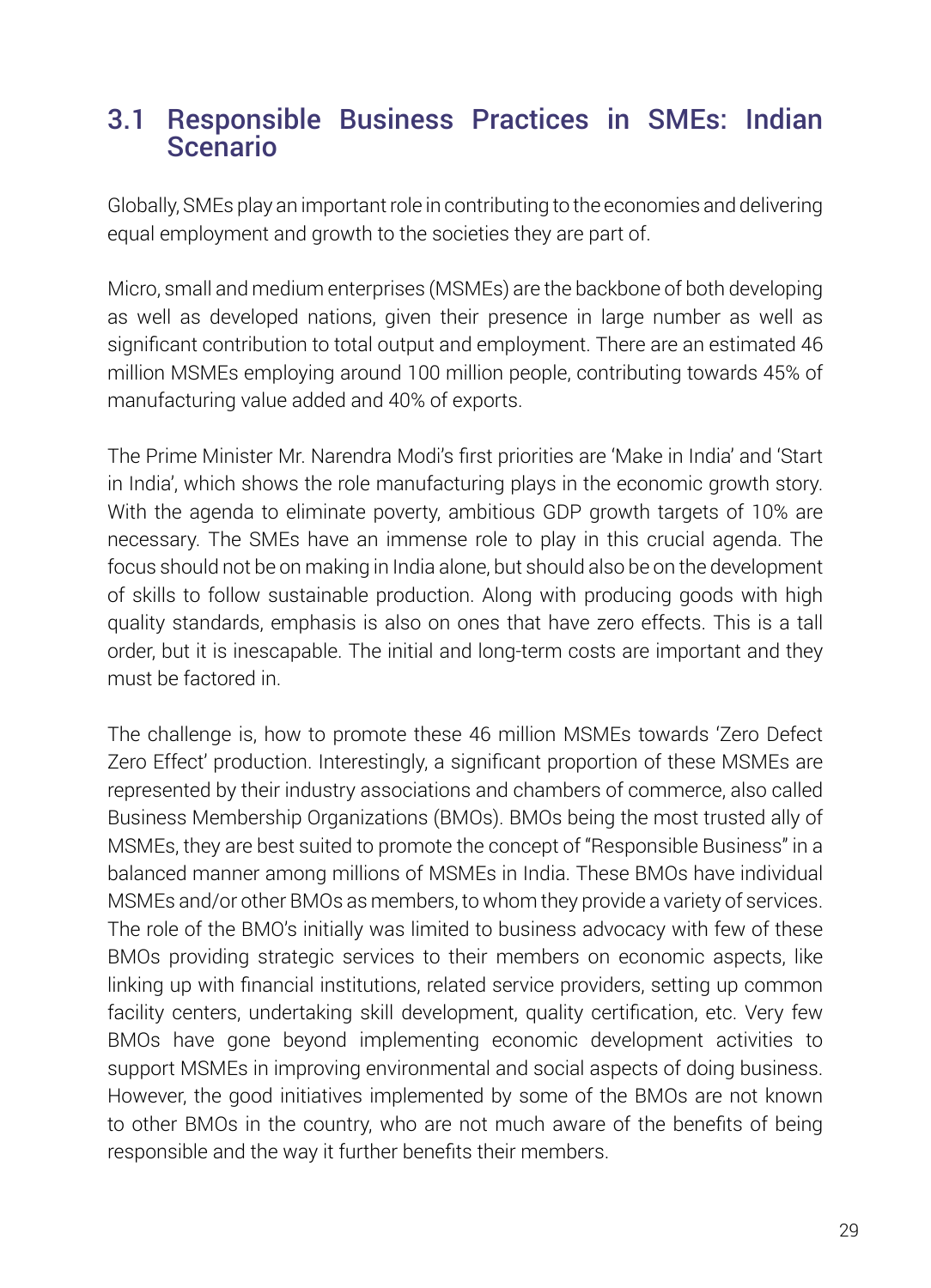## 3.1 Responsible Business Practices in SMEs: Indian Scenario

Globally, SMEs play an important role in contributing to the economies and delivering equal employment and growth to the societies they are part of.

Micro, small and medium enterprises (MSMEs) are the backbone of both developing as well as developed nations, given their presence in large number as well as significant contribution to total output and employment. There are an estimated 46 million MSMEs employing around 100 million people, contributing towards 45% of manufacturing value added and 40% of exports.

The Prime Minister Mr. Narendra Modi's first priorities are 'Make in India' and 'Start in India', which shows the role manufacturing plays in the economic growth story. With the agenda to eliminate poverty, ambitious GDP growth targets of 10% are necessary. The SMEs have an immense role to play in this crucial agenda. The focus should not be on making in India alone, but should also be on the development of skills to follow sustainable production. Along with producing goods with high quality standards, emphasis is also on ones that have zero effects. This is a tall order, but it is inescapable. The initial and long-term costs are important and they must be factored in.

The challenge is, how to promote these 46 million MSMEs towards 'Zero Defect Zero Effect' production. Interestingly, a significant proportion of these MSMEs are represented by their industry associations and chambers of commerce, also called Business Membership Organizations (BMOs). BMOs being the most trusted ally of MSMEs, they are best suited to promote the concept of "Responsible Business" in a balanced manner among millions of MSMEs in India. These BMOs have individual MSMEs and/or other BMOs as members, to whom they provide a variety of services. The role of the BMO's initially was limited to business advocacy with few of these BMOs providing strategic services to their members on economic aspects, like linking up with financial institutions, related service providers, setting up common facility centers, undertaking skill development, quality certification, etc. Very few BMOs have gone beyond implementing economic development activities to support MSMEs in improving environmental and social aspects of doing business. However, the good initiatives implemented by some of the BMOs are not known to other BMOs in the country, who are not much aware of the benefits of being responsible and the way it further benefits their members.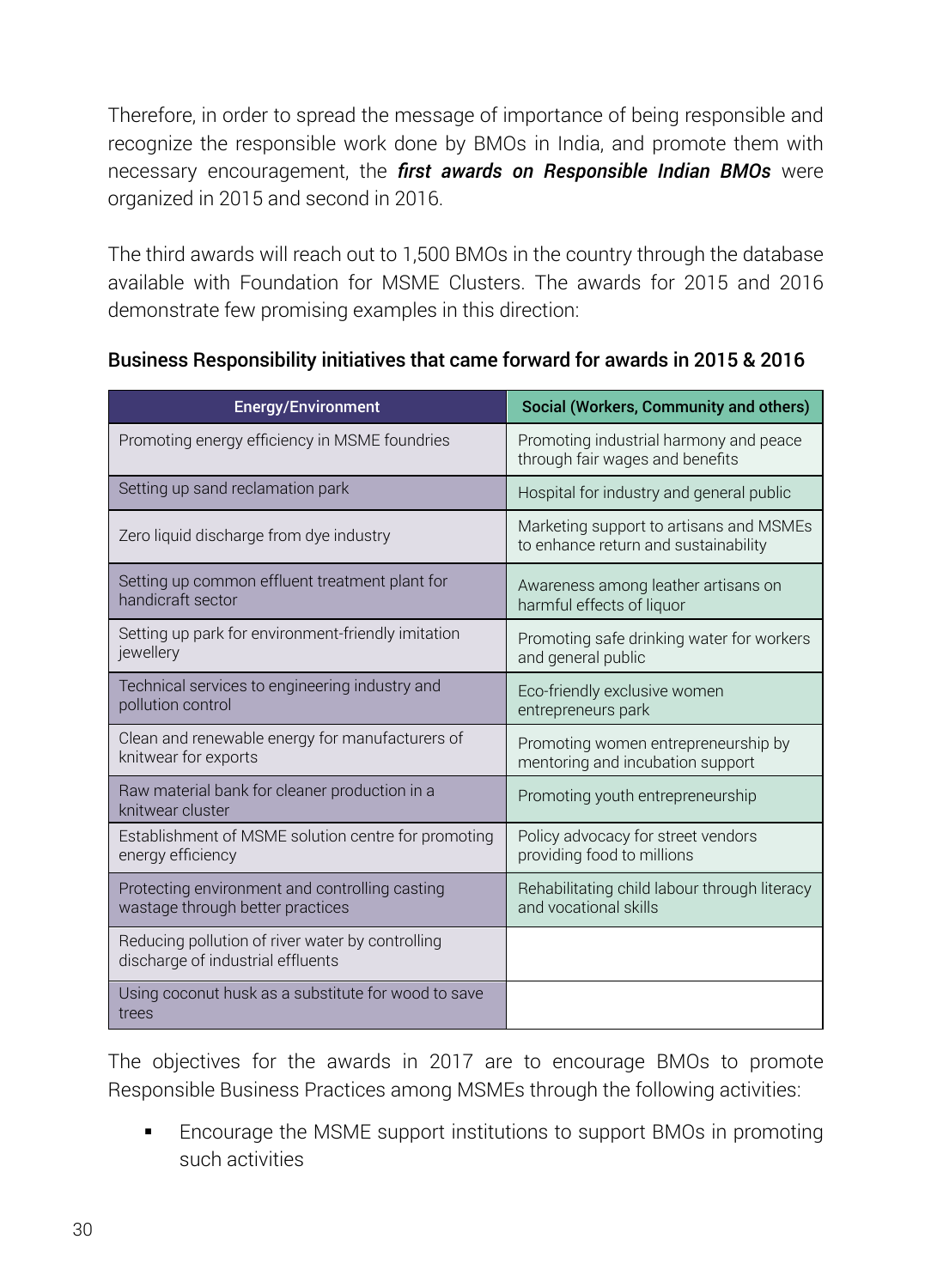Therefore, in order to spread the message of importance of being responsible and recognize the responsible work done by BMOs in India, and promote them with necessary encouragement, the ***first awards on Responsible Indian BMOs*** were organized in 2015 and second in 2016.

The third awards will reach out to 1,500 BMOs in the country through the database available with Foundation for MSME Clusters. The awards for 2015 and 2016 demonstrate few promising examples in this direction:

**Business Responsibility initiatives that came forward for awards in 2015 & 2016**

| Energy/Environment | Social (Workers, Community and others) |
|---|---|
| Promoting energy efficiency in MSME foundries | Promoting industrial harmony and peace through fair wages and benefits |
| Setting up sand reclamation park | Hospital for industry and general public |
| Zero liquid discharge from dye industry | Marketing support to artisans and MSMEs to enhance return and sustainability |
| Setting up common effluent treatment plant for handicraft sector | Awareness among leather artisans on harmful effects of liquor |
| Setting up park for environment-friendly imitation jewellery | Promoting safe drinking water for workers and general public |
| Technical services to engineering industry and pollution control | Eco-friendly exclusive women entrepreneurs park |
| Clean and renewable energy for manufacturers of knitwear for exports | Promoting women entrepreneurship by mentoring and incubation support |
| Raw material bank for cleaner production in a knitwear cluster | Promoting youth entrepreneurship |
| Establishment of MSME solution centre for promoting energy efficiency | Policy advocacy for street vendors providing food to millions |
| Protecting environment and controlling casting wastage through better practices | Rehabilitating child labour through literacy and vocational skills |
| Reducing pollution of river water by controlling discharge of industrial effluents | |
| Using coconut husk as a substitute for wood to save trees | |

The objectives for the awards in 2017 are to encourage BMOs to promote Responsible Business Practices among MSMEs through the following activities:

- Encourage the MSME support institutions to support BMOs in promoting such activities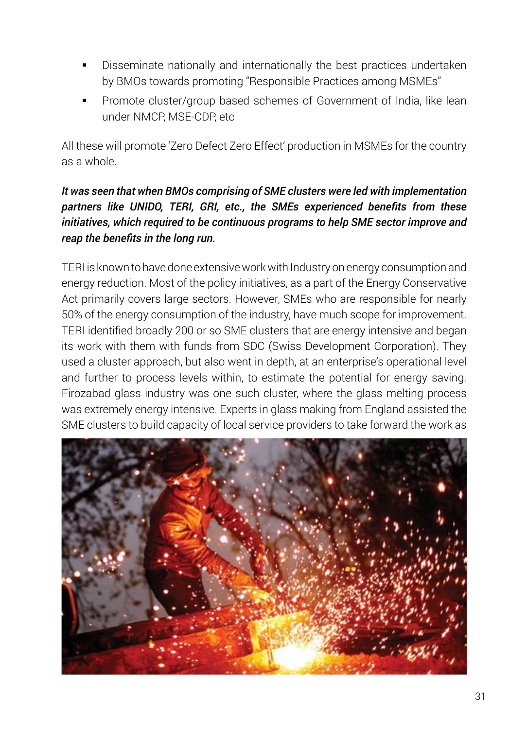- Disseminate nationally and internationally the best practices undertaken by BMOs towards promoting "Responsible Practices among MSMEs"
- Promote cluster/group based schemes of Government of India, like lean under NMCP, MSE-CDP, etc

All these will promote 'Zero Defect Zero Effect' production in MSMEs for the country as a whole.

***It was seen that when BMOs comprising of SME clusters were led with implementation partners like UNIDO, TERI, GRI, etc., the SMEs experienced benefits from these initiatives, which required to be continuous programs to help SME sector improve and reap the benefits in the long run.***

TERI is known to have done extensive work with Industry on energy consumption and energy reduction. Most of the policy initiatives, as a part of the Energy Conservative Act primarily covers large sectors. However, SMEs who are responsible for nearly 50% of the energy consumption of the industry, have much scope for improvement. TERI identified broadly 200 or so SME clusters that are energy intensive and began its work with them with funds from SDC (Swiss Development Corporation). They used a cluster approach, but also went in depth, at an enterprise's operational level and further to process levels within, to estimate the potential for energy saving. Firozabad glass industry was one such cluster, where the glass melting process was extremely energy intensive. Experts in glass making from England assisted the SME clusters to build capacity of local service providers to take forward the work as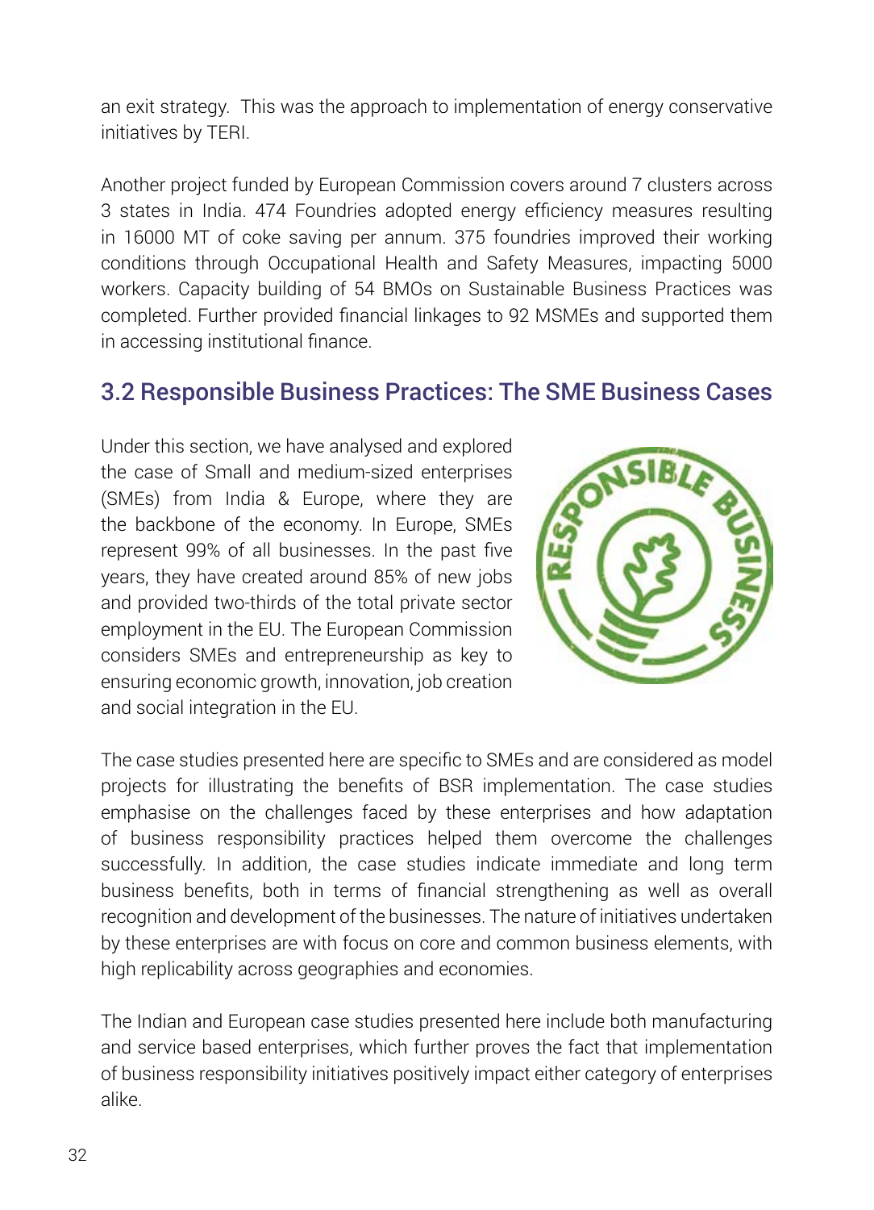an exit strategy. This was the approach to implementation of energy conservative initiatives by TERI.

Another project funded by European Commission covers around 7 clusters across 3 states in India. 474 Foundries adopted energy efficiency measures resulting in 16000 MT of coke saving per annum. 375 foundries improved their working conditions through Occupational Health and Safety Measures, impacting 5000 workers. Capacity building of 54 BMOs on Sustainable Business Practices was completed. Further provided financial linkages to 92 MSMEs and supported them in accessing institutional finance.

## 3.2 Responsible Business Practices: The SME Business Cases

Under this section, we have analysed and explored the case of Small and medium-sized enterprises (SMEs) from India & Europe, where they are the backbone of the economy. In Europe, SMEs represent 99% of all businesses. In the past five years, they have created around 85% of new jobs and provided two-thirds of the total private sector employment in the EU. The European Commission considers SMEs and entrepreneurship as key to ensuring economic growth, innovation, job creation and social integration in the EU.

The case studies presented here are specific to SMEs and are considered as model projects for illustrating the benefits of BSR implementation. The case studies emphasise on the challenges faced by these enterprises and how adaptation of business responsibility practices helped them overcome the challenges successfully. In addition, the case studies indicate immediate and long term business benefits, both in terms of financial strengthening as well as overall recognition and development of the businesses. The nature of initiatives undertaken by these enterprises are with focus on core and common business elements, with high replicability across geographies and economies.

The Indian and European case studies presented here include both manufacturing and service based enterprises, which further proves the fact that implementation of business responsibility initiatives positively impact either category of enterprises alike.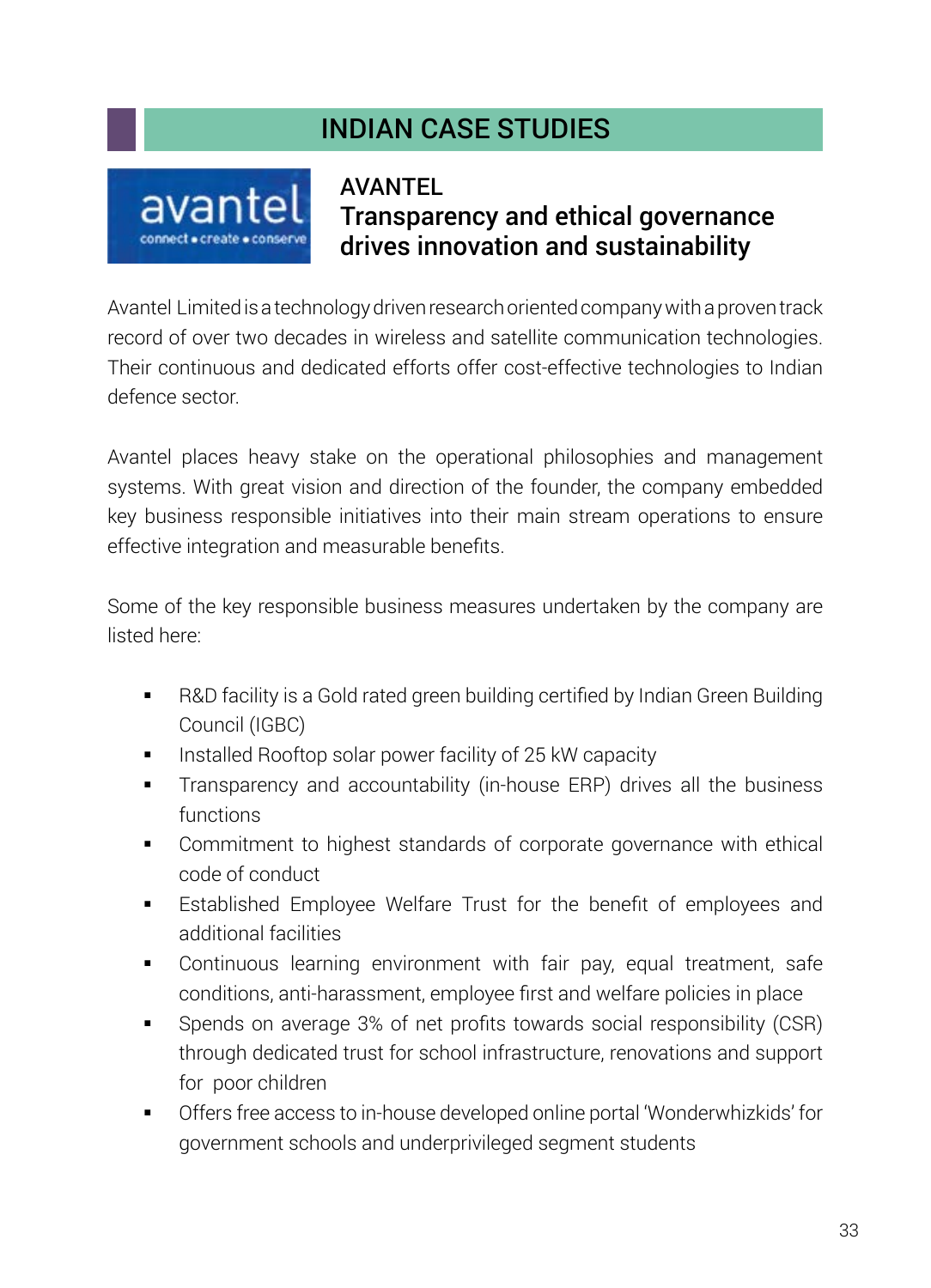# INDIAN CASE STUDIES

## AVANTEL
## Transparency and ethical governance drives innovation and sustainability

Avantel Limited is a technology driven research oriented company with a proven track record of over two decades in wireless and satellite communication technologies. Their continuous and dedicated efforts offer cost-effective technologies to Indian defence sector.

Avantel places heavy stake on the operational philosophies and management systems. With great vision and direction of the founder, the company embedded key business responsible initiatives into their main stream operations to ensure effective integration and measurable benefits.

Some of the key responsible business measures undertaken by the company are listed here:

- R&D facility is a Gold rated green building certified by Indian Green Building Council (IGBC)
- Installed Rooftop solar power facility of 25 kW capacity
- Transparency and accountability (in-house ERP) drives all the business functions
- Commitment to highest standards of corporate governance with ethical code of conduct
- Established Employee Welfare Trust for the benefit of employees and additional facilities
- Continuous learning environment with fair pay, equal treatment, safe conditions, anti-harassment, employee first and welfare policies in place
- Spends on average 3% of net profits towards social responsibility (CSR) through dedicated trust for school infrastructure, renovations and support for poor children
- Offers free access to in-house developed online portal 'Wonderwhizkids' for government schools and underprivileged segment students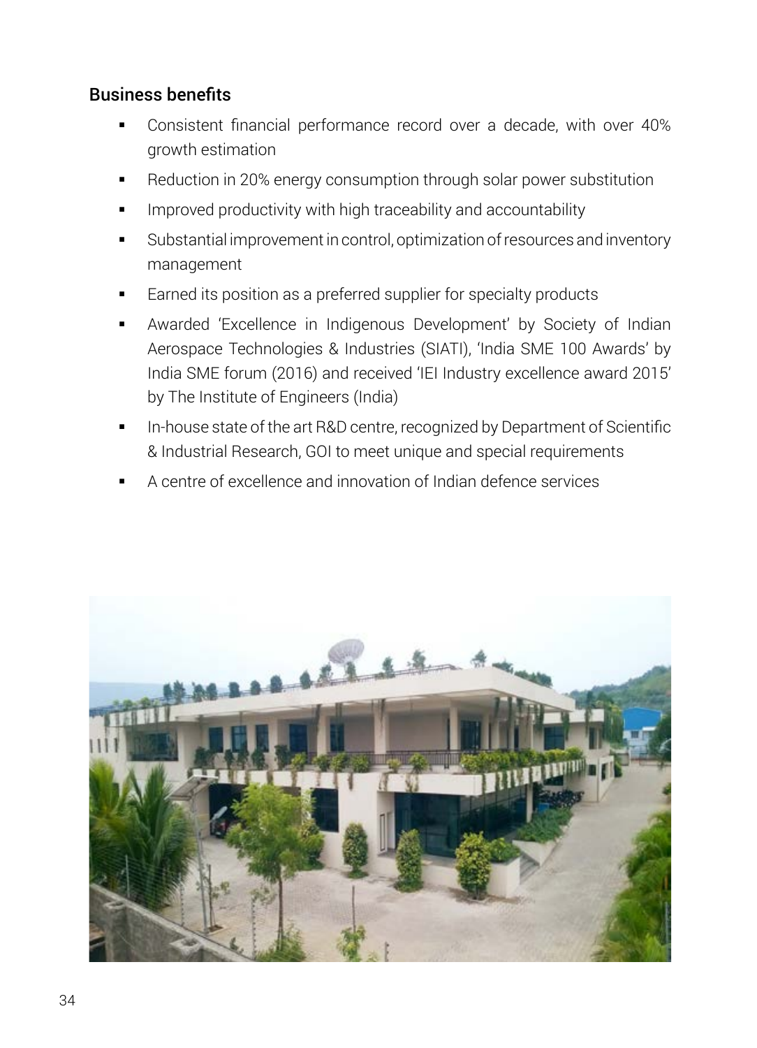## Business benefits

- Consistent financial performance record over a decade, with over 40% growth estimation
- Reduction in 20% energy consumption through solar power substitution
- Improved productivity with high traceability and accountability
- Substantial improvement in control, optimization of resources and inventory management
- Earned its position as a preferred supplier for specialty products
- Awarded 'Excellence in Indigenous Development' by Society of Indian Aerospace Technologies & Industries (SIATI), 'India SME 100 Awards' by India SME forum (2016) and received 'IEI Industry excellence award 2015' by The Institute of Engineers (India)
- In-house state of the art R&D centre, recognized by Department of Scientific & Industrial Research, GOI to meet unique and special requirements
- A centre of excellence and innovation of Indian defence services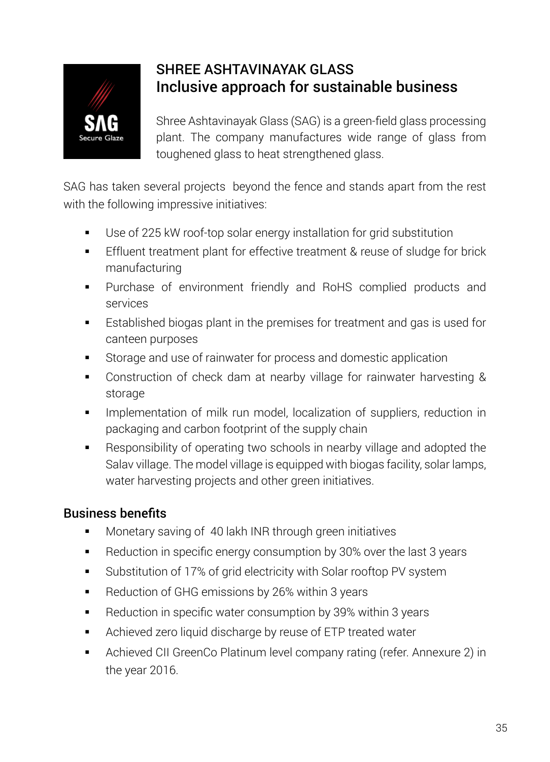## SHREE ASHTAVINAYAK GLASS
## Inclusive approach for sustainable business

Shree Ashtavinayak Glass (SAG) is a green-field glass processing plant. The company manufactures wide range of glass from toughened glass to heat strengthened glass.

SAG has taken several projects beyond the fence and stands apart from the rest with the following impressive initiatives:

- Use of 225 kW roof-top solar energy installation for grid substitution
- Effluent treatment plant for effective treatment & reuse of sludge for brick manufacturing
- Purchase of environment friendly and RoHS complied products and services
- Established biogas plant in the premises for treatment and gas is used for canteen purposes
- Storage and use of rainwater for process and domestic application
- Construction of check dam at nearby village for rainwater harvesting & storage
- Implementation of milk run model, localization of suppliers, reduction in packaging and carbon footprint of the supply chain
- Responsibility of operating two schools in nearby village and adopted the Salav village. The model village is equipped with biogas facility, solar lamps, water harvesting projects and other green initiatives.

### Business benefits

- Monetary saving of 40 lakh INR through green initiatives
- Reduction in specific energy consumption by 30% over the last 3 years
- Substitution of 17% of grid electricity with Solar rooftop PV system
- Reduction of GHG emissions by 26% within 3 years
- Reduction in specific water consumption by 39% within 3 years
- Achieved zero liquid discharge by reuse of ETP treated water
- Achieved CII GreenCo Platinum level company rating (refer. Annexure 2) in the year 2016.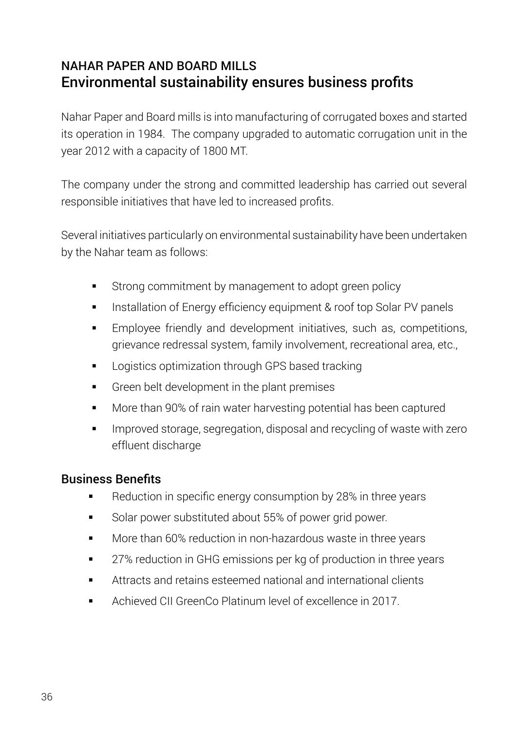## NAHAR PAPER AND BOARD MILLS
## Environmental sustainability ensures business profits

Nahar Paper and Board mills is into manufacturing of corrugated boxes and started its operation in 1984. The company upgraded to automatic corrugation unit in the year 2012 with a capacity of 1800 MT.

The company under the strong and committed leadership has carried out several responsible initiatives that have led to increased profits.

Several initiatives particularly on environmental sustainability have been undertaken by the Nahar team as follows:

- Strong commitment by management to adopt green policy
- Installation of Energy efficiency equipment & roof top Solar PV panels
- Employee friendly and development initiatives, such as, competitions, grievance redressal system, family involvement, recreational area, etc.,
- Logistics optimization through GPS based tracking
- Green belt development in the plant premises
- More than 90% of rain water harvesting potential has been captured
- Improved storage, segregation, disposal and recycling of waste with zero effluent discharge

### Business Benefits

- Reduction in specific energy consumption by 28% in three years
- Solar power substituted about 55% of power grid power.
- More than 60% reduction in non-hazardous waste in three years
- 27% reduction in GHG emissions per kg of production in three years
- Attracts and retains esteemed national and international clients
- Achieved CII GreenCo Platinum level of excellence in 2017.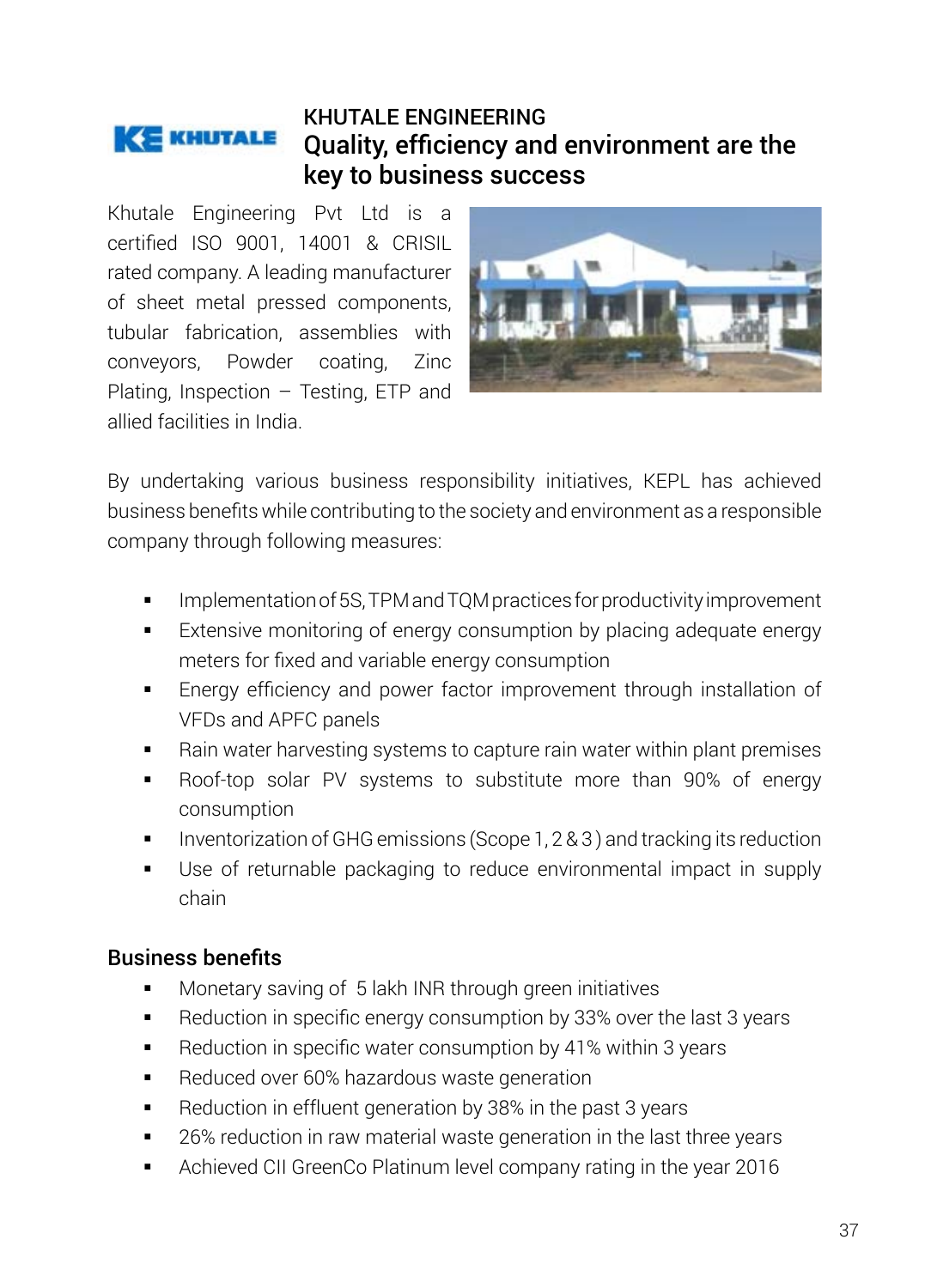## KHUTALE ENGINEERING

## Quality, efficiency and environment are the key to business success

Khutale Engineering Pvt Ltd is a certified ISO 9001, 14001 & CRISIL rated company. A leading manufacturer of sheet metal pressed components, tubular fabrication, assemblies with conveyors, Powder coating, Zinc Plating, Inspection – Testing, ETP and allied facilities in India.

By undertaking various business responsibility initiatives, KEPL has achieved business benefits while contributing to the society and environment as a responsible company through following measures:

- Implementation of 5S, TPM and TQM practices for productivity improvement
- Extensive monitoring of energy consumption by placing adequate energy meters for fixed and variable energy consumption
- Energy efficiency and power factor improvement through installation of VFDs and APFC panels
- Rain water harvesting systems to capture rain water within plant premises
- Roof-top solar PV systems to substitute more than 90% of energy consumption
- Inventorization of GHG emissions (Scope 1, 2 & 3 ) and tracking its reduction
- Use of returnable packaging to reduce environmental impact in supply chain

### Business benefits

- Monetary saving of  5 lakh INR through green initiatives
- Reduction in specific energy consumption by 33% over the last 3 years
- Reduction in specific water consumption by 41% within 3 years
- Reduced over 60% hazardous waste generation
- Reduction in effluent generation by 38% in the past 3 years
- 26% reduction in raw material waste generation in the last three years
- Achieved CII GreenCo Platinum level company rating in the year 2016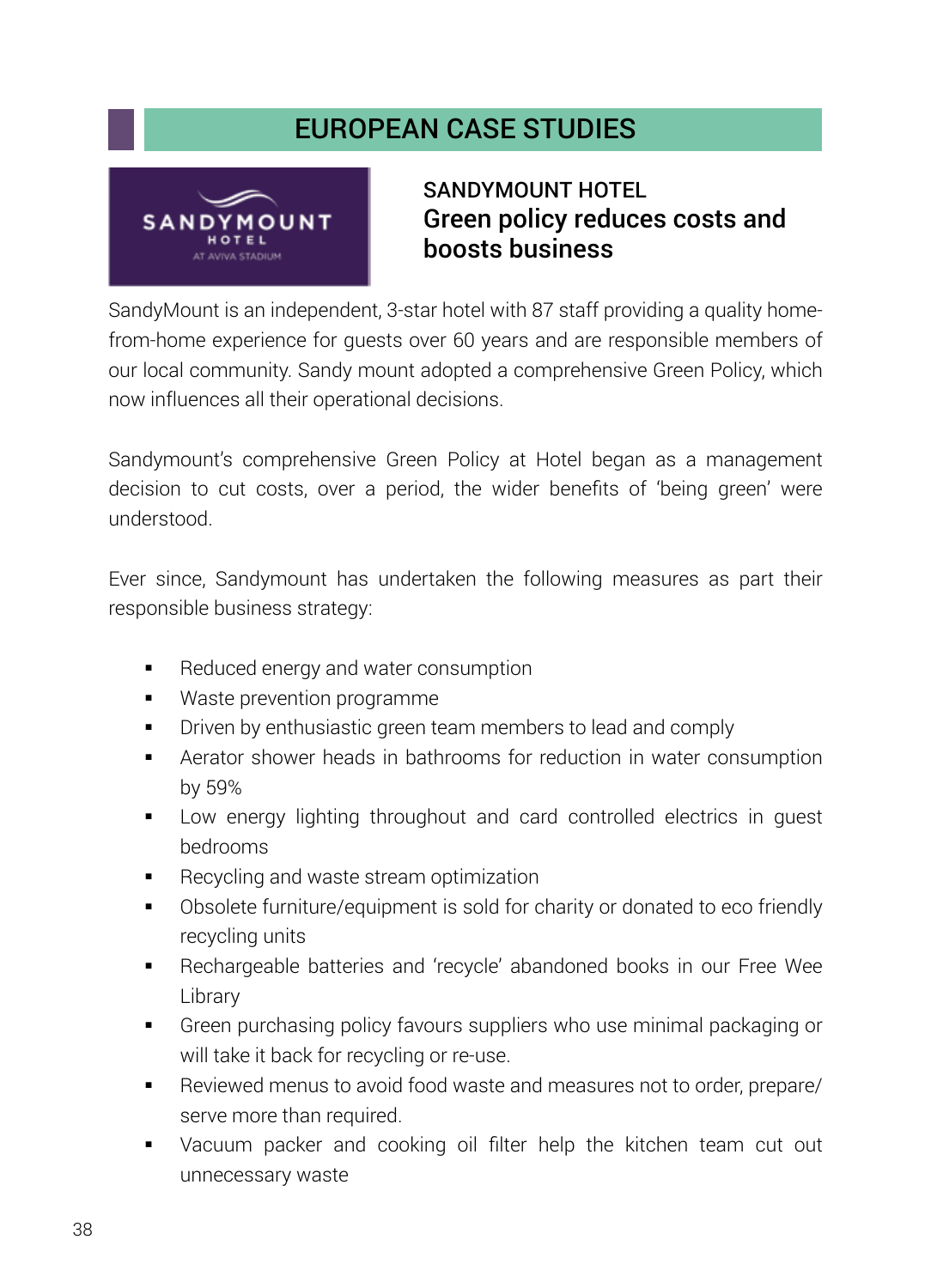# EUROPEAN CASE STUDIES

## SANDYMOUNT HOTEL

## Green policy reduces costs and boosts business

SandyMount is an independent, 3-star hotel with 87 staff providing a quality home-from-home experience for guests over 60 years and are responsible members of our local community. Sandy mount adopted a comprehensive Green Policy, which now influences all their operational decisions.

Sandymount's comprehensive Green Policy at Hotel began as a management decision to cut costs, over a period, the wider benefits of 'being green' were understood.

Ever since, Sandymount has undertaken the following measures as part their responsible business strategy:

- Reduced energy and water consumption
- Waste prevention programme
- Driven by enthusiastic green team members to lead and comply
- Aerator shower heads in bathrooms for reduction in water consumption by 59%
- Low energy lighting throughout and card controlled electrics in guest bedrooms
- Recycling and waste stream optimization
- Obsolete furniture/equipment is sold for charity or donated to eco friendly recycling units
- Rechargeable batteries and 'recycle' abandoned books in our Free Wee Library
- Green purchasing policy favours suppliers who use minimal packaging or will take it back for recycling or re-use.
- Reviewed menus to avoid food waste and measures not to order, prepare/ serve more than required.
- Vacuum packer and cooking oil filter help the kitchen team cut out unnecessary waste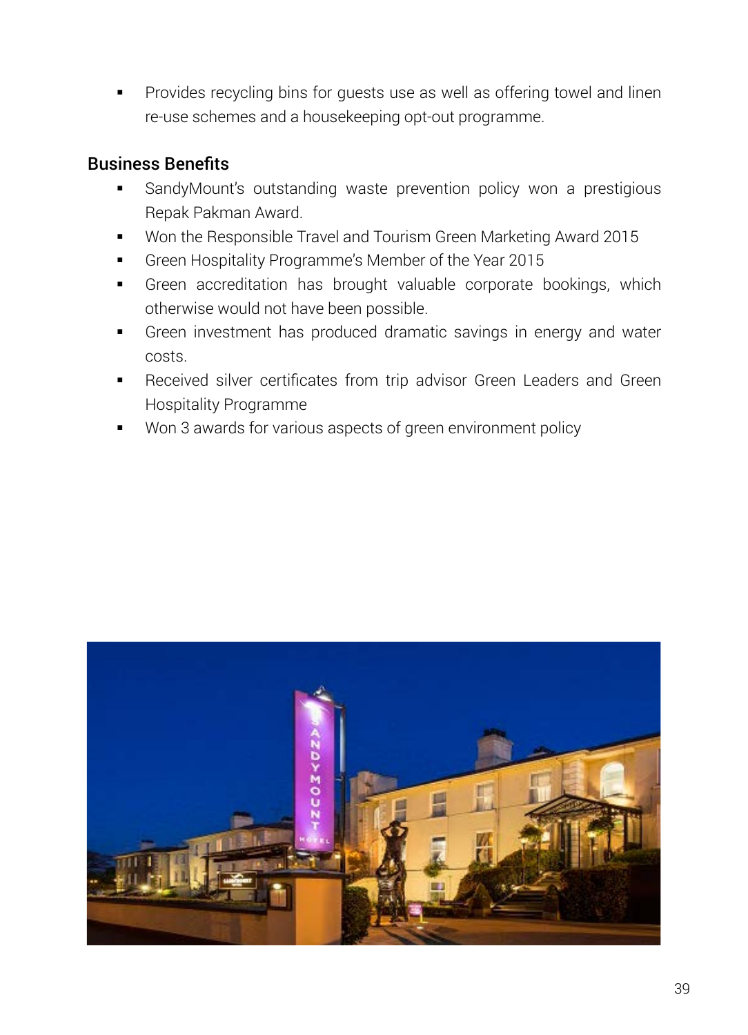- Provides recycling bins for guests use as well as offering towel and linen re-use schemes and a housekeeping opt-out programme.

## Business Benefits

- SandyMount's outstanding waste prevention policy won a prestigious Repak Pakman Award.
- Won the Responsible Travel and Tourism Green Marketing Award 2015
- Green Hospitality Programme's Member of the Year 2015
- Green accreditation has brought valuable corporate bookings, which otherwise would not have been possible.
- Green investment has produced dramatic savings in energy and water costs.
- Received silver certificates from trip advisor Green Leaders and Green Hospitality Programme
- Won 3 awards for various aspects of green environment policy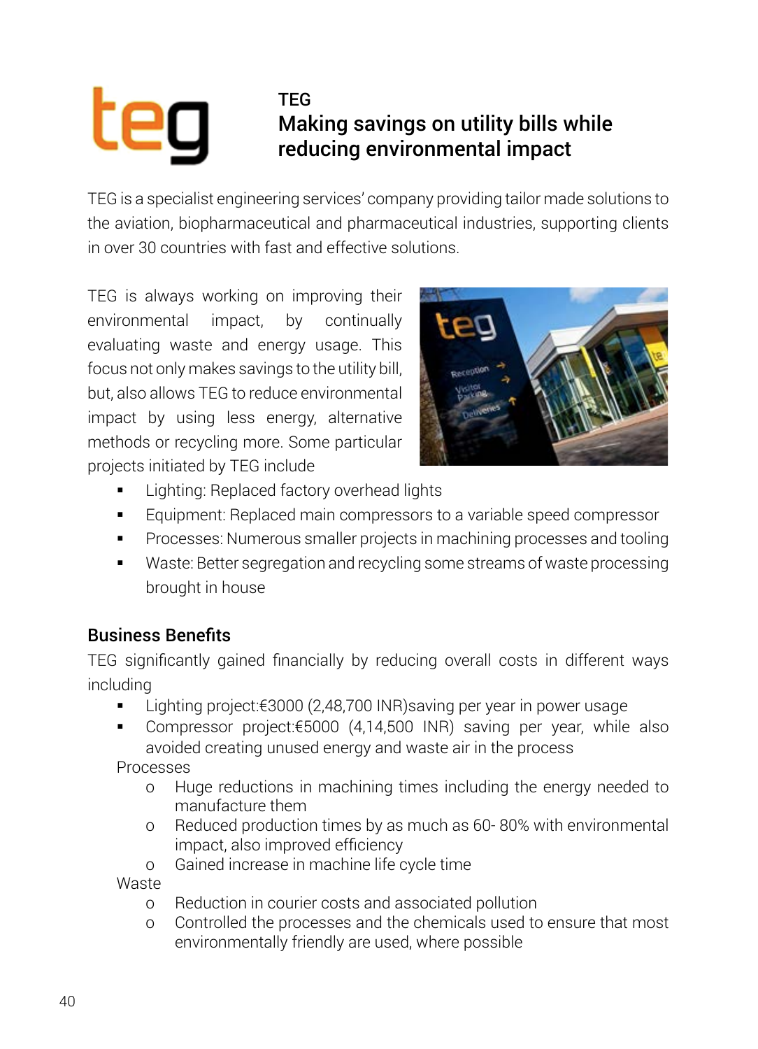## TEG
## Making savings on utility bills while reducing environmental impact

TEG is a specialist engineering services' company providing tailor made solutions to the aviation, biopharmaceutical and pharmaceutical industries, supporting clients in over 30 countries with fast and effective solutions.

TEG is always working on improving their environmental impact, by continually evaluating waste and energy usage. This focus not only makes savings to the utility bill, but, also allows TEG to reduce environmental impact by using less energy, alternative methods or recycling more. Some particular projects initiated by TEG include

- Lighting: Replaced factory overhead lights
- Equipment: Replaced main compressors to a variable speed compressor
- Processes: Numerous smaller projects in machining processes and tooling
- Waste: Better segregation and recycling some streams of waste processing brought in house

### Business Benefits

TEG significantly gained financially by reducing overall costs in different ways including

- Lighting project:€3000 (2,48,700 INR)saving per year in power usage
- Compressor project:€5000 (4,14,500 INR) saving per year, while also avoided creating unused energy and waste air in the process

Processes

- Huge reductions in machining times including the energy needed to manufacture them
- Reduced production times by as much as 60- 80% with environmental impact, also improved efficiency
- Gained increase in machine life cycle time

Waste

- Reduction in courier costs and associated pollution
- Controlled the processes and the chemicals used to ensure that most environmentally friendly are used, where possible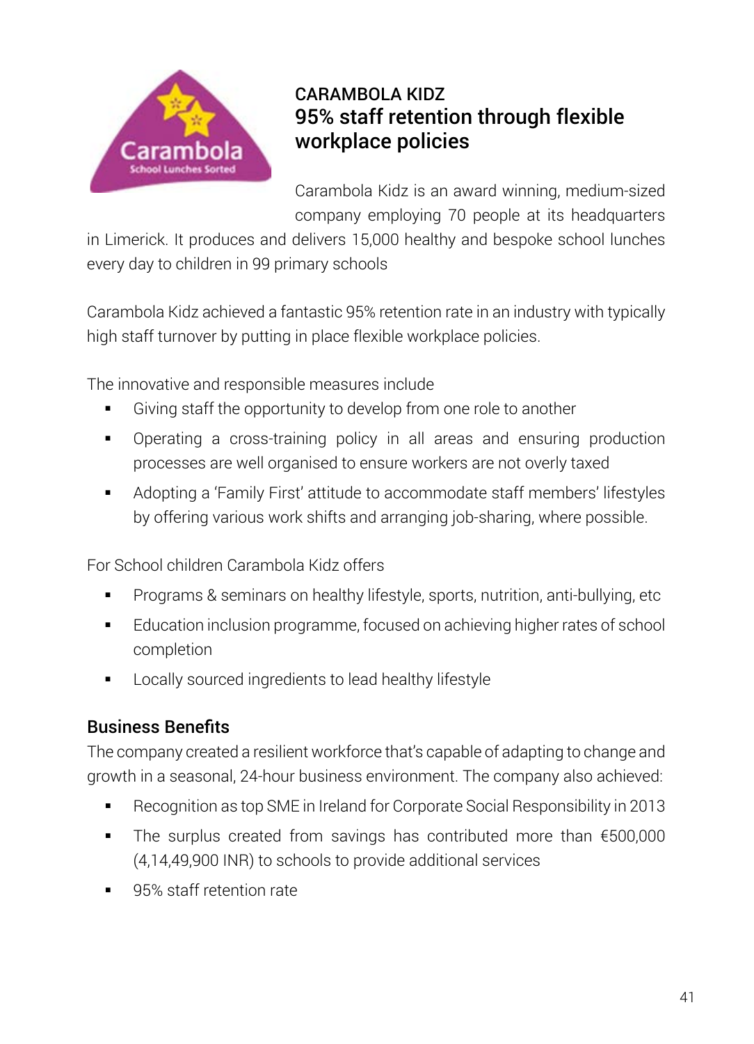## CARAMBOLA KIDZ

## 95% staff retention through flexible workplace policies

Carambola Kidz is an award winning, medium-sized company employing 70 people at its headquarters in Limerick. It produces and delivers 15,000 healthy and bespoke school lunches every day to children in 99 primary schools

Carambola Kidz achieved a fantastic 95% retention rate in an industry with typically high staff turnover by putting in place flexible workplace policies.

The innovative and responsible measures include

- Giving staff the opportunity to develop from one role to another
- Operating a cross-training policy in all areas and ensuring production processes are well organised to ensure workers are not overly taxed
- Adopting a 'Family First' attitude to accommodate staff members' lifestyles by offering various work shifts and arranging job-sharing, where possible.

For School children Carambola Kidz offers

- Programs & seminars on healthy lifestyle, sports, nutrition, anti-bullying, etc
- Education inclusion programme, focused on achieving higher rates of school completion
- Locally sourced ingredients to lead healthy lifestyle

### Business Benefits

The company created a resilient workforce that's capable of adapting to change and growth in a seasonal, 24-hour business environment. The company also achieved:

- Recognition as top SME in Ireland for Corporate Social Responsibility in 2013
- The surplus created from savings has contributed more than €500,000 (4,14,49,900 INR) to schools to provide additional services
- 95% staff retention rate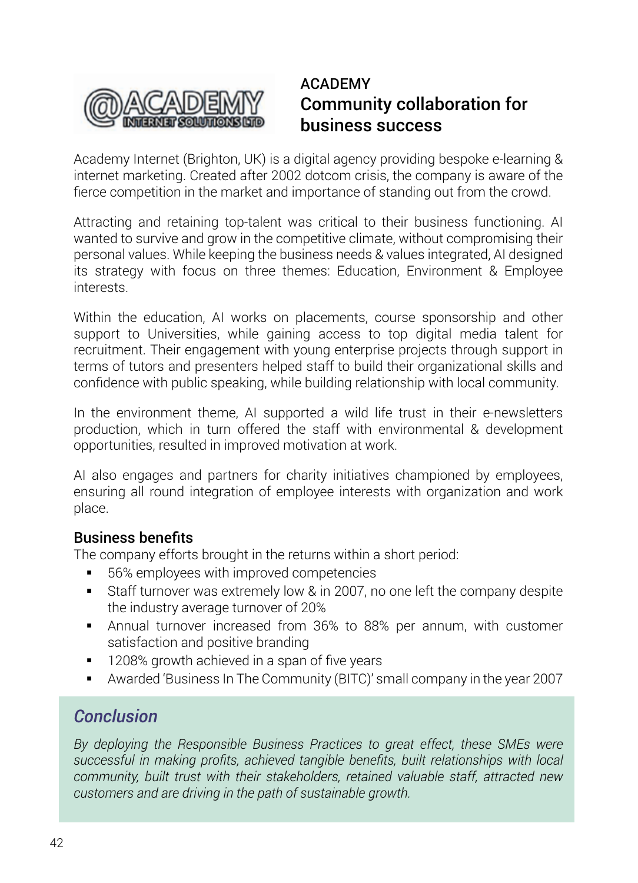## ACADEMY
## Community collaboration for business success

Academy Internet (Brighton, UK) is a digital agency providing bespoke e-learning & internet marketing. Created after 2002 dotcom crisis, the company is aware of the fierce competition in the market and importance of standing out from the crowd.

Attracting and retaining top-talent was critical to their business functioning. AI wanted to survive and grow in the competitive climate, without compromising their personal values. While keeping the business needs & values integrated, AI designed its strategy with focus on three themes: Education, Environment & Employee interests.

Within the education, AI works on placements, course sponsorship and other support to Universities, while gaining access to top digital media talent for recruitment. Their engagement with young enterprise projects through support in terms of tutors and presenters helped staff to build their organizational skills and confidence with public speaking, while building relationship with local community.

In the environment theme, AI supported a wild life trust in their e-newsletters production, which in turn offered the staff with environmental & development opportunities, resulted in improved motivation at work.

AI also engages and partners for charity initiatives championed by employees, ensuring all round integration of employee interests with organization and work place.

### Business benefits

The company efforts brought in the returns within a short period:

- 56% employees with improved competencies
- Staff turnover was extremely low & in 2007, no one left the company despite the industry average turnover of 20%
- Annual turnover increased from 36% to 88% per annum, with customer satisfaction and positive branding
- 1208% growth achieved in a span of five years
- Awarded 'Business In The Community (BITC)' small company in the year 2007

## *Conclusion*

*By deploying the Responsible Business Practices to great effect, these SMEs were successful in making profits, achieved tangible benefits, built relationships with local community, built trust with their stakeholders, retained valuable staff, attracted new customers and are driving in the path of sustainable growth.*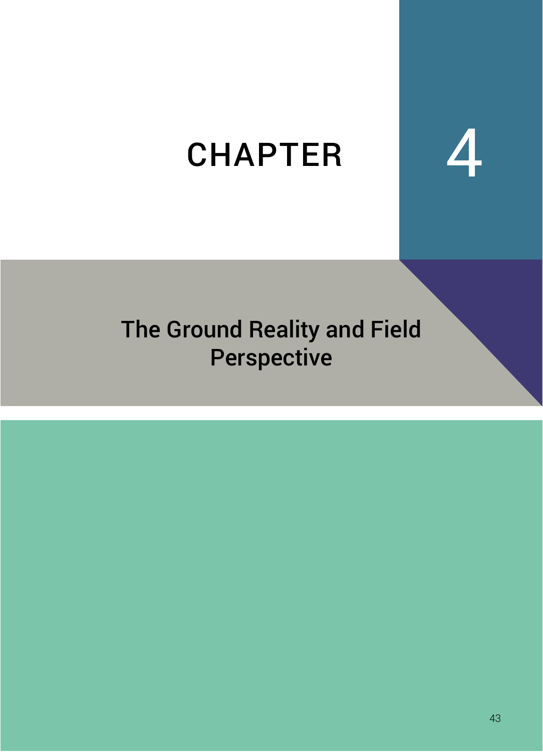# CHAPTER 4

## The Ground Reality and Field Perspective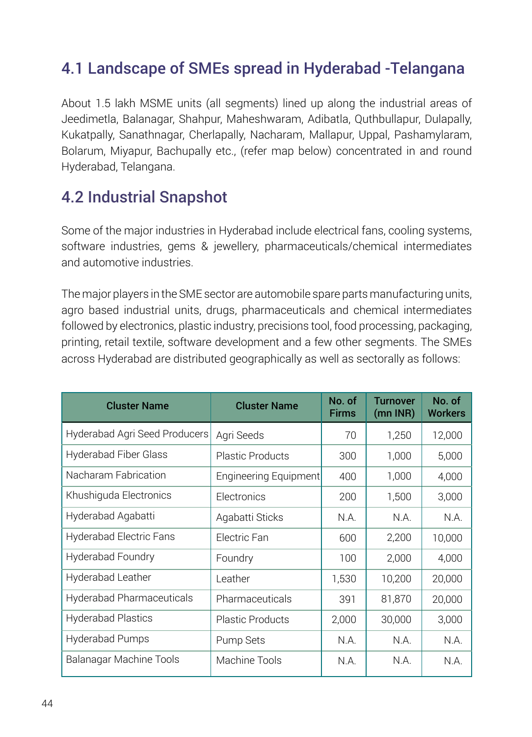## 4.1 Landscape of SMEs spread in Hyderabad -Telangana

About 1.5 lakh MSME units (all segments) lined up along the industrial areas of Jeedimetla, Balanagar, Shahpur, Maheshwaram, Adibatla, Quthbullapur, Dulapally, Kukatpally, Sanathnagar, Cherlapally, Nacharam, Mallapur, Uppal, Pashamylaram, Bolarum, Miyapur, Bachupally etc., (refer map below) concentrated in and round Hyderabad, Telangana.

## 4.2 Industrial Snapshot

Some of the major industries in Hyderabad include electrical fans, cooling systems, software industries, gems & jewellery, pharmaceuticals/chemical intermediates and automotive industries.

The major players in the SME sector are automobile spare parts manufacturing units, agro based industrial units, drugs, pharmaceuticals and chemical intermediates followed by electronics, plastic industry, precisions tool, food processing, packaging, printing, retail textile, software development and a few other segments. The SMEs across Hyderabad are distributed geographically as well as sectorally as follows:

| Cluster Name | Cluster Name | No. of Firms | Turnover (mn INR) | No. of Workers |
|---|---|---|---|---|
| Hyderabad Agri Seed Producers | Agri Seeds | 70 | 1,250 | 12,000 |
| Hyderabad Fiber Glass | Plastic Products | 300 | 1,000 | 5,000 |
| Nacharam Fabrication | Engineering Equipment | 400 | 1,000 | 4,000 |
| Khushiguda Electronics | Electronics | 200 | 1,500 | 3,000 |
| Hyderabad Agabatti | Agabatti Sticks | N.A. | N.A. | N.A. |
| Hyderabad Electric Fans | Electric Fan | 600 | 2,200 | 10,000 |
| Hyderabad Foundry | Foundry | 100 | 2,000 | 4,000 |
| Hyderabad Leather | Leather | 1,530 | 10,200 | 20,000 |
| Hyderabad Pharmaceuticals | Pharmaceuticals | 391 | 81,870 | 20,000 |
| Hyderabad Plastics | Plastic Products | 2,000 | 30,000 | 3,000 |
| Hyderabad Pumps | Pump Sets | N.A. | N.A. | N.A. |
| Balanagar Machine Tools | Machine Tools | N.A. | N.A. | N.A. |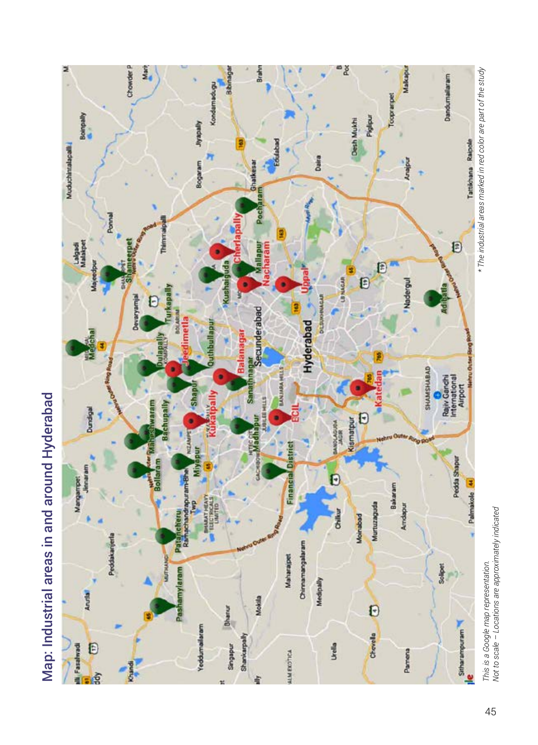# Map: Industrial areas in and around Hyderabad

*This is a Google map representation.*
*Not to scale – Locations are approximately indicated*

*\* The industrial areas marked in red color are part of the study*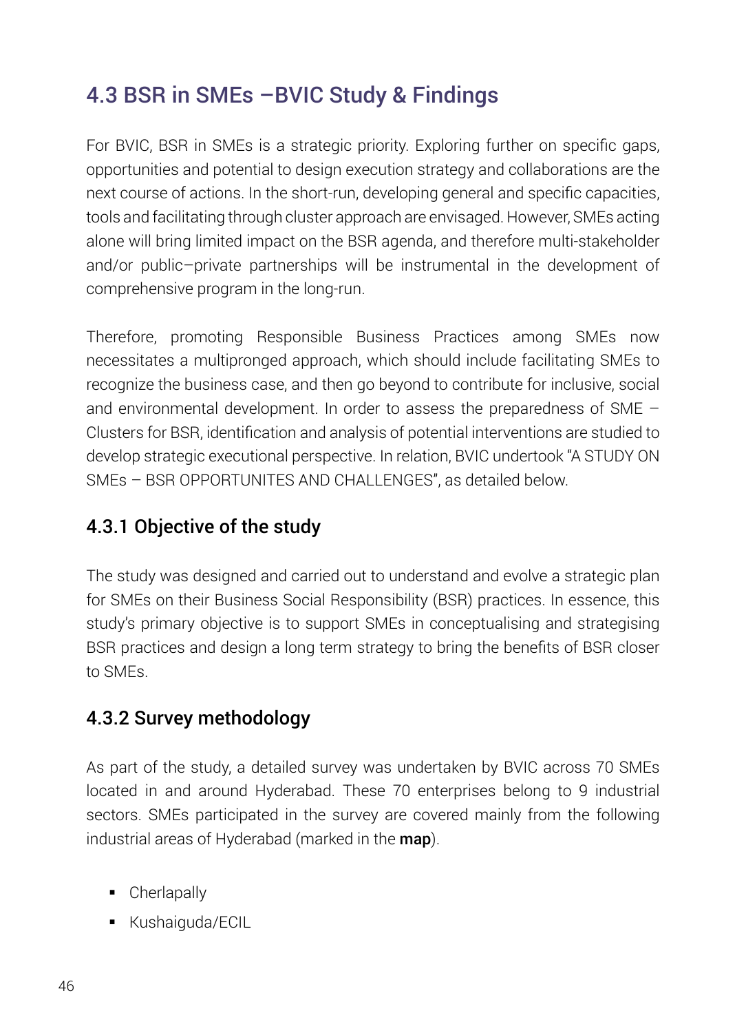## 4.3 BSR in SMEs –BVIC Study & Findings

For BVIC, BSR in SMEs is a strategic priority. Exploring further on specific gaps, opportunities and potential to design execution strategy and collaborations are the next course of actions. In the short-run, developing general and specific capacities, tools and facilitating through cluster approach are envisaged. However, SMEs acting alone will bring limited impact on the BSR agenda, and therefore multi-stakeholder and/or public–private partnerships will be instrumental in the development of comprehensive program in the long-run.

Therefore, promoting Responsible Business Practices among SMEs now necessitates a multipronged approach, which should include facilitating SMEs to recognize the business case, and then go beyond to contribute for inclusive, social and environmental development. In order to assess the preparedness of SME – Clusters for BSR, identification and analysis of potential interventions are studied to develop strategic executional perspective. In relation, BVIC undertook "A STUDY ON SMEs – BSR OPPORTUNITES AND CHALLENGES", as detailed below.

### 4.3.1 Objective of the study

The study was designed and carried out to understand and evolve a strategic plan for SMEs on their Business Social Responsibility (BSR) practices. In essence, this study's primary objective is to support SMEs in conceptualising and strategising BSR practices and design a long term strategy to bring the benefits of BSR closer to SMEs.

### 4.3.2 Survey methodology

As part of the study, a detailed survey was undertaken by BVIC across 70 SMEs located in and around Hyderabad. These 70 enterprises belong to 9 industrial sectors. SMEs participated in the survey are covered mainly from the following industrial areas of Hyderabad (marked in the **map**).

- Cherlapally
- Kushaiguda/ECIL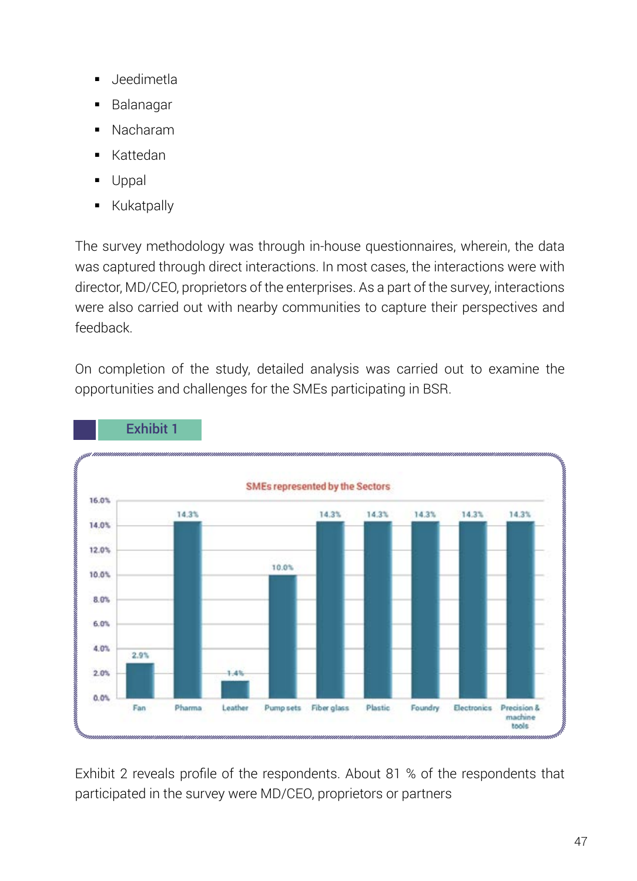- Jeedimetla
- Balanagar
- Nacharam
- Kattedan
- Uppal
- Kukatpally

The survey methodology was through in-house questionnaires, wherein, the data was captured through direct interactions. In most cases, the interactions were with director, MD/CEO, proprietors of the enterprises. As a part of the survey, interactions were also carried out with nearby communities to capture their perspectives and feedback.

On completion of the study, detailed analysis was carried out to examine the opportunities and challenges for the SMEs participating in BSR.

**Exhibit 1**

SMEs represented by the Sectors

| Sector | Share |
|---|---|
| Fan | 2.9% |
| Pharma | 14.3% |
| Leather | 1.4% |
| Pump sets | 10.0% |
| Fiber glass | 14.3% |
| Plastic | 14.3% |
| Foundry | 14.3% |
| Electronics | 14.3% |
| Precision & machine tools | 14.3% |

Exhibit 2 reveals profile of the respondents. About 81 % of the respondents that participated in the survey were MD/CEO, proprietors or partners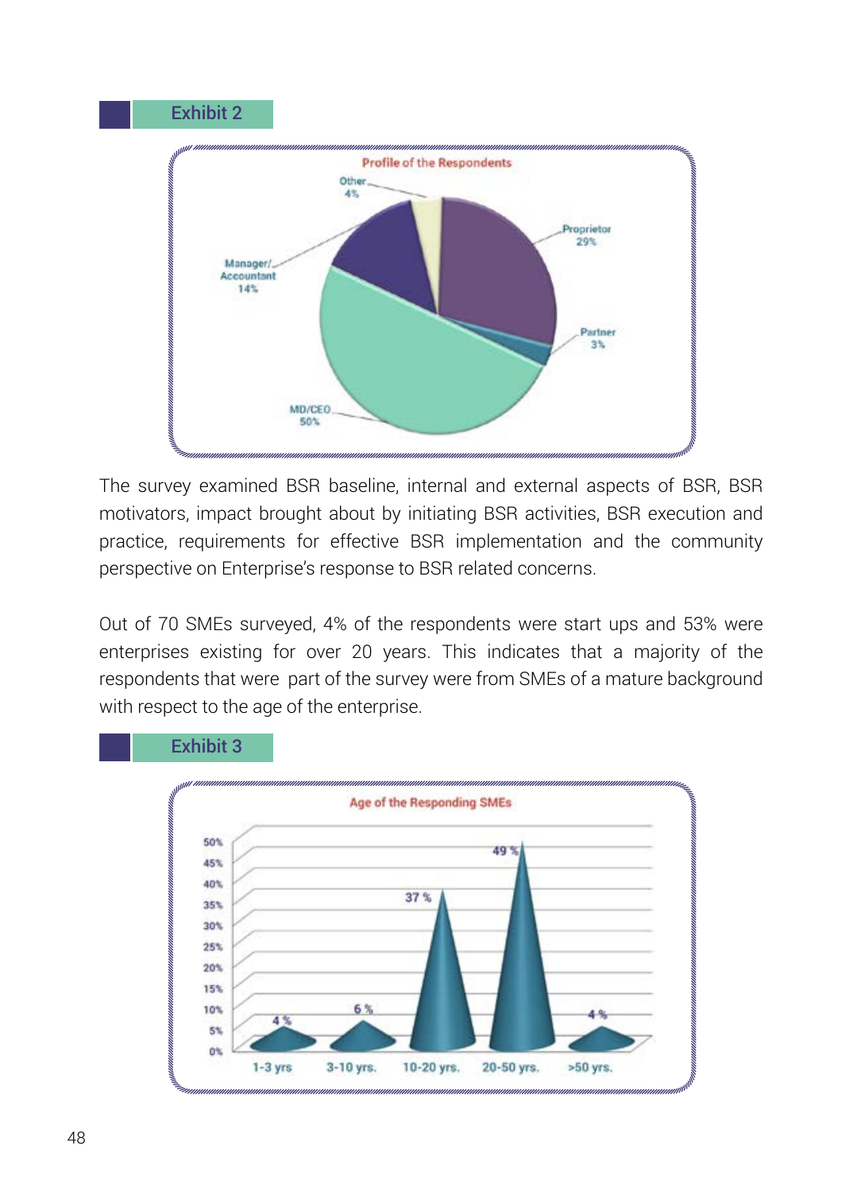**Exhibit 2**

Profile of the Respondents

| Category | Percentage |
|---|---|
| Proprietor | 29% |
| Partner | 3% |
| MD/CEO | 50% |
| Manager/ Accountant | 14% |
| Other | 4% |

The survey examined BSR baseline, internal and external aspects of BSR, BSR motivators, impact brought about by initiating BSR activities, BSR execution and practice, requirements for effective BSR implementation and the community perspective on Enterprise's response to BSR related concerns.

Out of 70 SMEs surveyed, 4% of the respondents were start ups and 53% were enterprises existing for over 20 years. This indicates that a majority of the respondents that were part of the survey were from SMEs of a mature background with respect to the age of the enterprise.

**Exhibit 3**

Age of the Responding SMEs

| Age | Percentage |
|---|---|
| 1-3 yrs | 4 % |
| 3-10 yrs. | 6 % |
| 10-20 yrs. | 37 % |
| 20-50 yrs. | 49 % |
| >50 yrs. | 4 % |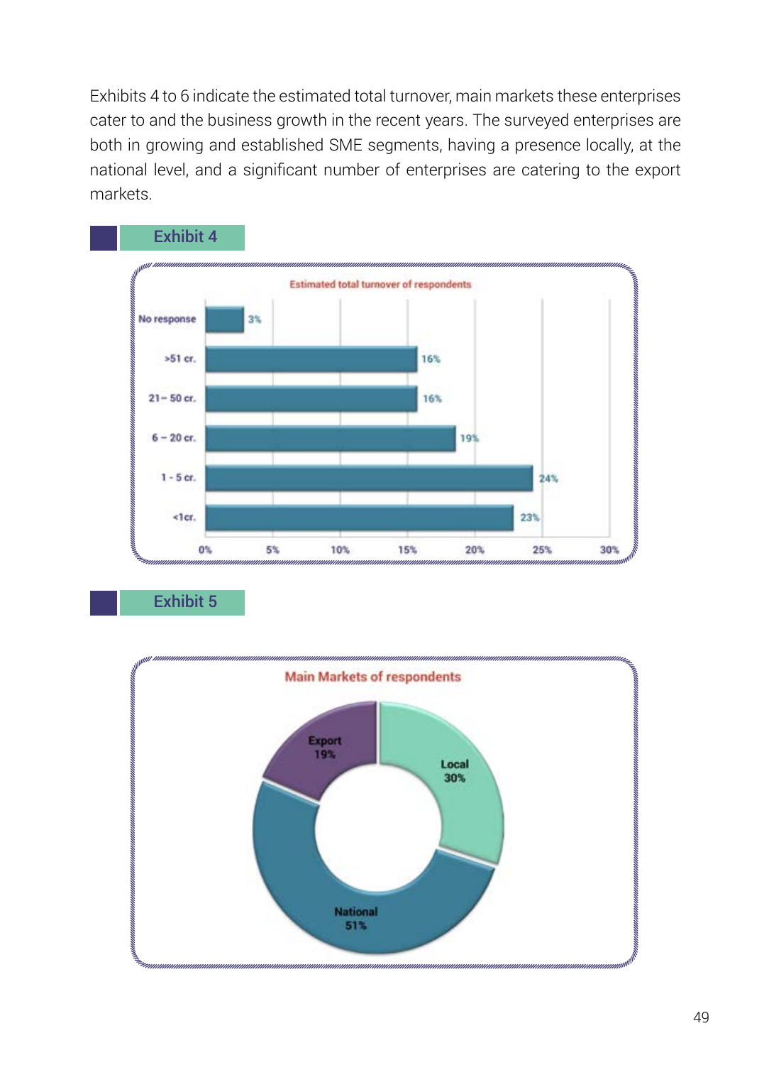Exhibits 4 to 6 indicate the estimated total turnover, main markets these enterprises cater to and the business growth in the recent years. The surveyed enterprises are both in growing and established SME segments, having a presence locally, at the national level, and a significant number of enterprises are catering to the export markets.

## Exhibit 4

**Estimated total turnover of respondents**

| Turnover | Percentage |
|---|---|
| No response | 3% |
| >51 cr. | 16% |
| 21– 50 cr. | 16% |
| 6 – 20 cr. | 19% |
| 1 - 5 cr. | 24% |
| <1cr. | 23% |

## Exhibit 5

**Main Markets of respondents**

| Market | Percentage |
|---|---|
| Export | 19% |
| Local | 30% |
| National | 51% |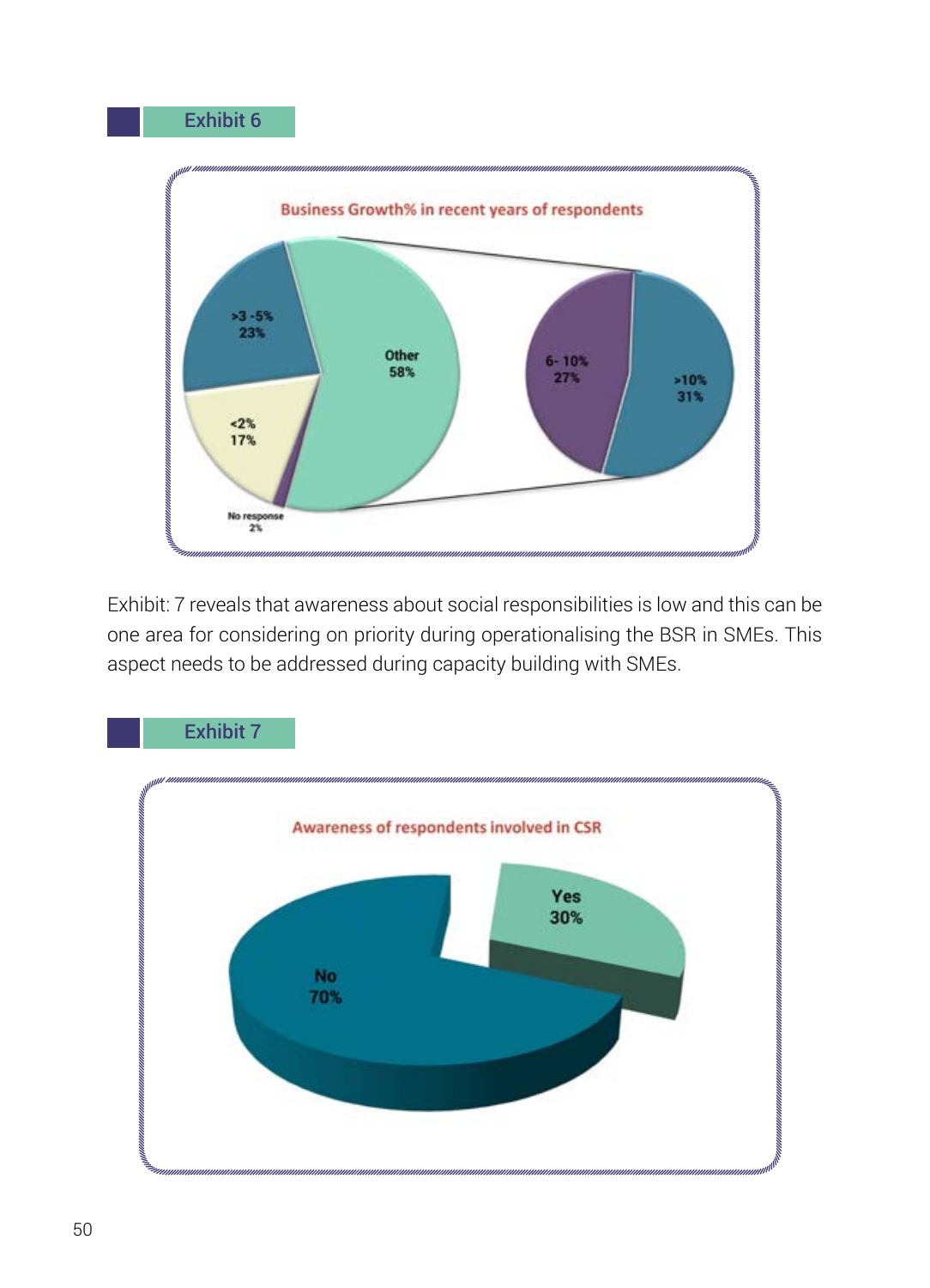Exhibit 6

Business Growth% in recent years of respondents

Exhibit: 7 reveals that awareness about social responsibilities is low and this can be one area for considering on priority during operationalising the BSR in SMEs. This aspect needs to be addressed during capacity building with SMEs.

Exhibit 7

Awareness of respondents involved in CSR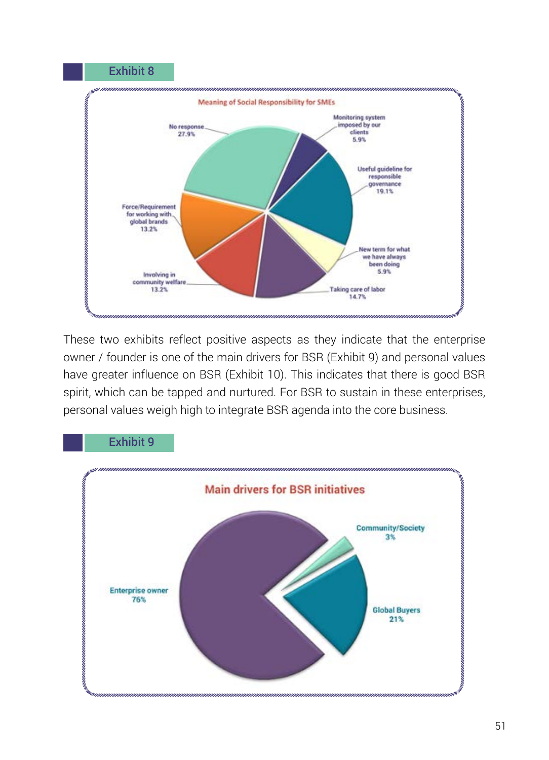### Exhibit 8

**Meaning of Social Responsibility for SMEs**

- No response 27.9%
- Monitoring system imposed by our clients 5.9%
- Useful guideline for responsible governance 19.1%
- New term for what we have always been doing 5.9%
- Taking care of labor 14.7%
- Involving in community welfare 13.2%
- Force/Requirement for working with global brands 13.2%

These two exhibits reflect positive aspects as they indicate that the enterprise owner / founder is one of the main drivers for BSR (Exhibit 9) and personal values have greater influence on BSR (Exhibit 10). This indicates that there is good BSR spirit, which can be tapped and nurtured. For BSR to sustain in these enterprises, personal values weigh high to integrate BSR agenda into the core business.

### Exhibit 9

**Main drivers for BSR initiatives**

- Enterprise owner 76%
- Community/Society 3%
- Global Buyers 21%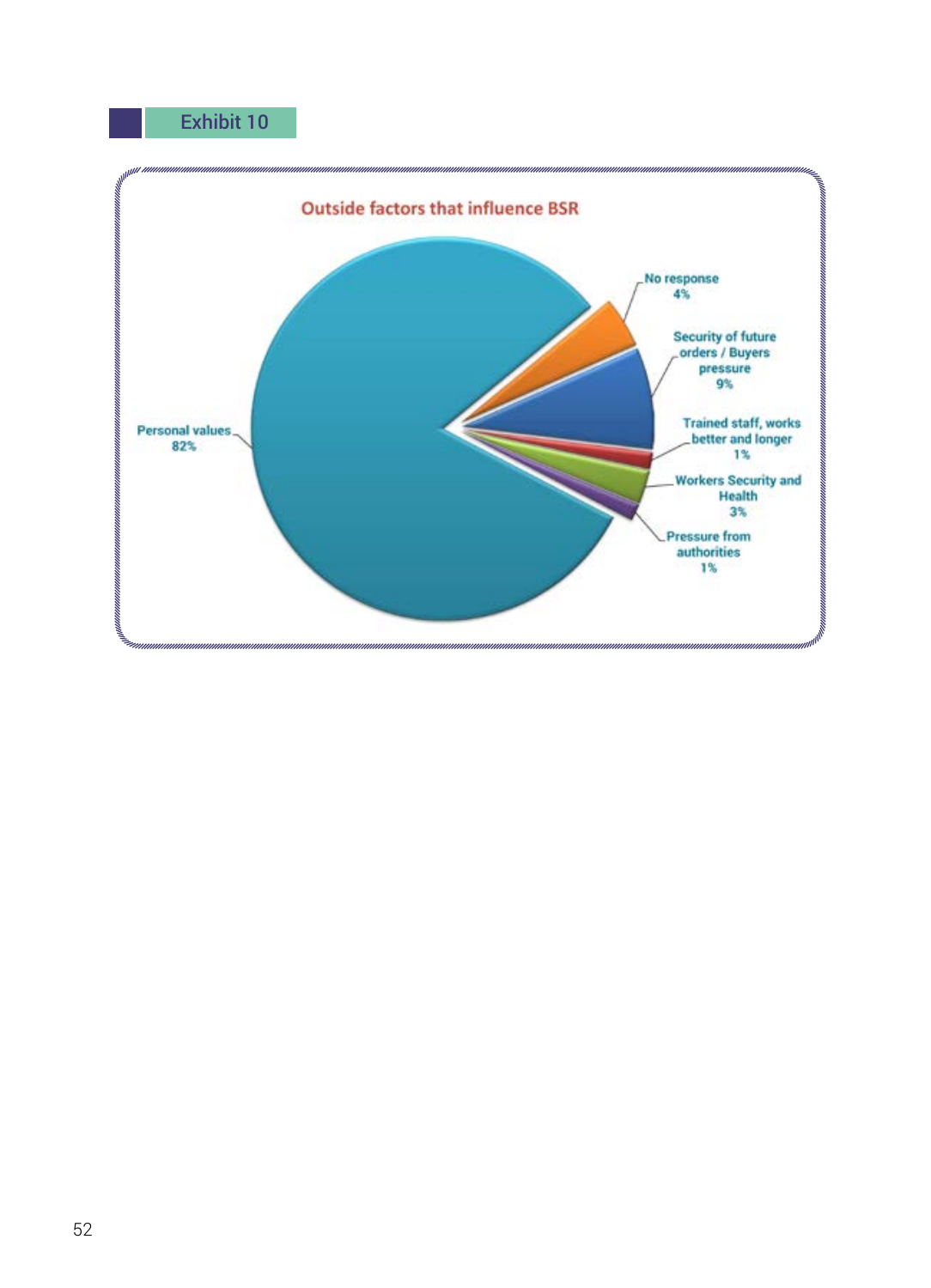Exhibit 10

**Outside factors that influence BSR**

| Factor | Percentage |
| --- | --- |
| Personal values | 82% |
| No response | 4% |
| Security of future orders / Buyers pressure | 9% |
| Trained staff, works better and longer | 1% |
| Workers Security and Health | 3% |
| Pressure from authorities | 1% |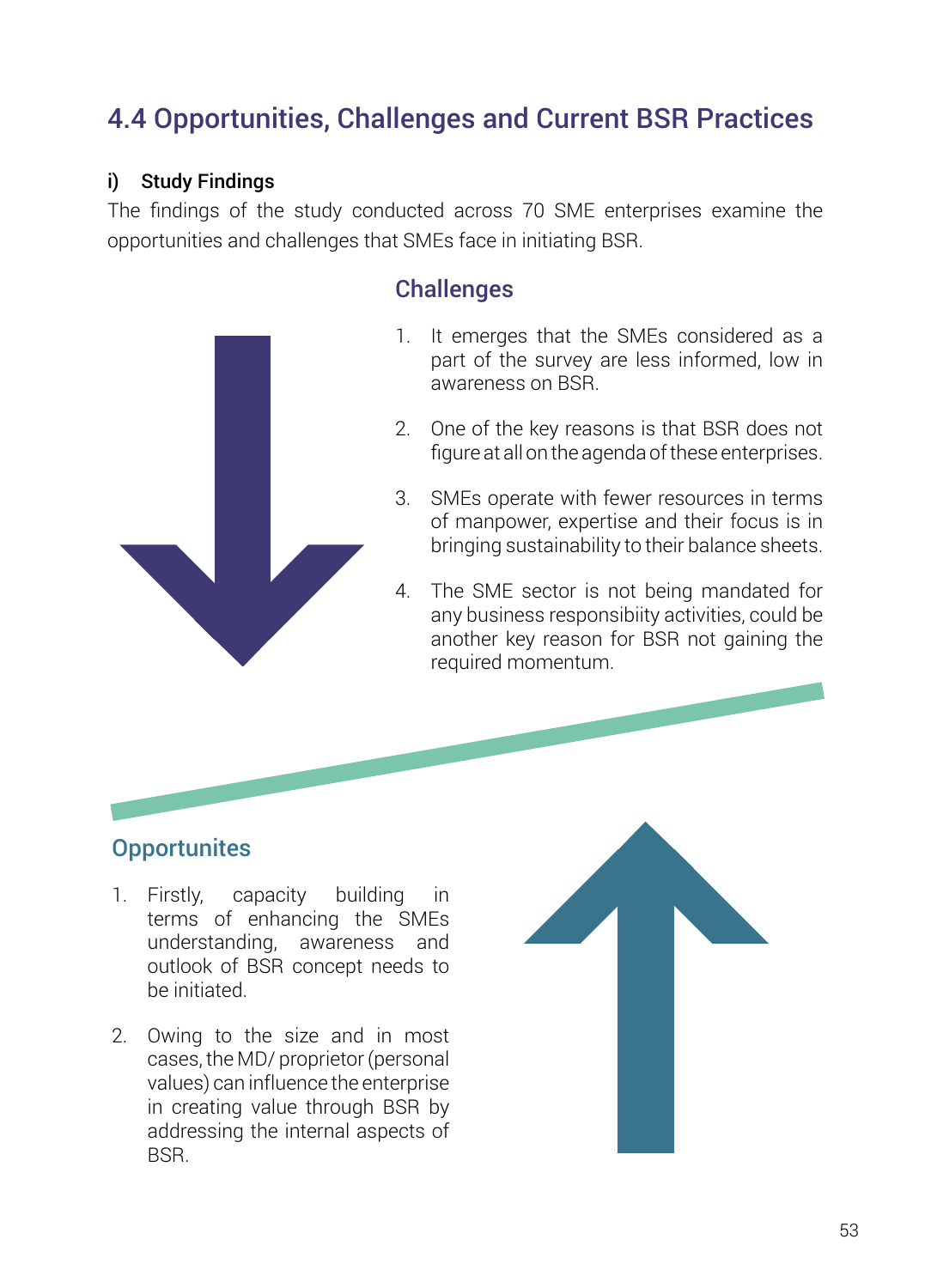## 4.4 Opportunities, Challenges and Current BSR Practices

**i) Study Findings**

The findings of the study conducted across 70 SME enterprises examine the opportunities and challenges that SMEs face in initiating BSR.

### Challenges

1. It emerges that the SMEs considered as a part of the survey are less informed, low in awareness on BSR.
2. One of the key reasons is that BSR does not figure at all on the agenda of these enterprises.
3. SMEs operate with fewer resources in terms of manpower, expertise and their focus is in bringing sustainability to their balance sheets.
4. The SME sector is not being mandated for any business responsibiity activities, could be another key reason for BSR not gaining the required momentum.

### Opportunites

1. Firstly, capacity building in terms of enhancing the SMEs understanding, awareness and outlook of BSR concept needs to be initiated.
2. Owing to the size and in most cases, the MD/ proprietor (personal values) can influence the enterprise in creating value through BSR by addressing the internal aspects of BSR.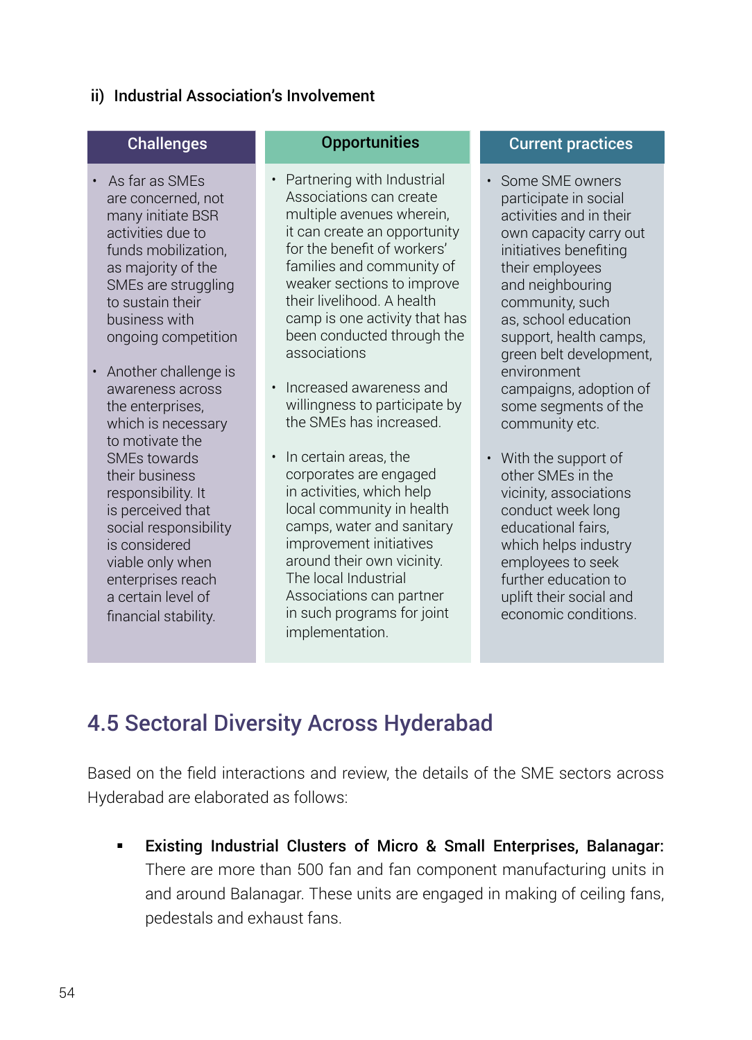ii) Industrial Association's Involvement

| Challenges | Opportunities | Current practices |
|---|---|---|
| • As far as SMEs are concerned, not many initiate BSR activities due to funds mobilization, as majority of the SMEs are struggling to sustain their business with ongoing competition<br><br>• Another challenge is awareness across the enterprises, which is necessary to motivate the SMEs towards their business responsibility. It is perceived that social responsibility is considered viable only when enterprises reach a certain level of financial stability. | • Partnering with Industrial Associations can create multiple avenues wherein, it can create an opportunity for the benefit of workers' families and community of weaker sections to improve their livelihood. A health camp is one activity that has been conducted through the associations<br><br>• Increased awareness and willingness to participate by the SMEs has increased.<br><br>• In certain areas, the corporates are engaged in activities, which help local community in health camps, water and sanitary improvement initiatives around their own vicinity. The local Industrial Associations can partner in such programs for joint implementation. | • Some SME owners participate in social activities and in their own capacity carry out initiatives benefiting their employees and neighbouring community, such as, school education support, health camps, green belt development, environment campaigns, adoption of some segments of the community etc.<br><br>• With the support of other SMEs in the vicinity, associations conduct week long educational fairs, which helps industry employees to seek further education to uplift their social and economic conditions. |

## 4.5 Sectoral Diversity Across Hyderabad

Based on the field interactions and review, the details of the SME sectors across Hyderabad are elaborated as follows:

- **Existing Industrial Clusters of Micro & Small Enterprises, Balanagar:** There are more than 500 fan and fan component manufacturing units in and around Balanagar. These units are engaged in making of ceiling fans, pedestals and exhaust fans.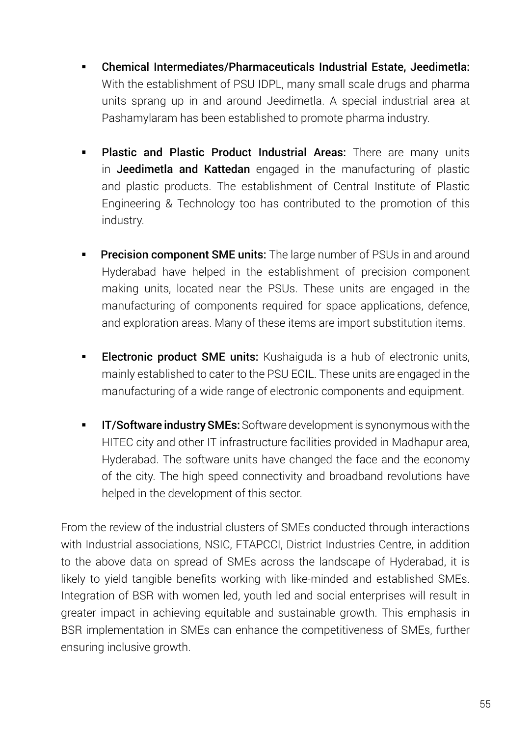- **Chemical Intermediates/Pharmaceuticals Industrial Estate, Jeedimetla:** With the establishment of PSU IDPL, many small scale drugs and pharma units sprang up in and around Jeedimetla. A special industrial area at Pashamylaram has been established to promote pharma industry.

- **Plastic and Plastic Product Industrial Areas:** There are many units in **Jeedimetla and Kattedan** engaged in the manufacturing of plastic and plastic products. The establishment of Central Institute of Plastic Engineering & Technology too has contributed to the promotion of this industry.

- **Precision component SME units:** The large number of PSUs in and around Hyderabad have helped in the establishment of precision component making units, located near the PSUs. These units are engaged in the manufacturing of components required for space applications, defence, and exploration areas. Many of these items are import substitution items.

- **Electronic product SME units:** Kushaiguda is a hub of electronic units, mainly established to cater to the PSU ECIL. These units are engaged in the manufacturing of a wide range of electronic components and equipment.

- **IT/Software industry SMEs:** Software development is synonymous with the HITEC city and other IT infrastructure facilities provided in Madhapur area, Hyderabad. The software units have changed the face and the economy of the city. The high speed connectivity and broadband revolutions have helped in the development of this sector.

From the review of the industrial clusters of SMEs conducted through interactions with Industrial associations, NSIC, FTAPCCI, District Industries Centre, in addition to the above data on spread of SMEs across the landscape of Hyderabad, it is likely to yield tangible benefits working with like-minded and established SMEs. Integration of BSR with women led, youth led and social enterprises will result in greater impact in achieving equitable and sustainable growth. This emphasis in BSR implementation in SMEs can enhance the competitiveness of SMEs, further ensuring inclusive growth.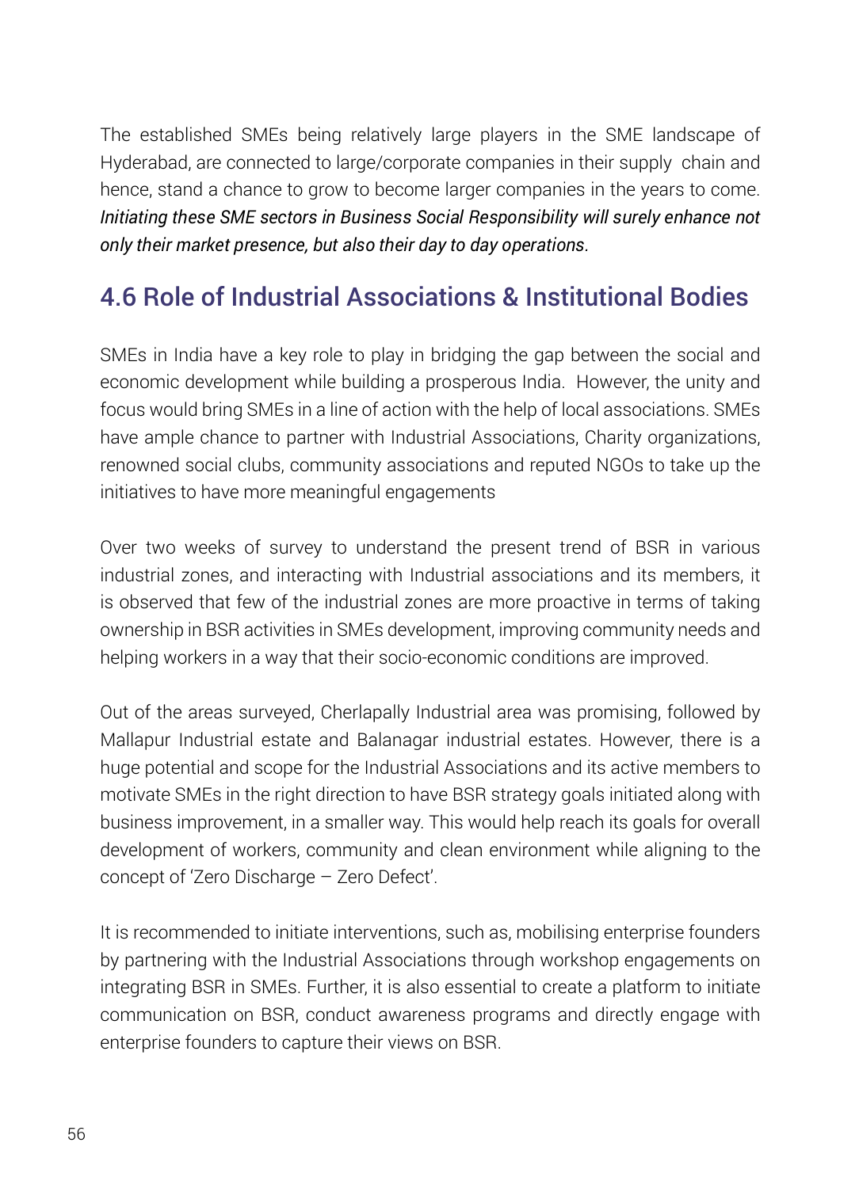The established SMEs being relatively large players in the SME landscape of Hyderabad, are connected to large/corporate companies in their supply chain and hence, stand a chance to grow to become larger companies in the years to come. *Initiating these SME sectors in Business Social Responsibility will surely enhance not only their market presence, but also their day to day operations.*

## 4.6 Role of Industrial Associations & Institutional Bodies

SMEs in India have a key role to play in bridging the gap between the social and economic development while building a prosperous India. However, the unity and focus would bring SMEs in a line of action with the help of local associations. SMEs have ample chance to partner with Industrial Associations, Charity organizations, renowned social clubs, community associations and reputed NGOs to take up the initiatives to have more meaningful engagements

Over two weeks of survey to understand the present trend of BSR in various industrial zones, and interacting with Industrial associations and its members, it is observed that few of the industrial zones are more proactive in terms of taking ownership in BSR activities in SMEs development, improving community needs and helping workers in a way that their socio-economic conditions are improved.

Out of the areas surveyed, Cherlapally Industrial area was promising, followed by Mallapur Industrial estate and Balanagar industrial estates. However, there is a huge potential and scope for the Industrial Associations and its active members to motivate SMEs in the right direction to have BSR strategy goals initiated along with business improvement, in a smaller way. This would help reach its goals for overall development of workers, community and clean environment while aligning to the concept of 'Zero Discharge – Zero Defect'.

It is recommended to initiate interventions, such as, mobilising enterprise founders by partnering with the Industrial Associations through workshop engagements on integrating BSR in SMEs. Further, it is also essential to create a platform to initiate communication on BSR, conduct awareness programs and directly engage with enterprise founders to capture their views on BSR.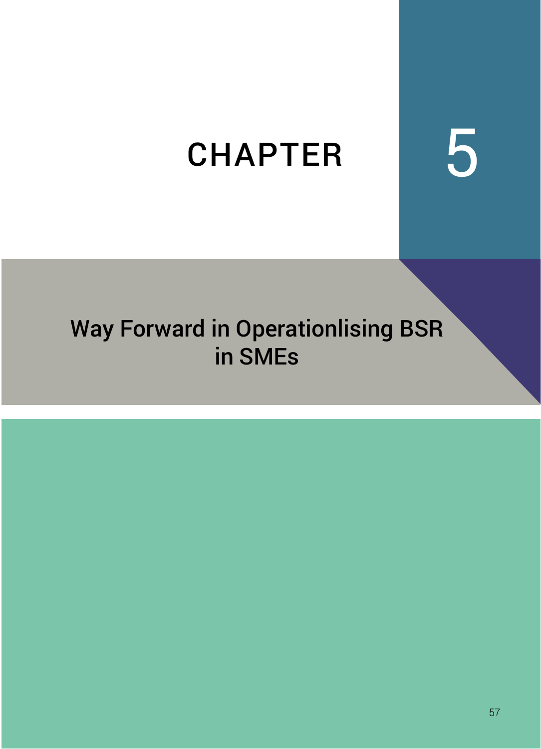# CHAPTER 5

## Way Forward in Operationlising BSR in SMEs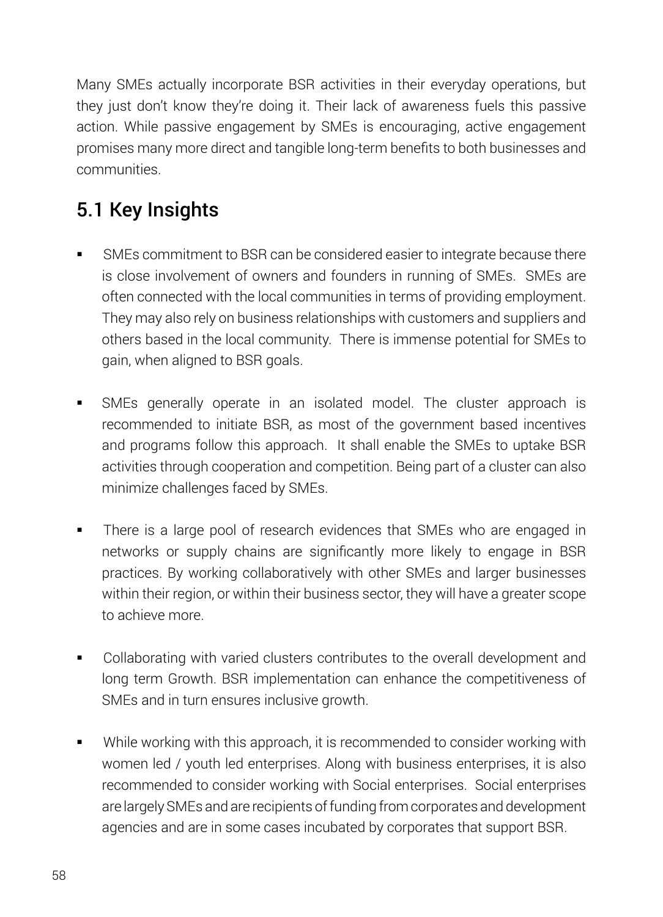Many SMEs actually incorporate BSR activities in their everyday operations, but they just don't know they're doing it. Their lack of awareness fuels this passive action. While passive engagement by SMEs is encouraging, active engagement promises many more direct and tangible long-term benefits to both businesses and communities.

## 5.1 Key Insights

- SMEs commitment to BSR can be considered easier to integrate because there is close involvement of owners and founders in running of SMEs. SMEs are often connected with the local communities in terms of providing employment. They may also rely on business relationships with customers and suppliers and others based in the local community. There is immense potential for SMEs to gain, when aligned to BSR goals.

- SMEs generally operate in an isolated model. The cluster approach is recommended to initiate BSR, as most of the government based incentives and programs follow this approach. It shall enable the SMEs to uptake BSR activities through cooperation and competition. Being part of a cluster can also minimize challenges faced by SMEs.

- There is a large pool of research evidences that SMEs who are engaged in networks or supply chains are significantly more likely to engage in BSR practices. By working collaboratively with other SMEs and larger businesses within their region, or within their business sector, they will have a greater scope to achieve more.

- Collaborating with varied clusters contributes to the overall development and long term Growth. BSR implementation can enhance the competitiveness of SMEs and in turn ensures inclusive growth.

- While working with this approach, it is recommended to consider working with women led / youth led enterprises. Along with business enterprises, it is also recommended to consider working with Social enterprises. Social enterprises are largely SMEs and are recipients of funding from corporates and development agencies and are in some cases incubated by corporates that support BSR.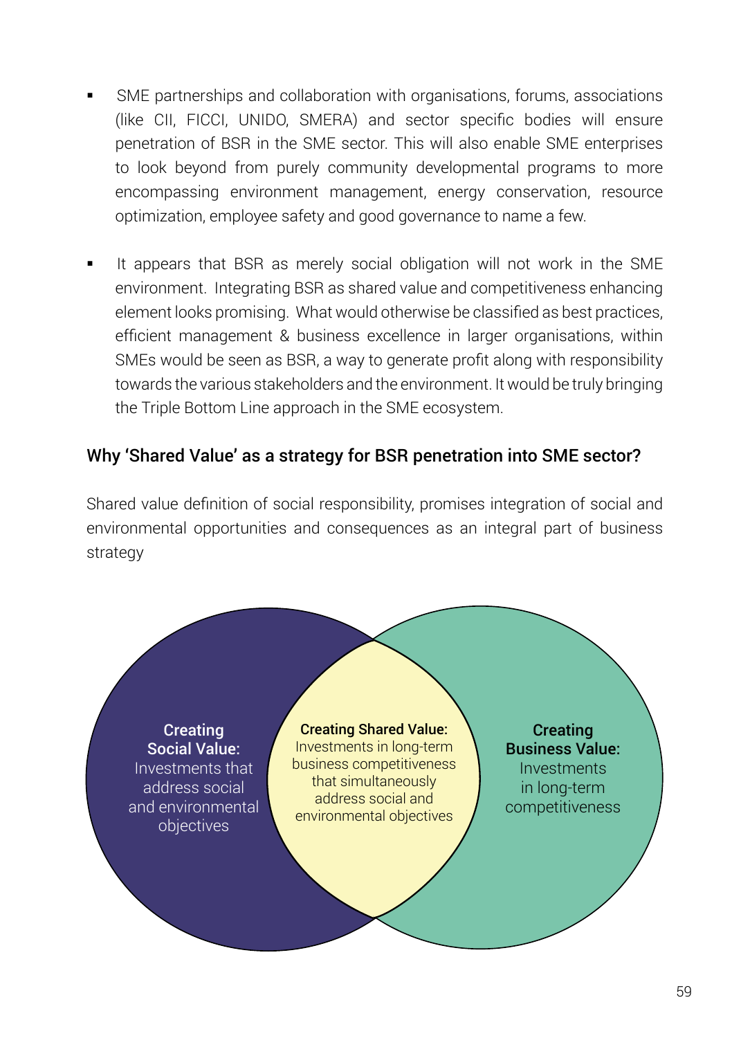- SME partnerships and collaboration with organisations, forums, associations (like CII, FICCI, UNIDO, SMERA) and sector specific bodies will ensure penetration of BSR in the SME sector. This will also enable SME enterprises to look beyond from purely community developmental programs to more encompassing environment management, energy conservation, resource optimization, employee safety and good governance to name a few.

- It appears that BSR as merely social obligation will not work in the SME environment. Integrating BSR as shared value and competitiveness enhancing element looks promising. What would otherwise be classified as best practices, efficient management & business excellence in larger organisations, within SMEs would be seen as BSR, a way to generate profit along with responsibility towards the various stakeholders and the environment. It would be truly bringing the Triple Bottom Line approach in the SME ecosystem.

### Why 'Shared Value' as a strategy for BSR penetration into SME sector?

Shared value definition of social responsibility, promises integration of social and environmental opportunities and consequences as an integral part of business strategy

**Creating Social Value:** Investments that address social and environmental objectives

**Creating Shared Value:** Investments in long-term business competitiveness that simultaneously address social and environmental objectives

**Creating Business Value:** Investments in long-term competitiveness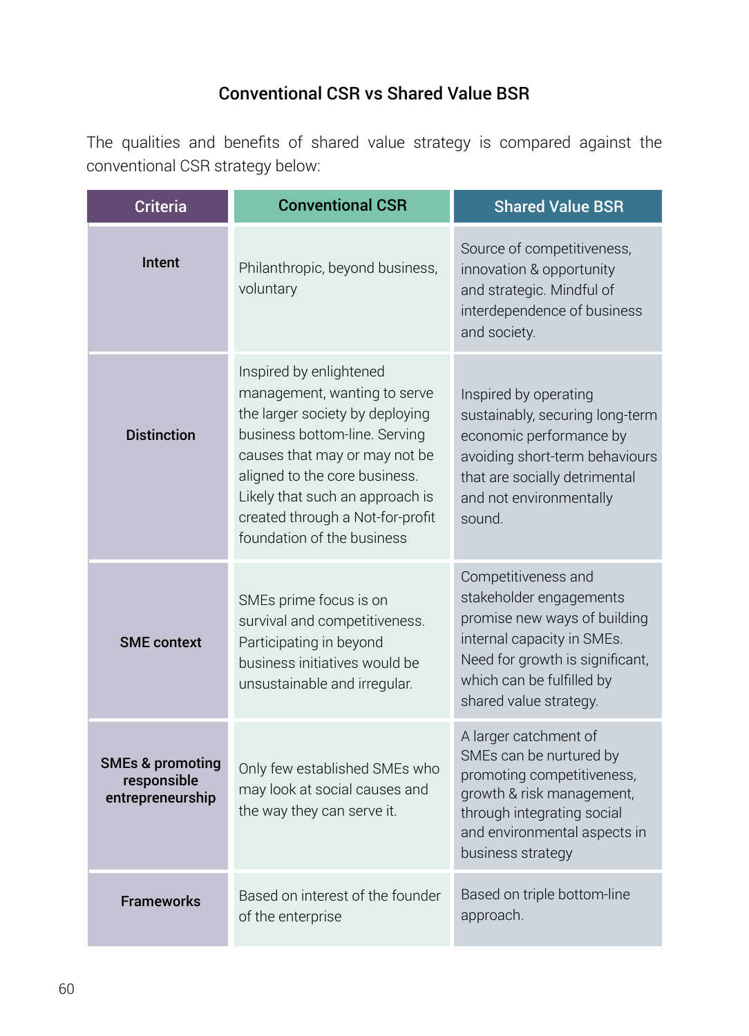## Conventional CSR vs Shared Value BSR

The qualities and benefits of shared value strategy is compared against the conventional CSR strategy below:

| Criteria | Conventional CSR | Shared Value BSR |
|---|---|---|
| **Intent** | Philanthropic, beyond business, voluntary | Source of competitiveness, innovation & opportunity and strategic. Mindful of interdependence of business and society. |
| **Distinction** | Inspired by enlightened management, wanting to serve the larger society by deploying business bottom-line. Serving causes that may or may not be aligned to the core business. Likely that such an approach is created through a Not-for-profit foundation of the business | Inspired by operating sustainably, securing long-term economic performance by avoiding short-term behaviours that are socially detrimental and not environmentally sound. |
| **SME context** | SMEs prime focus is on survival and competitiveness. Participating in beyond business initiatives would be unsustainable and irregular. | Competitiveness and stakeholder engagements promise new ways of building internal capacity in SMEs. Need for growth is significant, which can be fulfilled by shared value strategy. |
| **SMEs & promoting responsible entrepreneurship** | Only few established SMEs who may look at social causes and the way they can serve it. | A larger catchment of SMEs can be nurtured by promoting competitiveness, growth & risk management, through integrating social and environmental aspects in business strategy |
| **Frameworks** | Based on interest of the founder of the enterprise | Based on triple bottom-line approach. |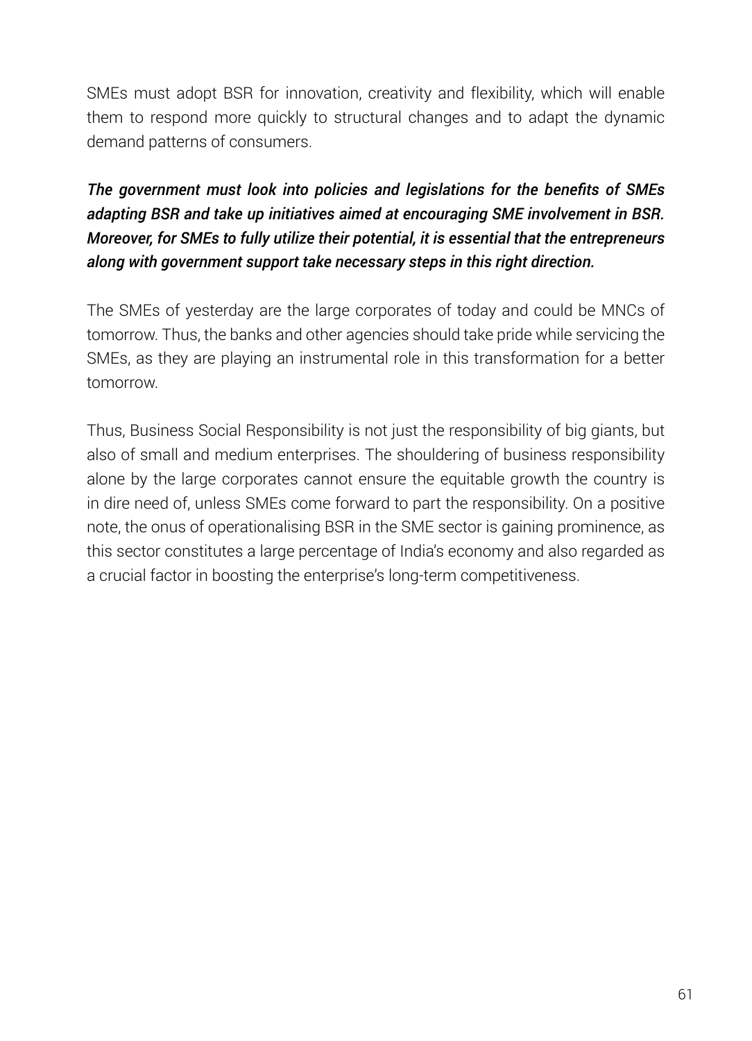SMEs must adopt BSR for innovation, creativity and flexibility, which will enable them to respond more quickly to structural changes and to adapt the dynamic demand patterns of consumers.

***The government must look into policies and legislations for the benefits of SMEs adapting BSR and take up initiatives aimed at encouraging SME involvement in BSR. Moreover, for SMEs to fully utilize their potential, it is essential that the entrepreneurs along with government support take necessary steps in this right direction.***

The SMEs of yesterday are the large corporates of today and could be MNCs of tomorrow. Thus, the banks and other agencies should take pride while servicing the SMEs, as they are playing an instrumental role in this transformation for a better tomorrow.

Thus, Business Social Responsibility is not just the responsibility of big giants, but also of small and medium enterprises. The shouldering of business responsibility alone by the large corporates cannot ensure the equitable growth the country is in dire need of, unless SMEs come forward to part the responsibility. On a positive note, the onus of operationalising BSR in the SME sector is gaining prominence, as this sector constitutes a large percentage of India's economy and also regarded as a crucial factor in boosting the enterprise's long-term competitiveness.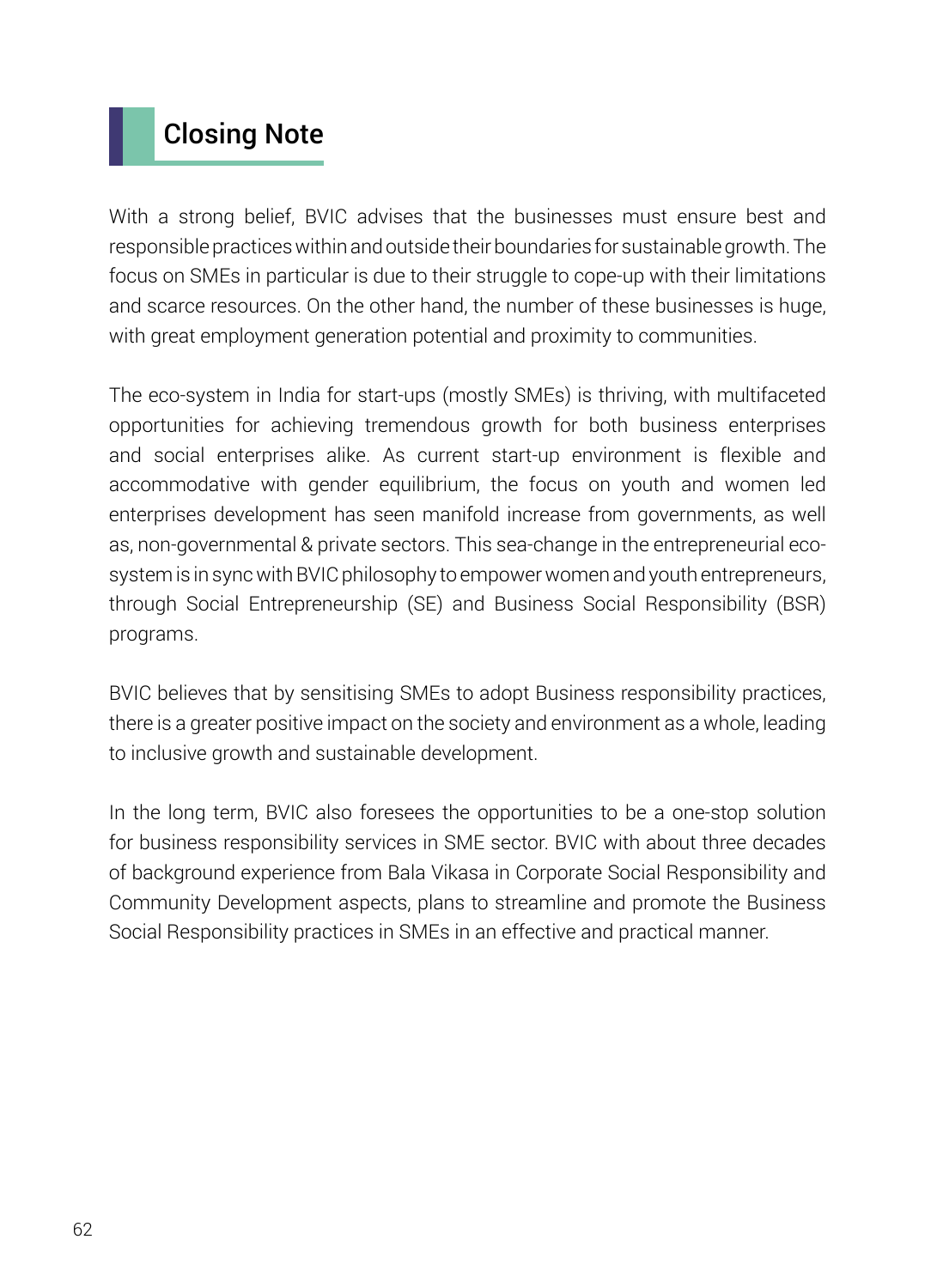## Closing Note

With a strong belief, BVIC advises that the businesses must ensure best and responsible practices within and outside their boundaries for sustainable growth. The focus on SMEs in particular is due to their struggle to cope-up with their limitations and scarce resources. On the other hand, the number of these businesses is huge, with great employment generation potential and proximity to communities.

The eco-system in India for start-ups (mostly SMEs) is thriving, with multifaceted opportunities for achieving tremendous growth for both business enterprises and social enterprises alike. As current start-up environment is flexible and accommodative with gender equilibrium, the focus on youth and women led enterprises development has seen manifold increase from governments, as well as, non-governmental & private sectors. This sea-change in the entrepreneurial eco-system is in sync with BVIC philosophy to empower women and youth entrepreneurs, through Social Entrepreneurship (SE) and Business Social Responsibility (BSR) programs.

BVIC believes that by sensitising SMEs to adopt Business responsibility practices, there is a greater positive impact on the society and environment as a whole, leading to inclusive growth and sustainable development.

In the long term, BVIC also foresees the opportunities to be a one-stop solution for business responsibility services in SME sector. BVIC with about three decades of background experience from Bala Vikasa in Corporate Social Responsibility and Community Development aspects, plans to streamline and promote the Business Social Responsibility practices in SMEs in an effective and practical manner.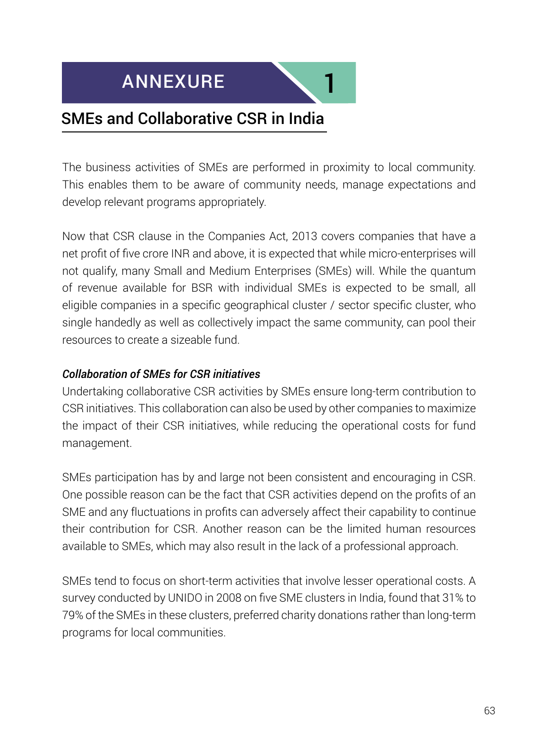# ANNEXURE 1

## SMEs and Collaborative CSR in India

The business activities of SMEs are performed in proximity to local community. This enables them to be aware of community needs, manage expectations and develop relevant programs appropriately.

Now that CSR clause in the Companies Act, 2013 covers companies that have a net profit of five crore INR and above, it is expected that while micro-enterprises will not qualify, many Small and Medium Enterprises (SMEs) will. While the quantum of revenue available for BSR with individual SMEs is expected to be small, all eligible companies in a specific geographical cluster / sector specific cluster, who single handedly as well as collectively impact the same community, can pool their resources to create a sizeable fund.

### *Collaboration of SMEs for CSR initiatives*

Undertaking collaborative CSR activities by SMEs ensure long-term contribution to CSR initiatives. This collaboration can also be used by other companies to maximize the impact of their CSR initiatives, while reducing the operational costs for fund management.

SMEs participation has by and large not been consistent and encouraging in CSR. One possible reason can be the fact that CSR activities depend on the profits of an SME and any fluctuations in profits can adversely affect their capability to continue their contribution for CSR. Another reason can be the limited human resources available to SMEs, which may also result in the lack of a professional approach.

SMEs tend to focus on short-term activities that involve lesser operational costs. A survey conducted by UNIDO in 2008 on five SME clusters in India, found that 31% to 79% of the SMEs in these clusters, preferred charity donations rather than long-term programs for local communities.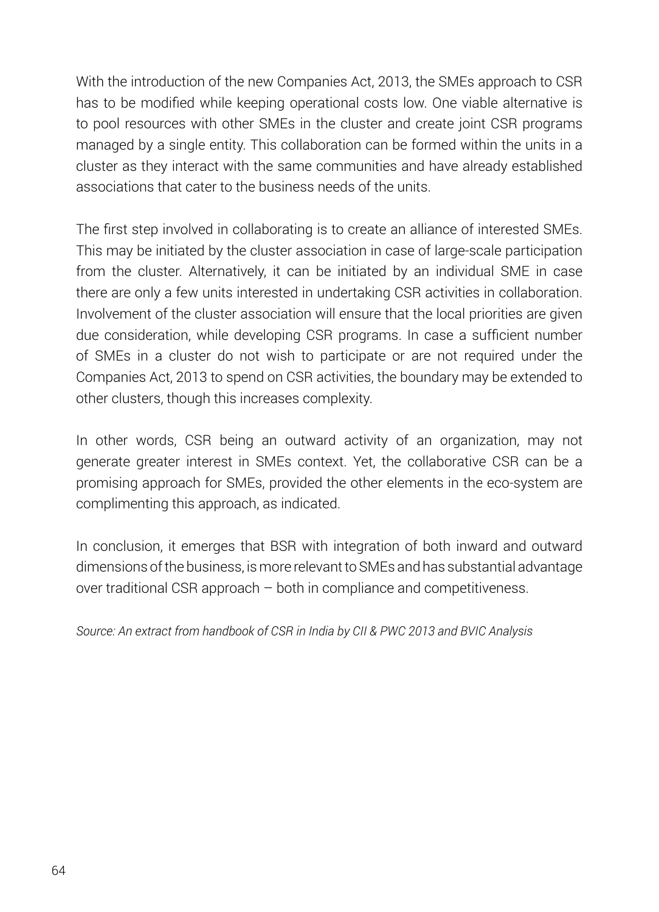With the introduction of the new Companies Act, 2013, the SMEs approach to CSR has to be modified while keeping operational costs low. One viable alternative is to pool resources with other SMEs in the cluster and create joint CSR programs managed by a single entity. This collaboration can be formed within the units in a cluster as they interact with the same communities and have already established associations that cater to the business needs of the units.

The first step involved in collaborating is to create an alliance of interested SMEs. This may be initiated by the cluster association in case of large-scale participation from the cluster. Alternatively, it can be initiated by an individual SME in case there are only a few units interested in undertaking CSR activities in collaboration. Involvement of the cluster association will ensure that the local priorities are given due consideration, while developing CSR programs. In case a sufficient number of SMEs in a cluster do not wish to participate or are not required under the Companies Act, 2013 to spend on CSR activities, the boundary may be extended to other clusters, though this increases complexity.

In other words, CSR being an outward activity of an organization, may not generate greater interest in SMEs context. Yet, the collaborative CSR can be a promising approach for SMEs, provided the other elements in the eco-system are complimenting this approach, as indicated.

In conclusion, it emerges that BSR with integration of both inward and outward dimensions of the business, is more relevant to SMEs and has substantial advantage over traditional CSR approach – both in compliance and competitiveness.

*Source: An extract from handbook of CSR in India by CII & PWC 2013 and BVIC Analysis*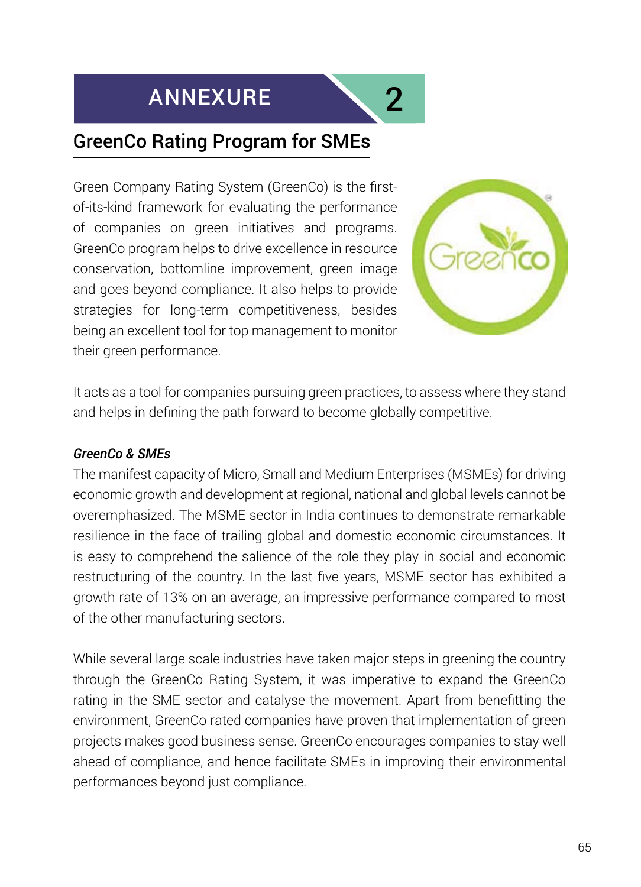# ANNEXURE 2

## GreenCo Rating Program for SMEs

Green Company Rating System (GreenCo) is the first-of-its-kind framework for evaluating the performance of companies on green initiatives and programs. GreenCo program helps to drive excellence in resource conservation, bottomline improvement, green image and goes beyond compliance. It also helps to provide strategies for long-term competitiveness, besides being an excellent tool for top management to monitor their green performance.

It acts as a tool for companies pursuing green practices, to assess where they stand and helps in defining the path forward to become globally competitive.

***GreenCo & SMEs***

The manifest capacity of Micro, Small and Medium Enterprises (MSMEs) for driving economic growth and development at regional, national and global levels cannot be overemphasized. The MSME sector in India continues to demonstrate remarkable resilience in the face of trailing global and domestic economic circumstances. It is easy to comprehend the salience of the role they play in social and economic restructuring of the country. In the last five years, MSME sector has exhibited a growth rate of 13% on an average, an impressive performance compared to most of the other manufacturing sectors.

While several large scale industries have taken major steps in greening the country through the GreenCo Rating System, it was imperative to expand the GreenCo rating in the SME sector and catalyse the movement. Apart from benefitting the environment, GreenCo rated companies have proven that implementation of green projects makes good business sense. GreenCo encourages companies to stay well ahead of compliance, and hence facilitate SMEs in improving their environmental performances beyond just compliance.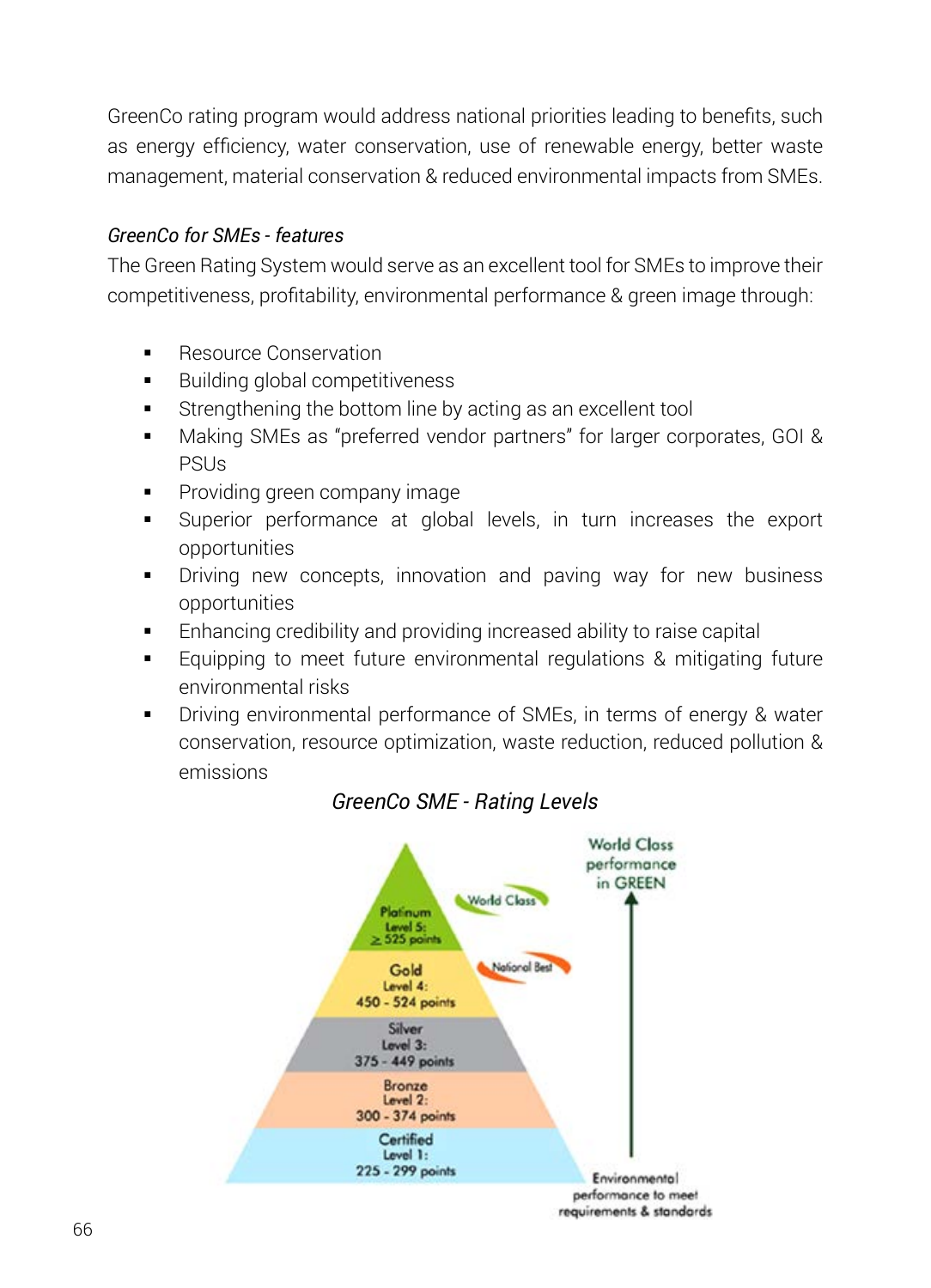GreenCo rating program would address national priorities leading to benefits, such as energy efficiency, water conservation, use of renewable energy, better waste management, material conservation & reduced environmental impacts from SMEs.

*GreenCo for SMEs - features*

The Green Rating System would serve as an excellent tool for SMEs to improve their competitiveness, profitability, environmental performance & green image through:

- Resource Conservation
- Building global competitiveness
- Strengthening the bottom line by acting as an excellent tool
- Making SMEs as "preferred vendor partners" for larger corporates, GOI & PSUs
- Providing green company image
- Superior performance at global levels, in turn increases the export opportunities
- Driving new concepts, innovation and paving way for new business opportunities
- Enhancing credibility and providing increased ability to raise capital
- Equipping to meet future environmental regulations & mitigating future environmental risks
- Driving environmental performance of SMEs, in terms of energy & water conservation, resource optimization, waste reduction, reduced pollution & emissions

*GreenCo SME - Rating Levels*

| Rating | Level | Points | |
|---|---|---|---|
| Platinum | Level 5 | ≥ 525 points | World Class |
| Gold | Level 4 | 450 - 524 points | National Best |
| Silver | Level 3 | 375 - 449 points | |
| Bronze | Level 2 | 300 - 374 points | |
| Certified | Level 1 | 225 - 299 points | |

World Class performance in GREEN ↑

Environmental performance to meet requirements & standards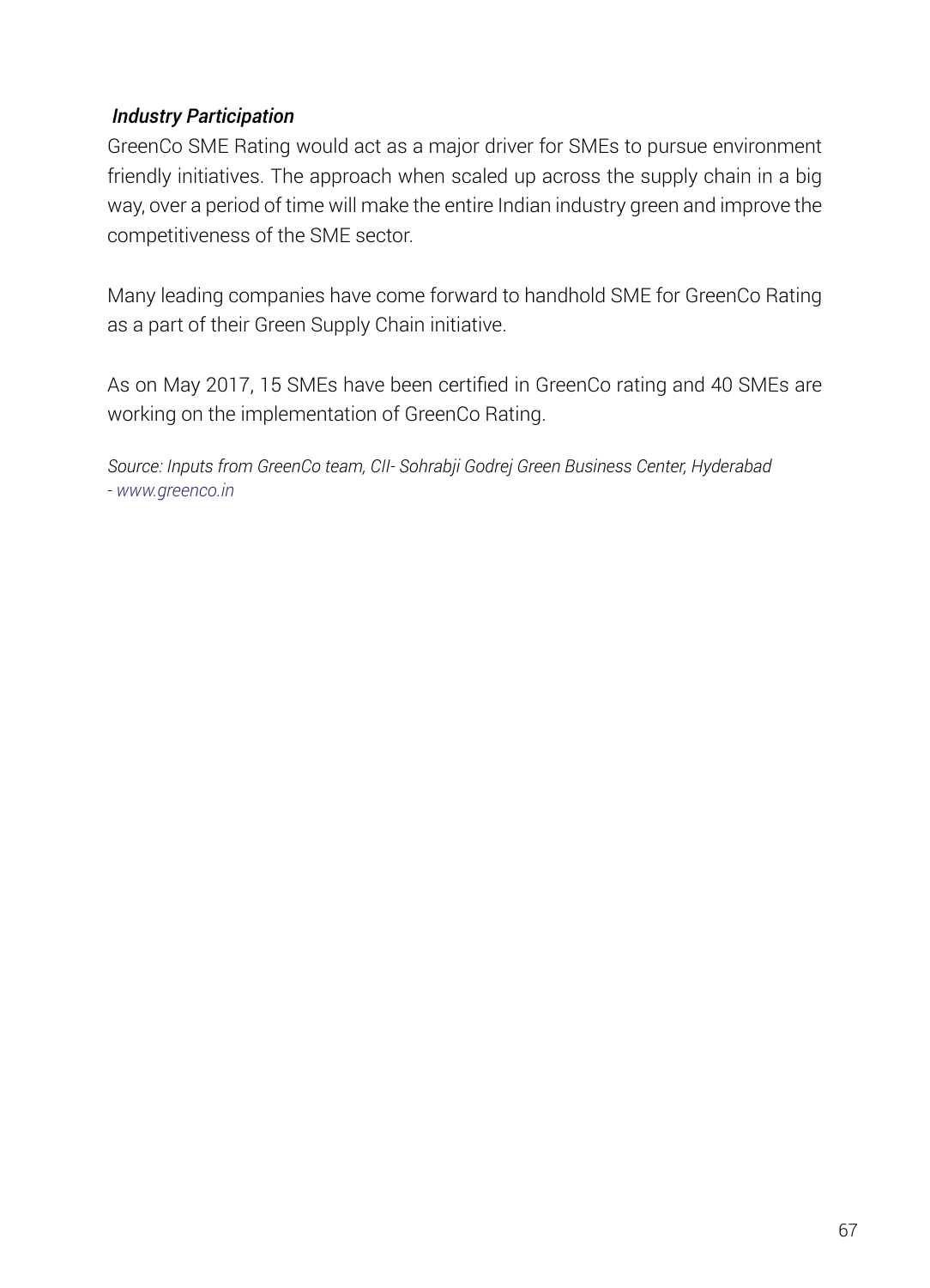***Industry Participation***

GreenCo SME Rating would act as a major driver for SMEs to pursue environment friendly initiatives. The approach when scaled up across the supply chain in a big way, over a period of time will make the entire Indian industry green and improve the competitiveness of the SME sector.

Many leading companies have come forward to handhold SME for GreenCo Rating as a part of their Green Supply Chain initiative.

As on May 2017, 15 SMEs have been certified in GreenCo rating and 40 SMEs are working on the implementation of GreenCo Rating.

*Source: Inputs from GreenCo team, CII- Sohrabji Godrej Green Business Center, Hyderabad - www.greenco.in*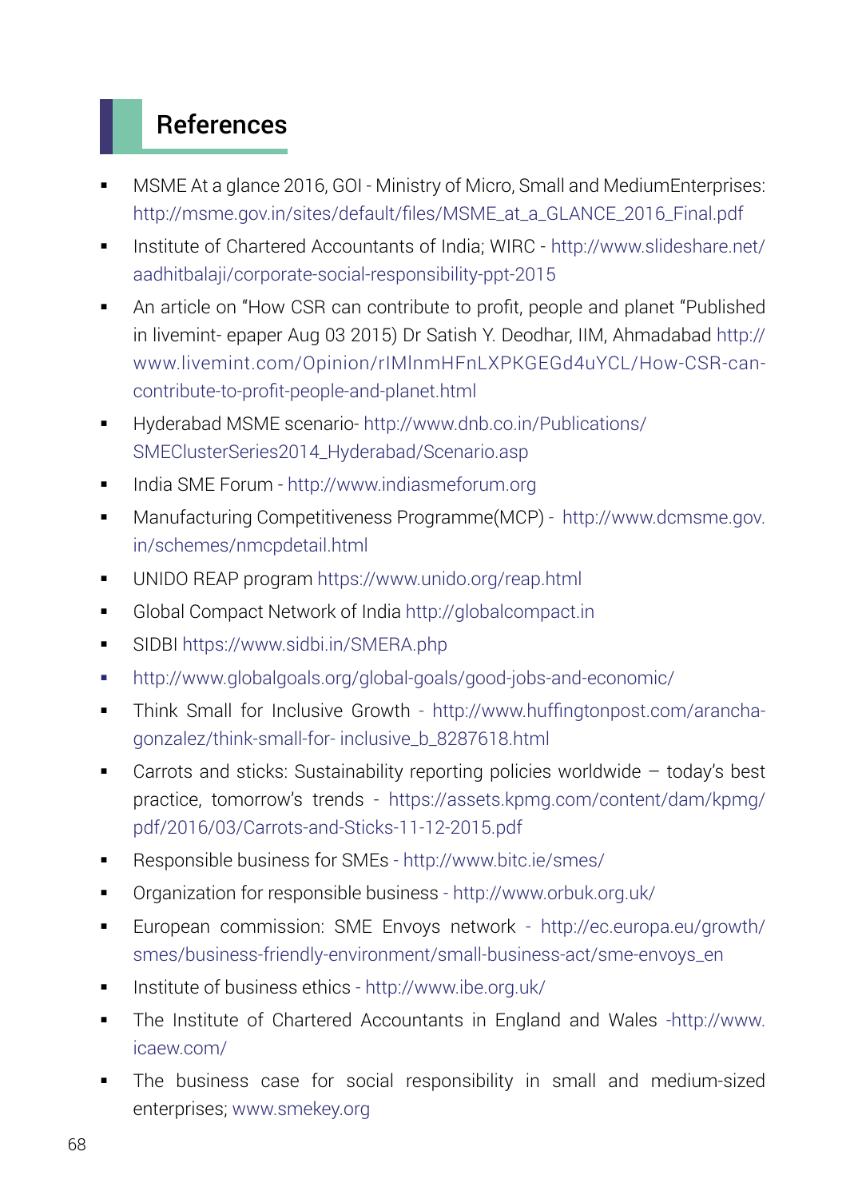## References

- MSME At a glance 2016, GOI - Ministry of Micro, Small and MediumEnterprises: http://msme.gov.in/sites/default/files/MSME_at_a_GLANCE_2016_Final.pdf
- Institute of Chartered Accountants of India; WIRC - http://www.slideshare.net/aadhitbalaji/corporate-social-responsibility-ppt-2015
- An article on "How CSR can contribute to profit, people and planet "Published in livemint- epaper Aug 03 2015) Dr Satish Y. Deodhar, IIM, Ahmadabad http://www.livemint.com/Opinion/rIMlnmHFnLXPKGEGd4uYCL/How-CSR-can-contribute-to-profit-people-and-planet.html
- Hyderabad MSME scenario- http://www.dnb.co.in/Publications/SMEClusterSeries2014_Hyderabad/Scenario.asp
- India SME Forum - http://www.indiasmeforum.org
- Manufacturing Competitiveness Programme(MCP) - http://www.dcmsme.gov.in/schemes/nmcpdetail.html
- UNIDO REAP program https://www.unido.org/reap.html
- Global Compact Network of India http://globalcompact.in
- SIDBI https://www.sidbi.in/SMERA.php
- http://www.globalgoals.org/global-goals/good-jobs-and-economic/
- Think Small for Inclusive Growth - http://www.huffingtonpost.com/arancha-gonzalez/think-small-for- inclusive_b_8287618.html
- Carrots and sticks: Sustainability reporting policies worldwide – today's best practice, tomorrow's trends - https://assets.kpmg.com/content/dam/kpmg/pdf/2016/03/Carrots-and-Sticks-11-12-2015.pdf
- Responsible business for SMEs - http://www.bitc.ie/smes/
- Organization for responsible business - http://www.orbuk.org.uk/
- European commission: SME Envoys network - http://ec.europa.eu/growth/smes/business-friendly-environment/small-business-act/sme-envoys_en
- Institute of business ethics - http://www.ibe.org.uk/
- The Institute of Chartered Accountants in England and Wales -http://www.icaew.com/
- The business case for social responsibility in small and medium-sized enterprises; www.smekey.org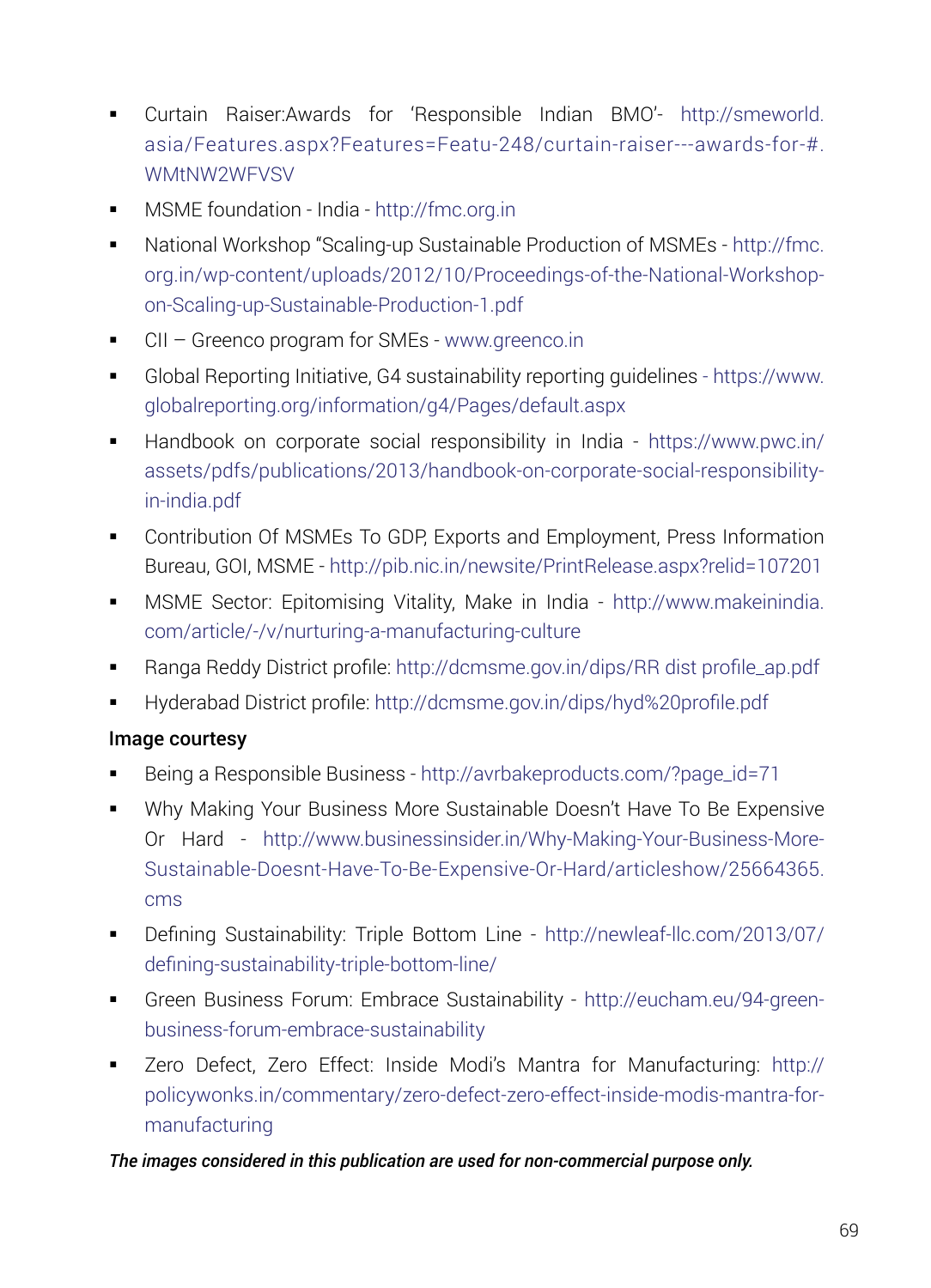- Curtain Raiser:Awards for 'Responsible Indian BMO'- http://smeworld.asia/Features.aspx?Features=Featu-248/curtain-raiser---awards-for-#.WMtNW2WFVSV
- MSME foundation - India - http://fmc.org.in
- National Workshop "Scaling-up Sustainable Production of MSMEs - http://fmc.org.in/wp-content/uploads/2012/10/Proceedings-of-the-National-Workshop-on-Scaling-up-Sustainable-Production-1.pdf
- CII – Greenco program for SMEs - www.greenco.in
- Global Reporting Initiative, G4 sustainability reporting guidelines - https://www.globalreporting.org/information/g4/Pages/default.aspx
- Handbook on corporate social responsibility in India - https://www.pwc.in/assets/pdfs/publications/2013/handbook-on-corporate-social-responsibility-in-india.pdf
- Contribution Of MSMEs To GDP, Exports and Employment, Press Information Bureau, GOI, MSME - http://pib.nic.in/newsite/PrintRelease.aspx?relid=107201
- MSME Sector: Epitomising Vitality, Make in India - http://www.makeinindia.com/article/-/v/nurturing-a-manufacturing-culture
- Ranga Reddy District profile: http://dcmsme.gov.in/dips/RR dist profile_ap.pdf
- Hyderabad District profile: http://dcmsme.gov.in/dips/hyd%20profile.pdf

**Image courtesy**

- Being a Responsible Business - http://avrbakeproducts.com/?page_id=71
- Why Making Your Business More Sustainable Doesn't Have To Be Expensive Or Hard - http://www.businessinsider.in/Why-Making-Your-Business-More-Sustainable-Doesnt-Have-To-Be-Expensive-Or-Hard/articleshow/25664365.cms
- Defining Sustainability: Triple Bottom Line - http://newleaf-llc.com/2013/07/defining-sustainability-triple-bottom-line/
- Green Business Forum: Embrace Sustainability - http://eucham.eu/94-green-business-forum-embrace-sustainability
- Zero Defect, Zero Effect: Inside Modi's Mantra for Manufacturing: http://policywonks.in/commentary/zero-defect-zero-effect-inside-modis-mantra-for-manufacturing

***The images considered in this publication are used for non-commercial purpose only.***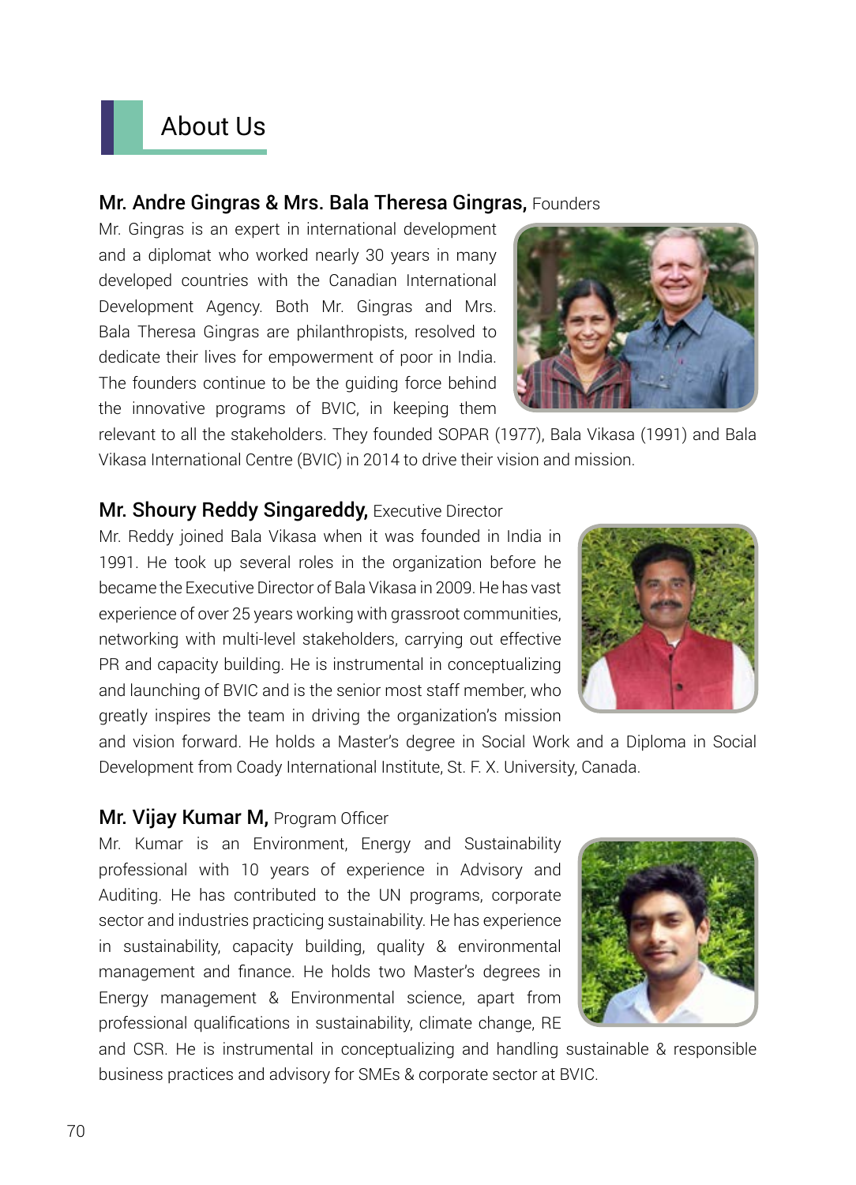# About Us

**Mr. Andre Gingras & Mrs. Bala Theresa Gingras,** Founders

Mr. Gingras is an expert in international development and a diplomat who worked nearly 30 years in many developed countries with the Canadian International Development Agency. Both Mr. Gingras and Mrs. Bala Theresa Gingras are philanthropists, resolved to dedicate their lives for empowerment of poor in India. The founders continue to be the guiding force behind the innovative programs of BVIC, in keeping them relevant to all the stakeholders. They founded SOPAR (1977), Bala Vikasa (1991) and Bala Vikasa International Centre (BVIC) in 2014 to drive their vision and mission.

**Mr. Shoury Reddy Singareddy,** Executive Director

Mr. Reddy joined Bala Vikasa when it was founded in India in 1991. He took up several roles in the organization before he became the Executive Director of Bala Vikasa in 2009. He has vast experience of over 25 years working with grassroot communities, networking with multi-level stakeholders, carrying out effective PR and capacity building. He is instrumental in conceptualizing and launching of BVIC and is the senior most staff member, who greatly inspires the team in driving the organization's mission and vision forward. He holds a Master's degree in Social Work and a Diploma in Social Development from Coady International Institute, St. F. X. University, Canada.

**Mr. Vijay Kumar M,** Program Officer

Mr. Kumar is an Environment, Energy and Sustainability professional with 10 years of experience in Advisory and Auditing. He has contributed to the UN programs, corporate sector and industries practicing sustainability. He has experience in sustainability, capacity building, quality & environmental management and finance. He holds two Master's degrees in Energy management & Environmental science, apart from professional qualifications in sustainability, climate change, RE and CSR. He is instrumental in conceptualizing and handling sustainable & responsible business practices and advisory for SMEs & corporate sector at BVIC.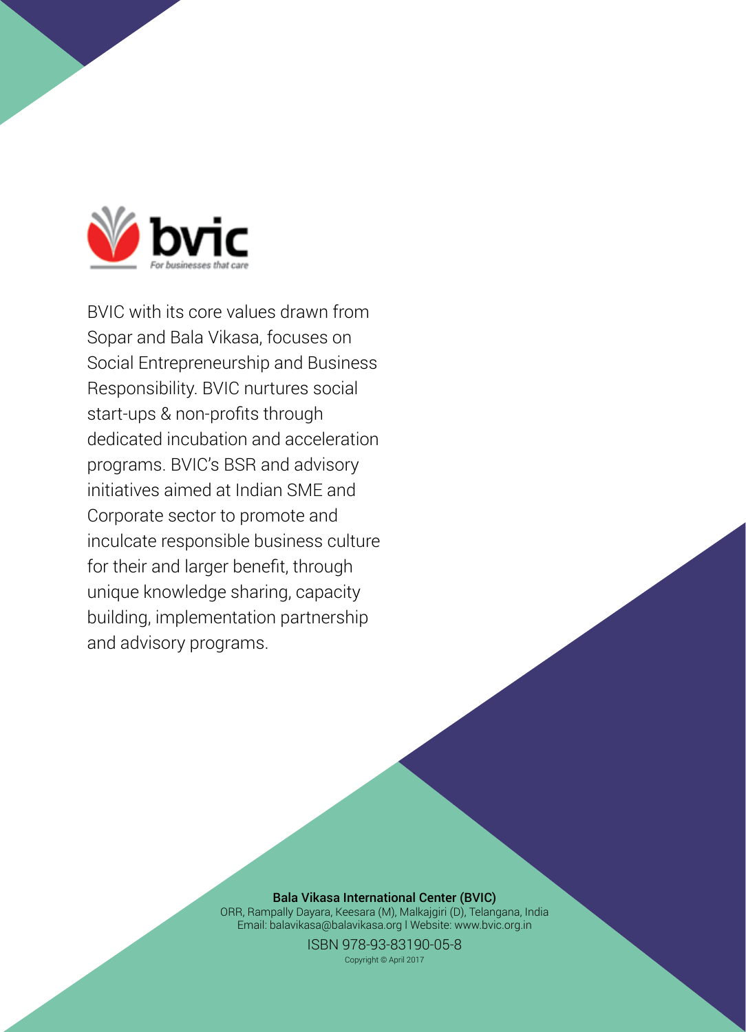bvic

*For businesses that care*

BVIC with its core values drawn from Sopar and Bala Vikasa, focuses on Social Entrepreneurship and Business Responsibility. BVIC nurtures social start-ups & non-profits through dedicated incubation and acceleration programs. BVIC's BSR and advisory initiatives aimed at Indian SME and Corporate sector to promote and inculcate responsible business culture for their and larger benefit, through unique knowledge sharing, capacity building, implementation partnership and advisory programs.

**Bala Vikasa International Center (BVIC)**
ORR, Rampally Dayara, Keesara (M), Malkajgiri (D), Telangana, India
Email: balavikasa@balavikasa.org l Website: www.bvic.org.in

ISBN 978-93-83190-05-8

Copyright © April 2017